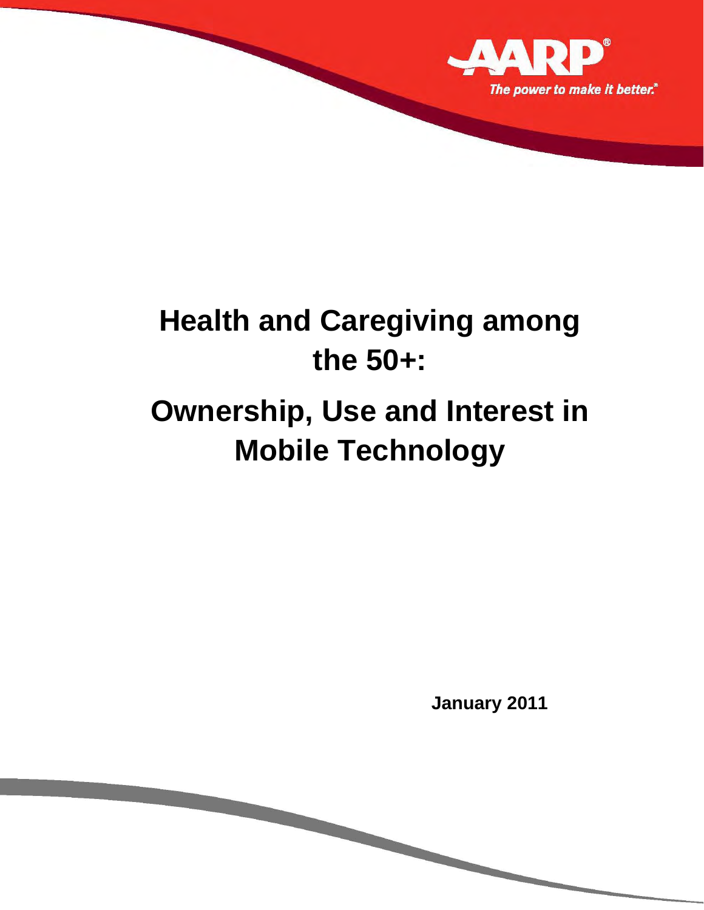AARP®

*The power to make it better.®*

# Health and Caregiving among the 50+:

# Ownership, Use and Interest in Mobile Technology

**January 2011**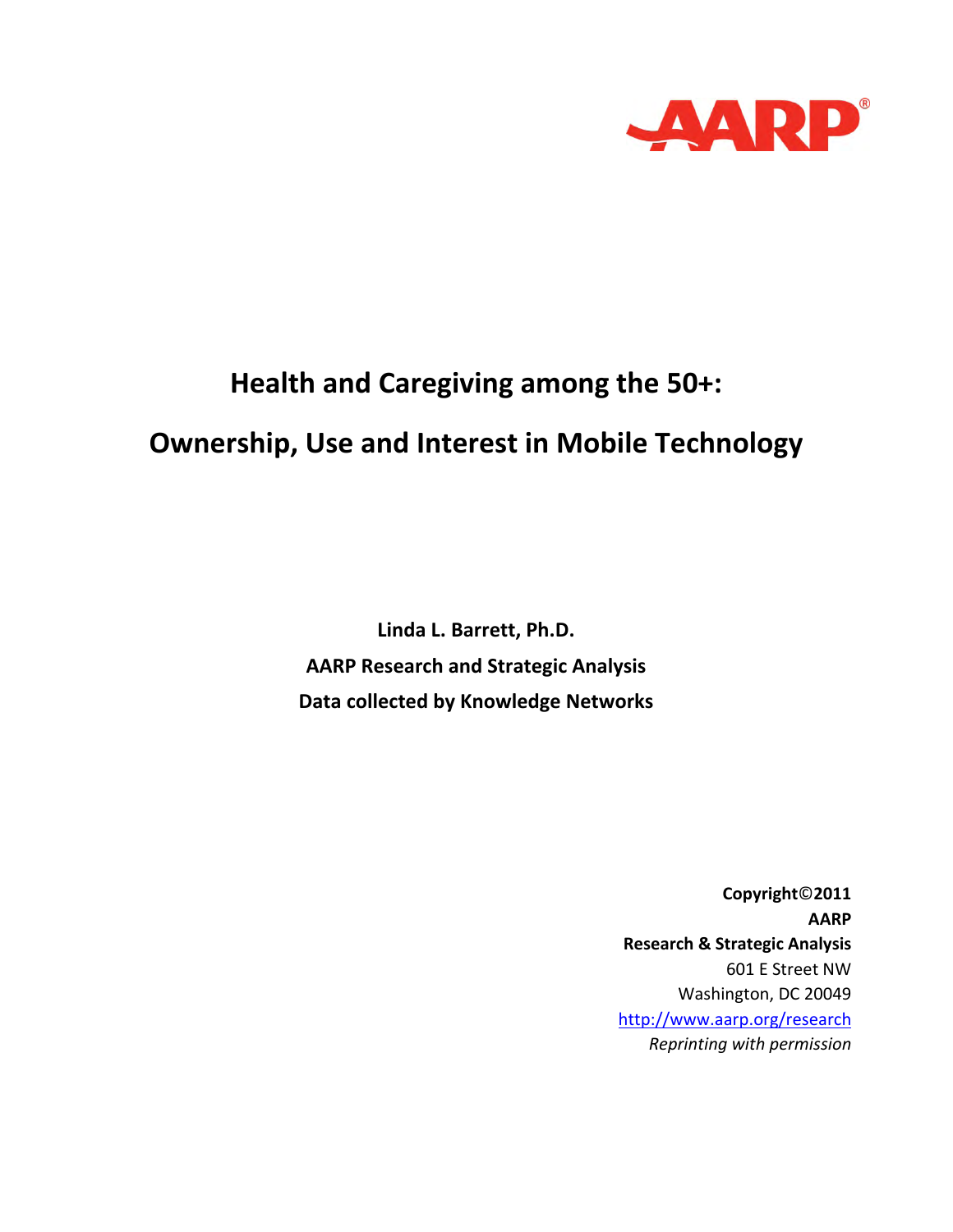AARP®

# Health and Caregiving among the 50+:

# Ownership, Use and Interest in Mobile Technology

**Linda L. Barrett, Ph.D.**

**AARP Research and Strategic Analysis**

**Data collected by Knowledge Networks**

**Copyright©2011**
**AARP**
**Research & Strategic Analysis**
601 E Street NW
Washington, DC 20049
http://www.aarp.org/research
*Reprinting with permission*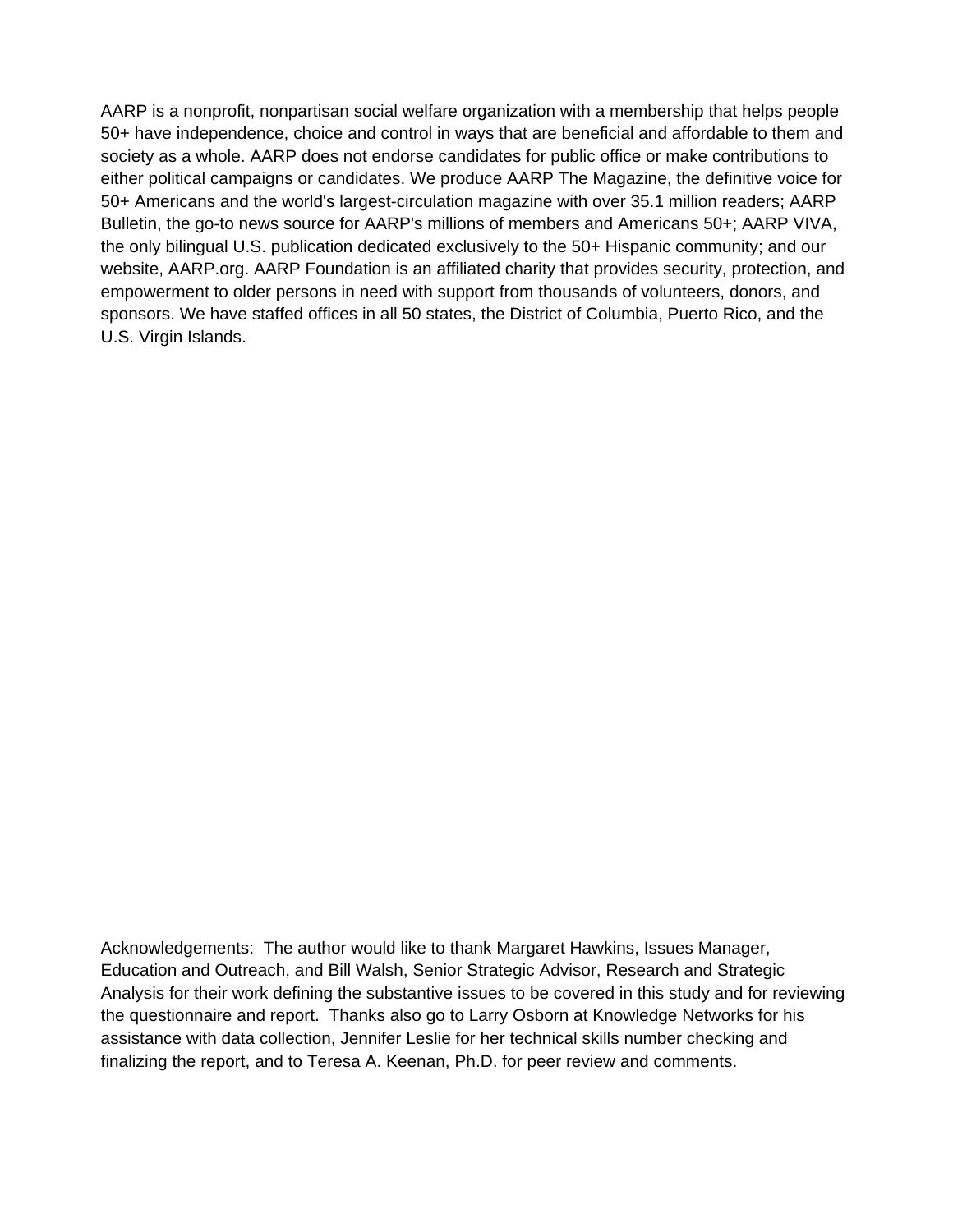AARP is a nonprofit, nonpartisan social welfare organization with a membership that helps people 50+ have independence, choice and control in ways that are beneficial and affordable to them and society as a whole. AARP does not endorse candidates for public office or make contributions to either political campaigns or candidates. We produce AARP The Magazine, the definitive voice for 50+ Americans and the world's largest-circulation magazine with over 35.1 million readers; AARP Bulletin, the go-to news source for AARP's millions of members and Americans 50+; AARP VIVA, the only bilingual U.S. publication dedicated exclusively to the 50+ Hispanic community; and our website, AARP.org. AARP Foundation is an affiliated charity that provides security, protection, and empowerment to older persons in need with support from thousands of volunteers, donors, and sponsors. We have staffed offices in all 50 states, the District of Columbia, Puerto Rico, and the U.S. Virgin Islands.

Acknowledgements: The author would like to thank Margaret Hawkins, Issues Manager, Education and Outreach, and Bill Walsh, Senior Strategic Advisor, Research and Strategic Analysis for their work defining the substantive issues to be covered in this study and for reviewing the questionnaire and report. Thanks also go to Larry Osborn at Knowledge Networks for his assistance with data collection, Jennifer Leslie for her technical skills number checking and finalizing the report, and to Teresa A. Keenan, Ph.D. for peer review and comments.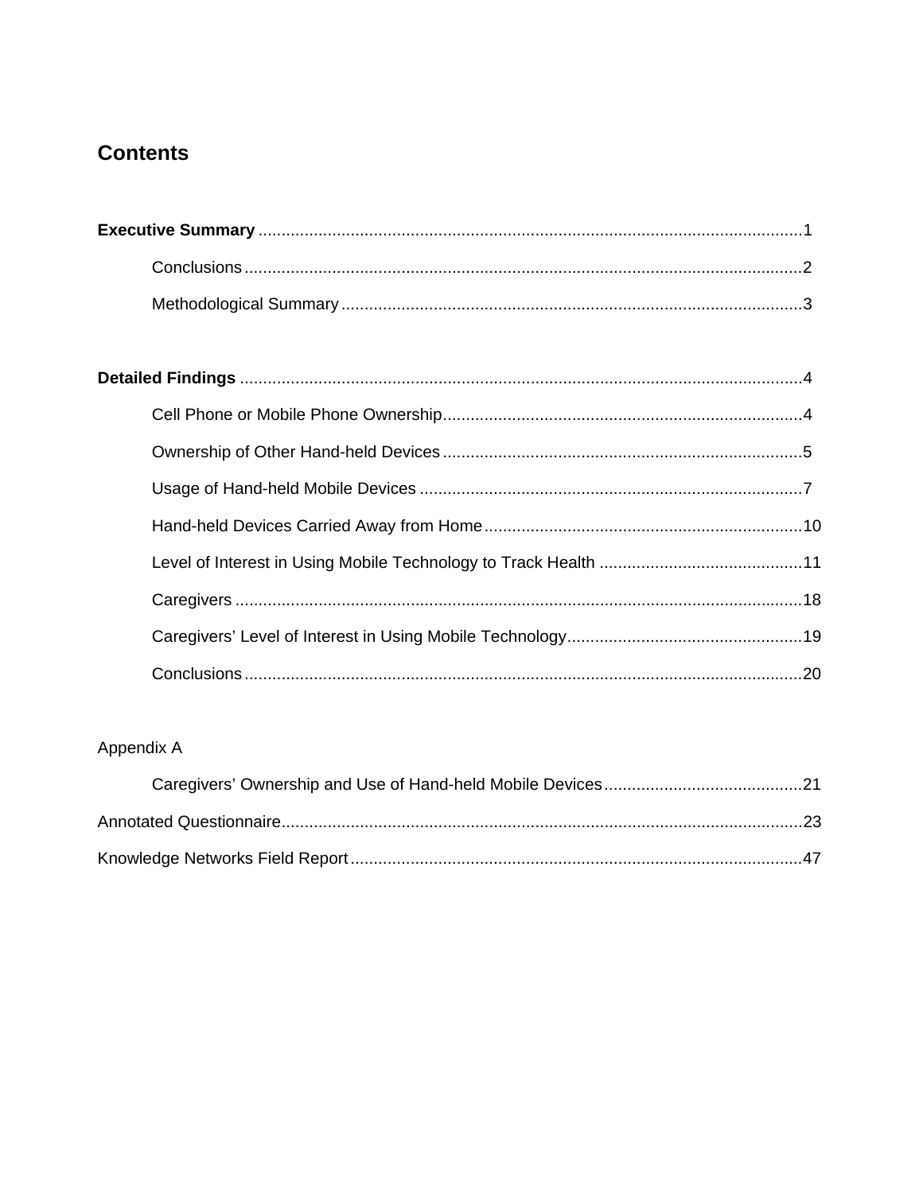# Contents

**Executive Summary** ..................................................................................................................1

Conclusions ..........................................................................................................................2

Methodological Summary ....................................................................................................3

**Detailed Findings** ....................................................................................................................4

Cell Phone or Mobile Phone Ownership..............................................................................4

Ownership of Other Hand-held Devices ..............................................................................5

Usage of Hand-held Mobile Devices ...................................................................................7

Hand-held Devices Carried Away from Home.....................................................................10

Level of Interest in Using Mobile Technology to Track Health ............................................11

Caregivers ...........................................................................................................................18

Caregivers' Level of Interest in Using Mobile Technology...................................................19

Conclusions .........................................................................................................................20

Appendix A

Caregivers' Ownership and Use of Hand-held Mobile Devices...........................................21

Annotated Questionnaire...........................................................................................................23

Knowledge Networks Field Report.............................................................................................47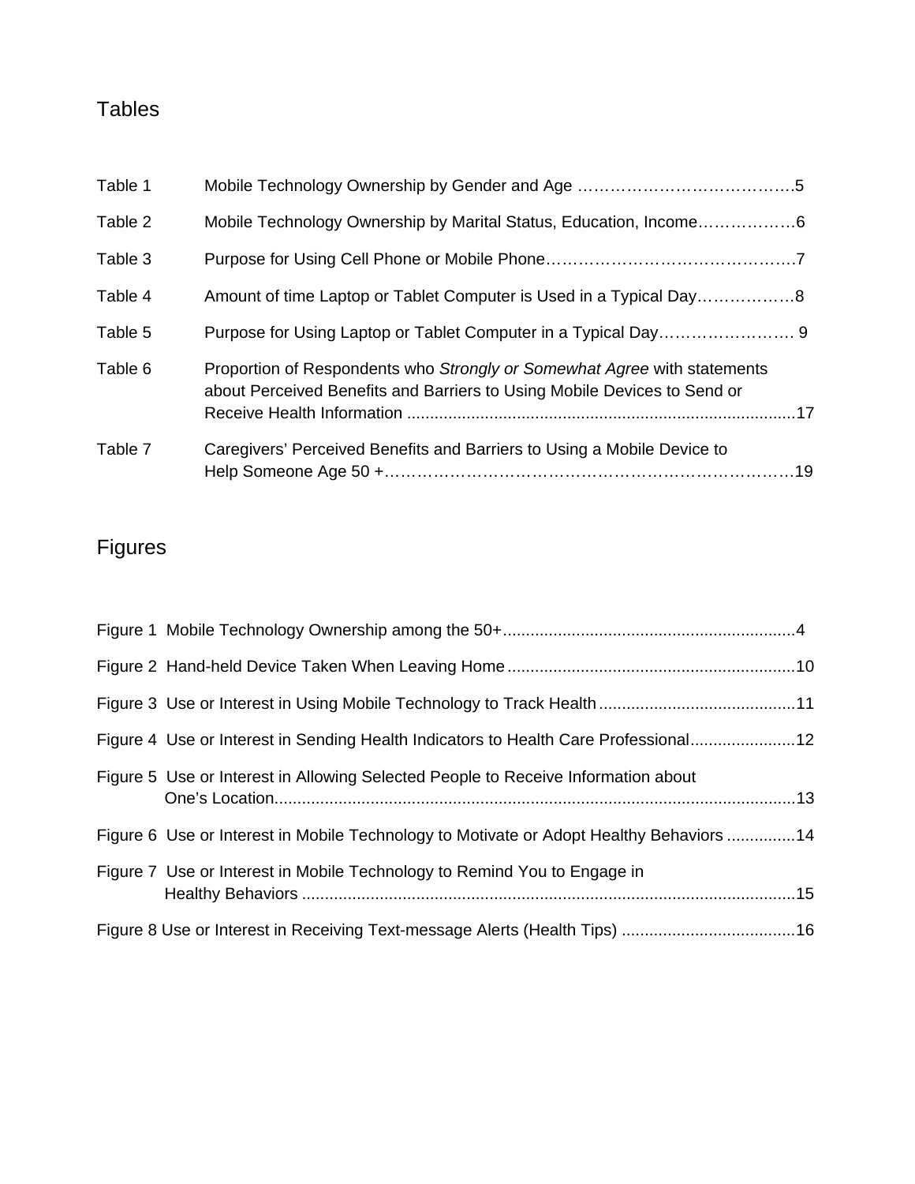## Tables

Table 1 Mobile Technology Ownership by Gender and Age ………………………………….5

Table 2 Mobile Technology Ownership by Marital Status, Education, Income………………6

Table 3 Purpose for Using Cell Phone or Mobile Phone……………………………………….7

Table 4 Amount of time Laptop or Tablet Computer is Used in a Typical Day………………8

Table 5 Purpose for Using Laptop or Tablet Computer in a Typical Day……………………. 9

Table 6 Proportion of Respondents who *Strongly or Somewhat Agree* with statements about Perceived Benefits and Barriers to Using Mobile Devices to Send or Receive Health Information .....................................................................................17

Table 7 Caregivers' Perceived Benefits and Barriers to Using a Mobile Device to Help Someone Age 50 +……………………………………………………………………19

## Figures

Figure 1 Mobile Technology Ownership among the 50+................................................................4

Figure 2 Hand-held Device Taken When Leaving Home...............................................................10

Figure 3 Use or Interest in Using Mobile Technology to Track Health...........................................11

Figure 4 Use or Interest in Sending Health Indicators to Health Care Professional.......................12

Figure 5 Use or Interest in Allowing Selected People to Receive Information about One's Location...................................................................................................................13

Figure 6 Use or Interest in Mobile Technology to Motivate or Adopt Healthy Behaviors ...............14

Figure 7 Use or Interest in Mobile Technology to Remind You to Engage in Healthy Behaviors ............................................................................................................15

Figure 8 Use or Interest in Receiving Text-message Alerts (Health Tips) ......................................16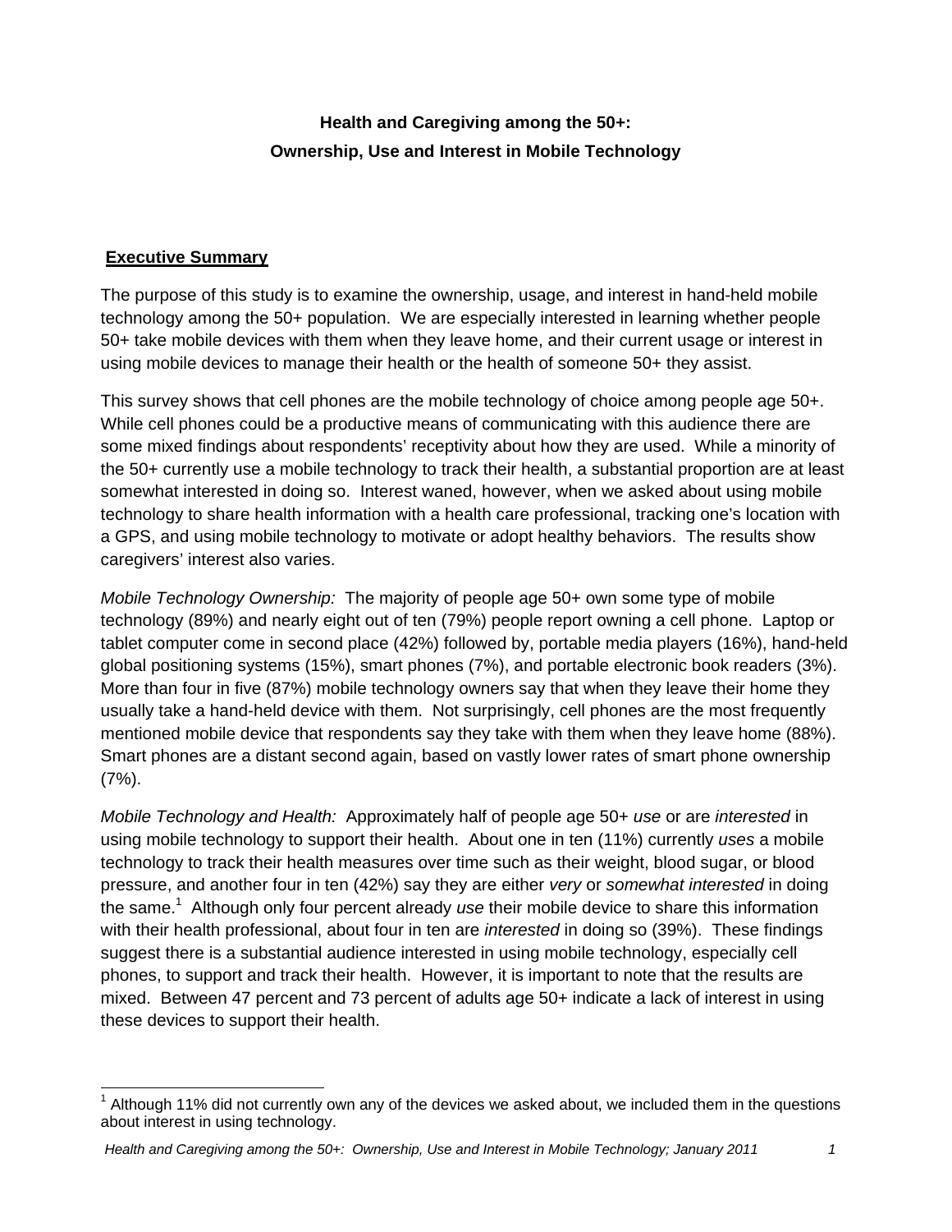**Health and Caregiving among the 50+:**
**Ownership, Use and Interest in Mobile Technology**

## Executive Summary

The purpose of this study is to examine the ownership, usage, and interest in hand-held mobile technology among the 50+ population. We are especially interested in learning whether people 50+ take mobile devices with them when they leave home, and their current usage or interest in using mobile devices to manage their health or the health of someone 50+ they assist.

This survey shows that cell phones are the mobile technology of choice among people age 50+. While cell phones could be a productive means of communicating with this audience there are some mixed findings about respondents' receptivity about how they are used. While a minority of the 50+ currently use a mobile technology to track their health, a substantial proportion are at least somewhat interested in doing so. Interest waned, however, when we asked about using mobile technology to share health information with a health care professional, tracking one's location with a GPS, and using mobile technology to motivate or adopt healthy behaviors. The results show caregivers' interest also varies.

*Mobile Technology Ownership:* The majority of people age 50+ own some type of mobile technology (89%) and nearly eight out of ten (79%) people report owning a cell phone. Laptop or tablet computer come in second place (42%) followed by, portable media players (16%), hand-held global positioning systems (15%), smart phones (7%), and portable electronic book readers (3%). More than four in five (87%) mobile technology owners say that when they leave their home they usually take a hand-held device with them. Not surprisingly, cell phones are the most frequently mentioned mobile device that respondents say they take with them when they leave home (88%). Smart phones are a distant second again, based on vastly lower rates of smart phone ownership (7%).

*Mobile Technology and Health:* Approximately half of people age 50+ *use* or are *interested* in using mobile technology to support their health. About one in ten (11%) currently *uses* a mobile technology to track their health measures over time such as their weight, blood sugar, or blood pressure, and another four in ten (42%) say they are either *very* or *somewhat interested* in doing the same.[1] Although only four percent already *use* their mobile device to share this information with their health professional, about four in ten are *interested* in doing so (39%). These findings suggest there is a substantial audience interested in using mobile technology, especially cell phones, to support and track their health. However, it is important to note that the results are mixed. Between 47 percent and 73 percent of adults age 50+ indicate a lack of interest in using these devices to support their health.

[1] Although 11% did not currently own any of the devices we asked about, we included them in the questions about interest in using technology.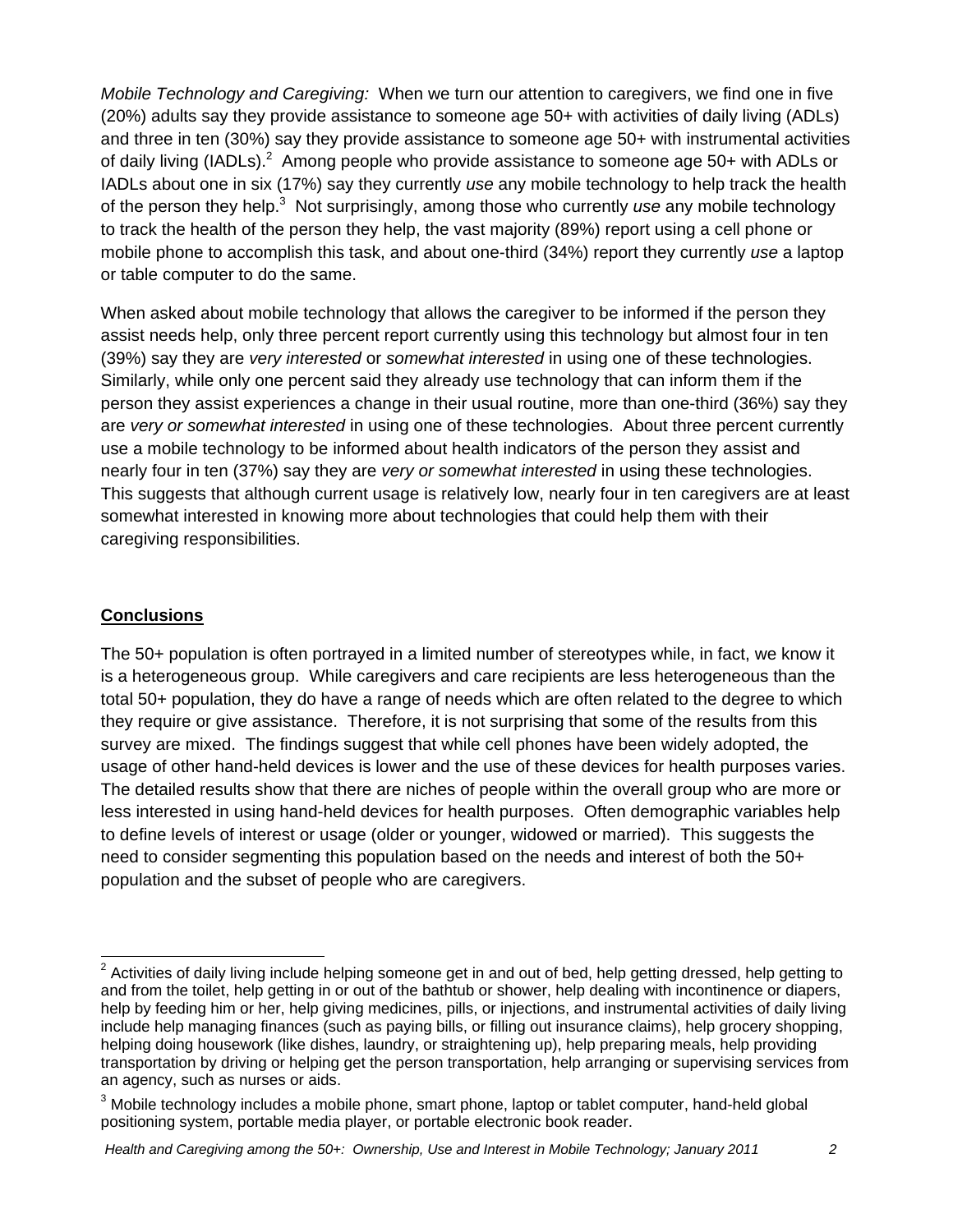*Mobile Technology and Caregiving:* When we turn our attention to caregivers, we find one in five (20%) adults say they provide assistance to someone age 50+ with activities of daily living (ADLs) and three in ten (30%) say they provide assistance to someone age 50+ with instrumental activities of daily living (IADLs).[2] Among people who provide assistance to someone age 50+ with ADLs or IADLs about one in six (17%) say they currently *use* any mobile technology to help track the health of the person they help.[3] Not surprisingly, among those who currently *use* any mobile technology to track the health of the person they help, the vast majority (89%) report using a cell phone or mobile phone to accomplish this task, and about one-third (34%) report they currently *use* a laptop or table computer to do the same.

When asked about mobile technology that allows the caregiver to be informed if the person they assist needs help, only three percent report currently using this technology but almost four in ten (39%) say they are *very interested* or *somewhat interested* in using one of these technologies. Similarly, while only one percent said they already use technology that can inform them if the person they assist experiences a change in their usual routine, more than one-third (36%) say they are *very or somewhat interested* in using one of these technologies. About three percent currently use a mobile technology to be informed about health indicators of the person they assist and nearly four in ten (37%) say they are *very or somewhat interested* in using these technologies. This suggests that although current usage is relatively low, nearly four in ten caregivers are at least somewhat interested in knowing more about technologies that could help them with their caregiving responsibilities.

## Conclusions

The 50+ population is often portrayed in a limited number of stereotypes while, in fact, we know it is a heterogeneous group. While caregivers and care recipients are less heterogeneous than the total 50+ population, they do have a range of needs which are often related to the degree to which they require or give assistance. Therefore, it is not surprising that some of the results from this survey are mixed. The findings suggest that while cell phones have been widely adopted, the usage of other hand-held devices is lower and the use of these devices for health purposes varies. The detailed results show that there are niches of people within the overall group who are more or less interested in using hand-held devices for health purposes. Often demographic variables help to define levels of interest or usage (older or younger, widowed or married). This suggests the need to consider segmenting this population based on the needs and interest of both the 50+ population and the subset of people who are caregivers.

---

[2] Activities of daily living include helping someone get in and out of bed, help getting dressed, help getting to and from the toilet, help getting in or out of the bathtub or shower, help dealing with incontinence or diapers, help by feeding him or her, help giving medicines, pills, or injections, and instrumental activities of daily living include help managing finances (such as paying bills, or filling out insurance claims), help grocery shopping, helping doing housework (like dishes, laundry, or straightening up), help preparing meals, help providing transportation by driving or helping get the person transportation, help arranging or supervising services from an agency, such as nurses or aids.

[3] Mobile technology includes a mobile phone, smart phone, laptop or tablet computer, hand-held global positioning system, portable media player, or portable electronic book reader.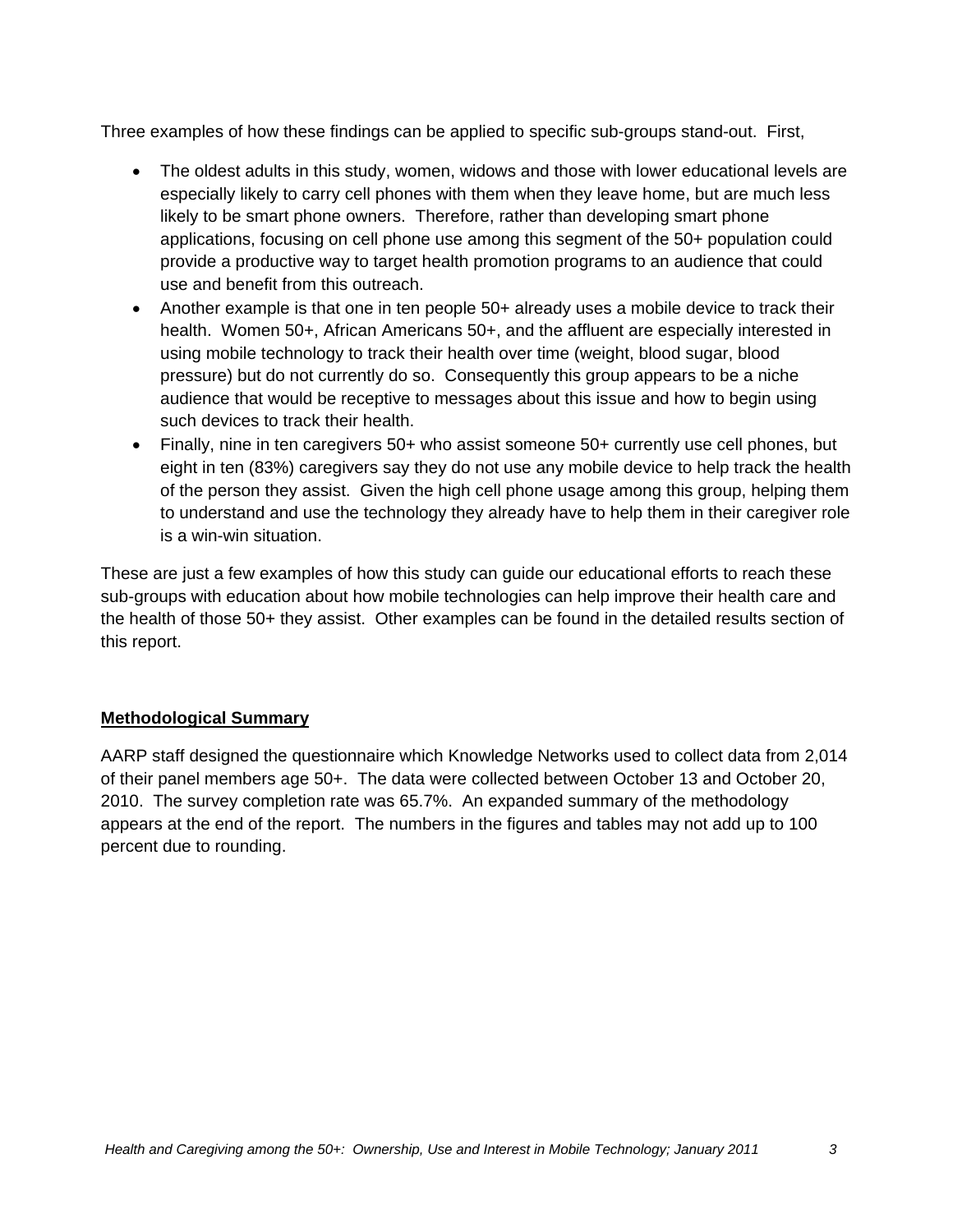Three examples of how these findings can be applied to specific sub-groups stand-out. First,

- The oldest adults in this study, women, widows and those with lower educational levels are especially likely to carry cell phones with them when they leave home, but are much less likely to be smart phone owners. Therefore, rather than developing smart phone applications, focusing on cell phone use among this segment of the 50+ population could provide a productive way to target health promotion programs to an audience that could use and benefit from this outreach.
- Another example is that one in ten people 50+ already uses a mobile device to track their health. Women 50+, African Americans 50+, and the affluent are especially interested in using mobile technology to track their health over time (weight, blood sugar, blood pressure) but do not currently do so. Consequently this group appears to be a niche audience that would be receptive to messages about this issue and how to begin using such devices to track their health.
- Finally, nine in ten caregivers 50+ who assist someone 50+ currently use cell phones, but eight in ten (83%) caregivers say they do not use any mobile device to help track the health of the person they assist. Given the high cell phone usage among this group, helping them to understand and use the technology they already have to help them in their caregiver role is a win-win situation.

These are just a few examples of how this study can guide our educational efforts to reach these sub-groups with education about how mobile technologies can help improve their health care and the health of those 50+ they assist. Other examples can be found in the detailed results section of this report.

## Methodological Summary

AARP staff designed the questionnaire which Knowledge Networks used to collect data from 2,014 of their panel members age 50+. The data were collected between October 13 and October 20, 2010. The survey completion rate was 65.7%. An expanded summary of the methodology appears at the end of the report. The numbers in the figures and tables may not add up to 100 percent due to rounding.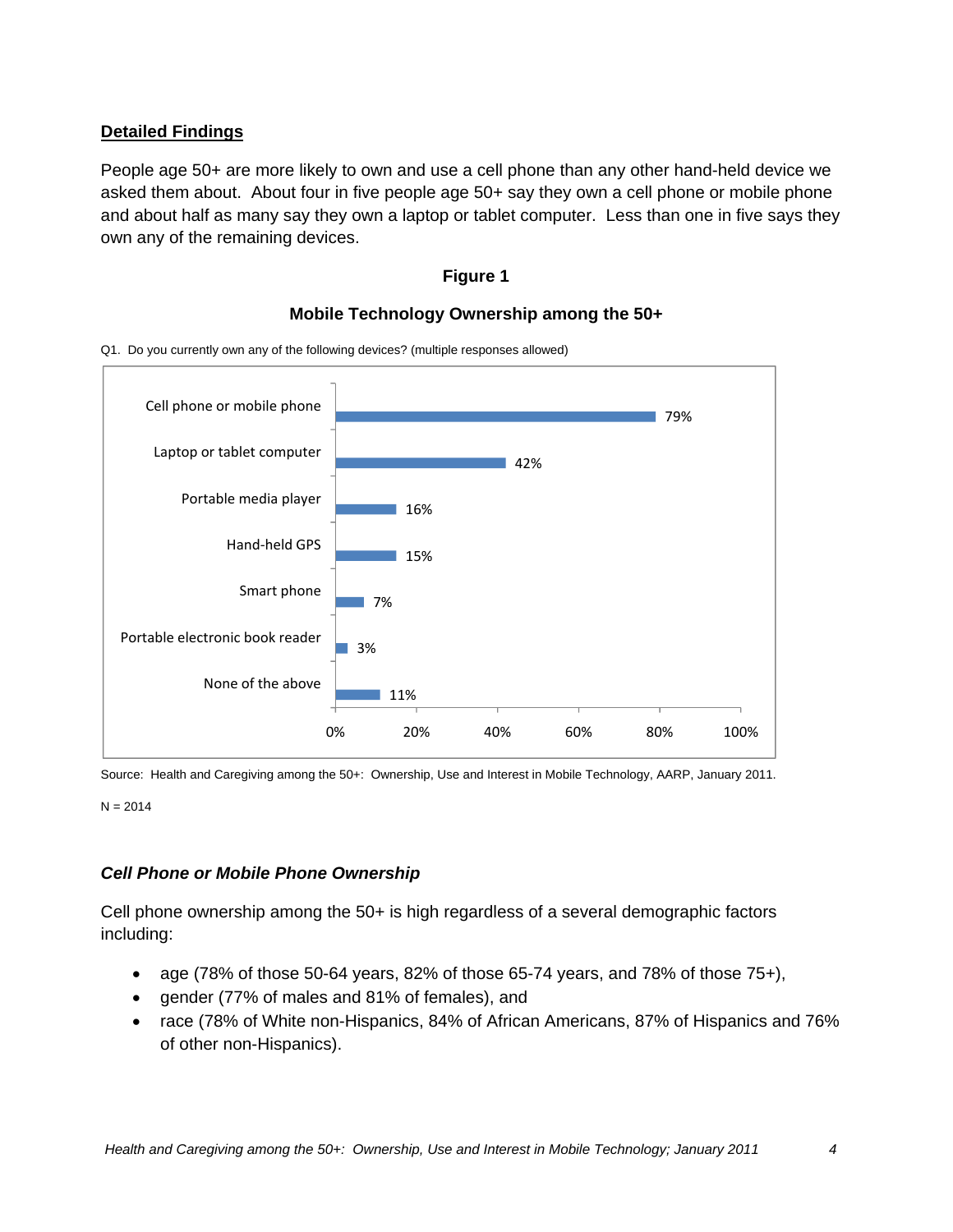## Detailed Findings

People age 50+ are more likely to own and use a cell phone than any other hand-held device we asked them about. About four in five people age 50+ say they own a cell phone or mobile phone and about half as many say they own a laptop or tablet computer. Less than one in five says they own any of the remaining devices.

**Figure 1**

**Mobile Technology Ownership among the 50+**

Q1. Do you currently own any of the following devices? (multiple responses allowed)

Cell phone or mobile phone 79%

Laptop or tablet computer 42%

Portable media player 16%

Hand-held GPS 15%

Smart phone 7%

Portable electronic book reader 3%

None of the above 11%

0% 20% 40% 60% 80% 100%

Source: Health and Caregiving among the 50+: Ownership, Use and Interest in Mobile Technology, AARP, January 2011.

N = 2014

### *Cell Phone or Mobile Phone Ownership*

Cell phone ownership among the 50+ is high regardless of a several demographic factors including:

- age (78% of those 50-64 years, 82% of those 65-74 years, and 78% of those 75+),
- gender (77% of males and 81% of females), and
- race (78% of White non-Hispanics, 84% of African Americans, 87% of Hispanics and 76% of other non-Hispanics).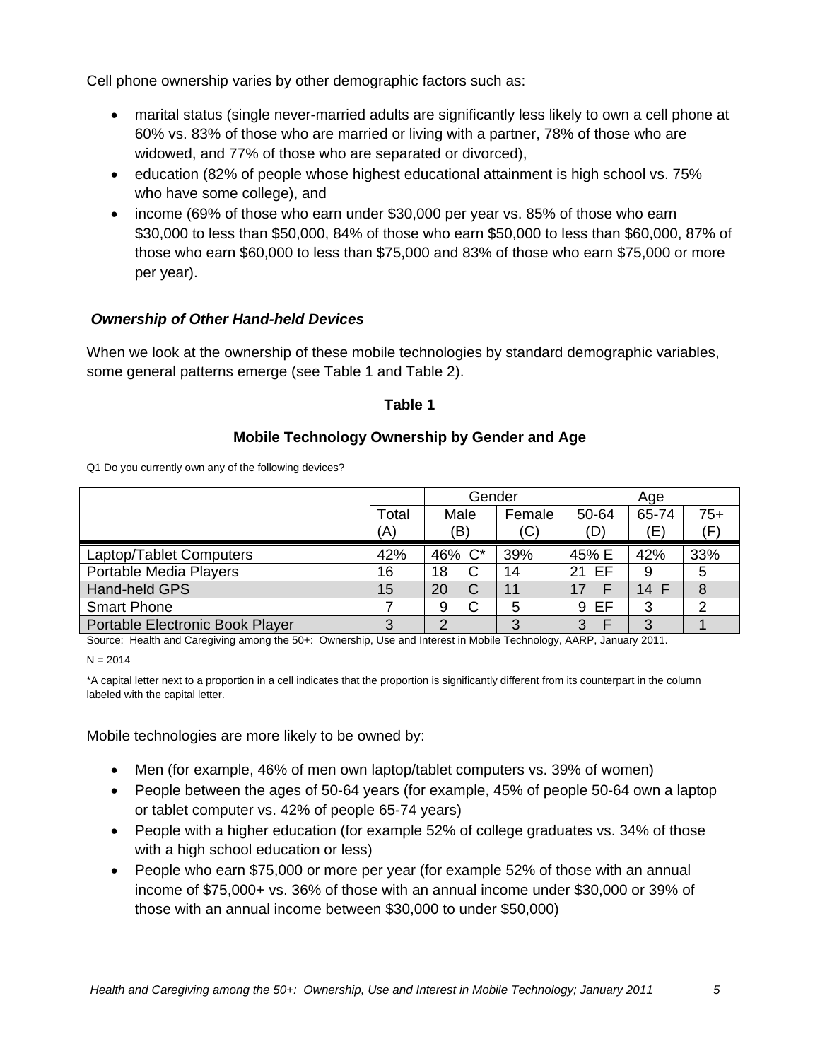Cell phone ownership varies by other demographic factors such as:

- marital status (single never-married adults are significantly less likely to own a cell phone at 60% vs. 83% of those who are married or living with a partner, 78% of those who are widowed, and 77% of those who are separated or divorced),
- education (82% of people whose highest educational attainment is high school vs. 75% who have some college), and
- income (69% of those who earn under $30,000 per year vs. 85% of those who earn $30,000 to less than $50,000, 84% of those who earn $50,000 to less than $60,000, 87% of those who earn $60,000 to less than $75,000 and 83% of those who earn $75,000 or more per year).

### *Ownership of Other Hand-held Devices*

When we look at the ownership of these mobile technologies by standard demographic variables, some general patterns emerge (see Table 1 and Table 2).

**Table 1**

**Mobile Technology Ownership by Gender and Age**

Q1 Do you currently own any of the following devices?

| | | Gender | | Age | | |
|---|---|---|---|---|---|---|
| | Total (A) | Male (B) | Female (C) | 50-64 (D) | 65-74 (E) | 75+ (F) |
| Laptop/Tablet Computers | 42% | 46% C* | 39% | 45% E | 42% | 33% |
| Portable Media Players | 16 | 18 C | 14 | 21 EF | 9 | 5 |
| Hand-held GPS | 15 | 20 C | 11 | 17 F | 14 F | 8 |
| Smart Phone | 7 | 9 C | 5 | 9 EF | 3 | 2 |
| Portable Electronic Book Player | 3 | 2 | 3 | 3 F | 3 | 1 |

Source: Health and Caregiving among the 50+: Ownership, Use and Interest in Mobile Technology, AARP, January 2011.

N = 2014

*A capital letter next to a proportion in a cell indicates that the proportion is significantly different from its counterpart in the column labeled with the capital letter.

Mobile technologies are more likely to be owned by:

- Men (for example, 46% of men own laptop/tablet computers vs. 39% of women)
- People between the ages of 50-64 years (for example, 45% of people 50-64 own a laptop or tablet computer vs. 42% of people 65-74 years)
- People with a higher education (for example 52% of college graduates vs. 34% of those with a high school education or less)
- People who earn $75,000 or more per year (for example 52% of those with an annual income of $75,000+ vs. 36% of those with an annual income under $30,000 or 39% of those with an annual income between $30,000 to under $50,000)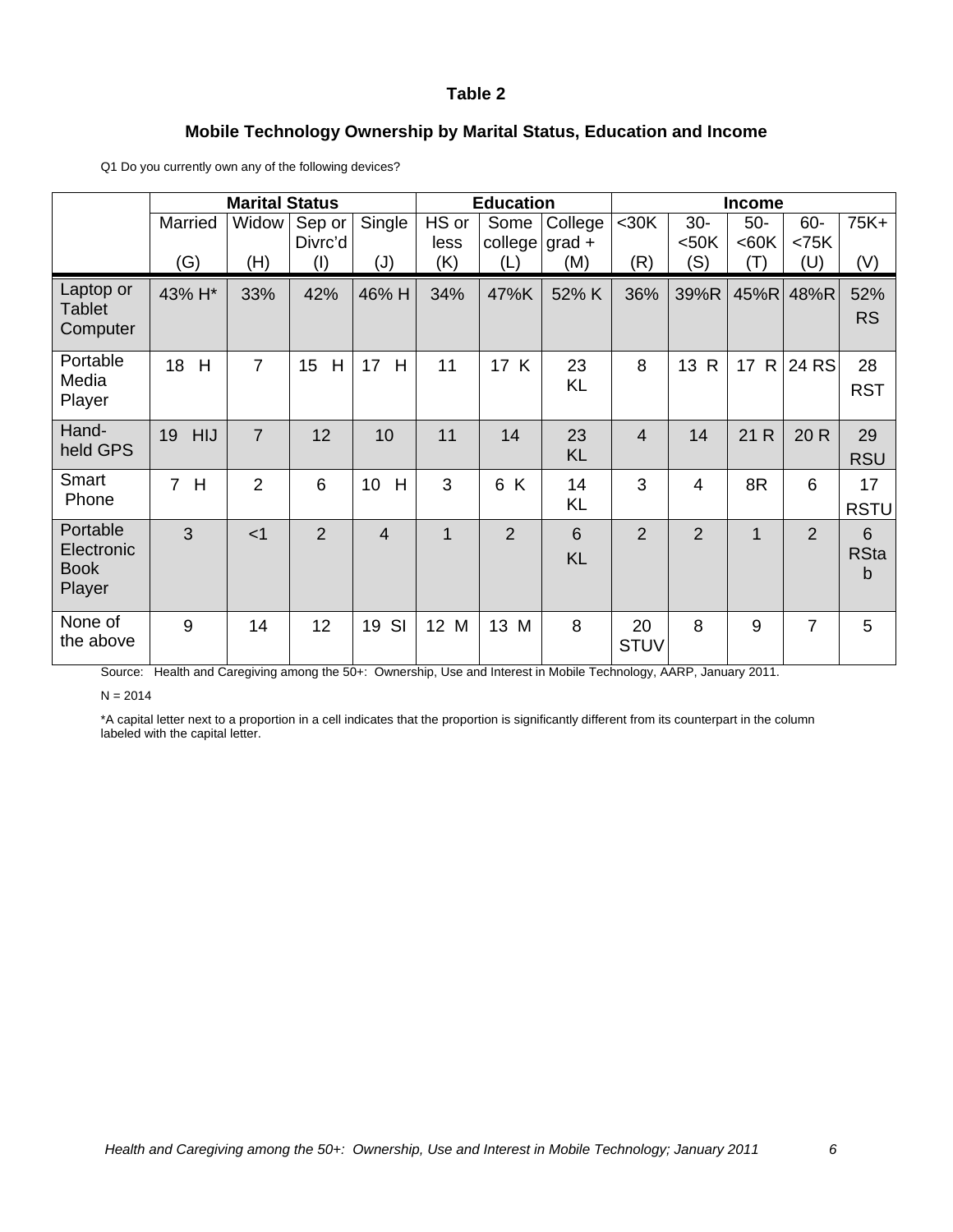**Table 2**

**Mobile Technology Ownership by Marital Status, Education and Income**

Q1 Do you currently own any of the following devices?

| | Marital Status | | | | Education | | | Income | | | | | |
|---|---|---|---|---|---|---|---|---|---|---|---|---|---|
| | Married (G) | Widow (H) | Sep or Divrc'd (I) | Single (J) | HS or less (K) | Some college (L) | College grad + (M) | <30K (R) | 30- <50K (S) | 50- <60K (T) | 60- <75K (U) | 75K+ (V) |
| Laptop or Tablet Computer | 43% H* | 33% | 42% | 46% H | 34% | 47%K | 52% K | 36% | 39%R | 45%R | 48%R | 52% RS |
| Portable Media Player | 18 H | 7 | 15 H | 17 H | 11 | 17 K | 23 KL | 8 | 13 R | 17 R | 24 RS | 28 RST |
| Hand-held GPS | 19 HIJ | 7 | 12 | 10 | 11 | 14 | 23 KL | 4 | 14 | 21 R | 20 R | 29 RSU |
| Smart Phone | 7 H | 2 | 6 | 10 H | 3 | 6 K | 14 KL | 3 | 4 | 8R | 6 | 17 RSTU |
| Portable Electronic Book Player | 3 | <1 | 2 | 4 | 1 | 2 | 6 KL | 2 | 2 | 1 | 2 | 6 RStab |
| None of the above | 9 | 14 | 12 | 19 SI | 12 M | 13 M | 8 | 20 STUV | 8 | 9 | 7 | 5 |

Source: Health and Caregiving among the 50+: Ownership, Use and Interest in Mobile Technology, AARP, January 2011.

N = 2014

*A capital letter next to a proportion in a cell indicates that the proportion is significantly different from its counterpart in the column labeled with the capital letter.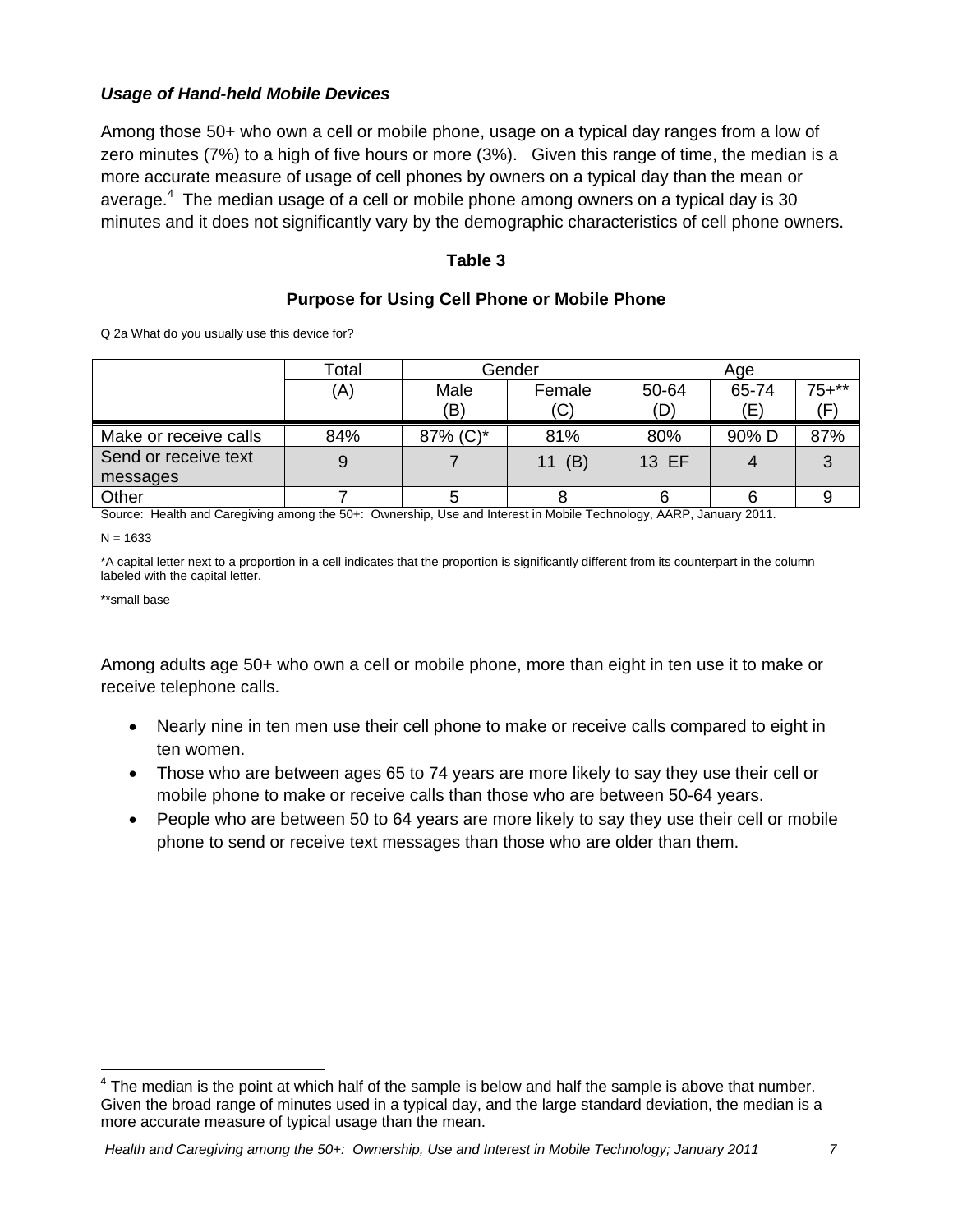### *Usage of Hand-held Mobile Devices*

Among those 50+ who own a cell or mobile phone, usage on a typical day ranges from a low of zero minutes (7%) to a high of five hours or more (3%). Given this range of time, the median is a more accurate measure of usage of cell phones by owners on a typical day than the mean or average.[4] The median usage of a cell or mobile phone among owners on a typical day is 30 minutes and it does not significantly vary by the demographic characteristics of cell phone owners.

**Table 3**

**Purpose for Using Cell Phone or Mobile Phone**

Q 2a What do you usually use this device for?

| | Total | Gender | | Age | | |
|---|---|---|---|---|---|---|
| | (A) | Male (B) | Female (C) | 50-64 (D) | 65-74 (E) | 75+** (F) |
| Make or receive calls | 84% | 87% (C)* | 81% | 80% | 90% D | 87% |
| Send or receive text messages | 9 | 7 | 11 (B) | 13 EF | 4 | 3 |
| Other | 7 | 5 | 8 | 6 | 6 | 9 |

Source: Health and Caregiving among the 50+: Ownership, Use and Interest in Mobile Technology, AARP, January 2011.

N = 1633

*A capital letter next to a proportion in a cell indicates that the proportion is significantly different from its counterpart in the column labeled with the capital letter.

**small base

Among adults age 50+ who own a cell or mobile phone, more than eight in ten use it to make or receive telephone calls.

- Nearly nine in ten men use their cell phone to make or receive calls compared to eight in ten women.
- Those who are between ages 65 to 74 years are more likely to say they use their cell or mobile phone to make or receive calls than those who are between 50-64 years.
- People who are between 50 to 64 years are more likely to say they use their cell or mobile phone to send or receive text messages than those who are older than them.

[4] The median is the point at which half of the sample is below and half the sample is above that number. Given the broad range of minutes used in a typical day, and the large standard deviation, the median is a more accurate measure of typical usage than the mean.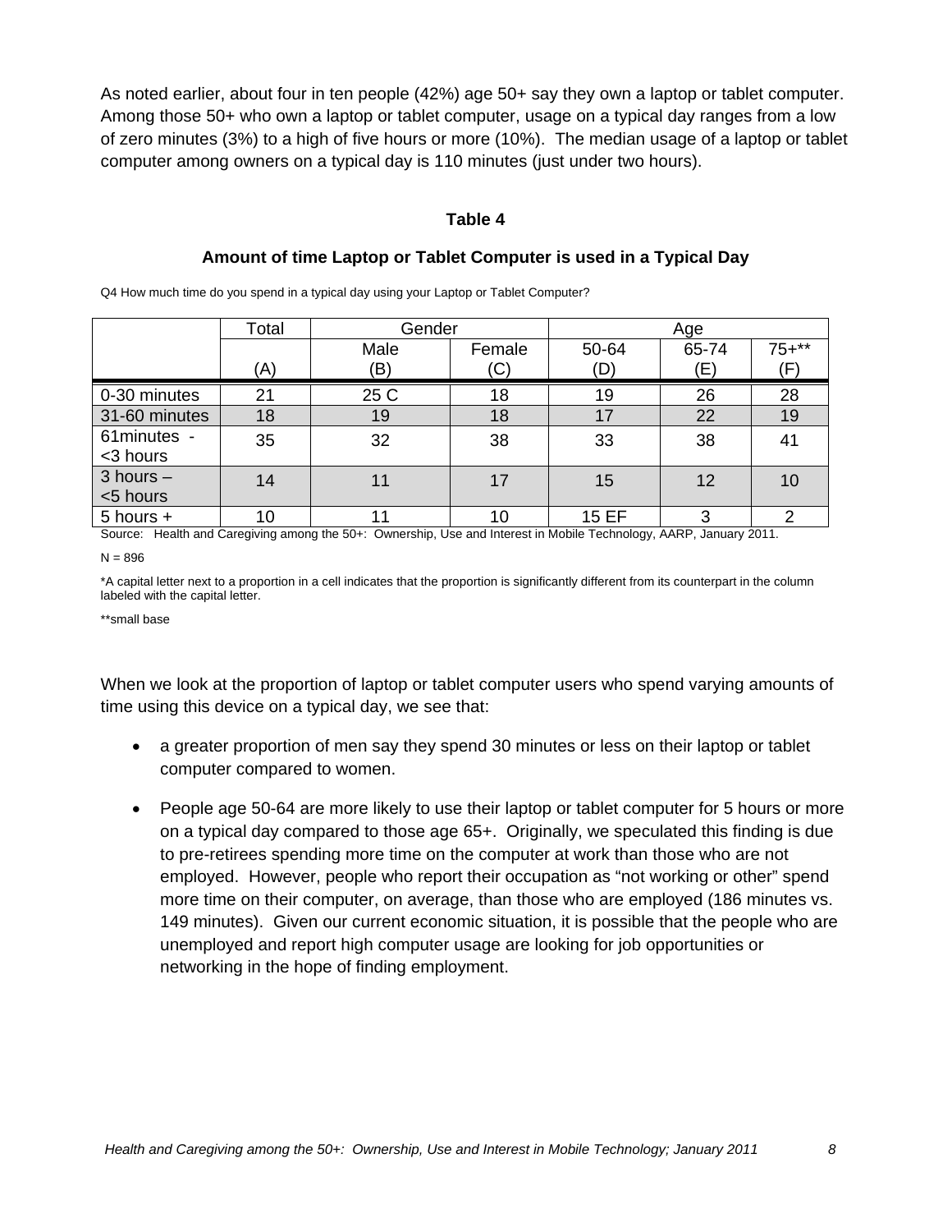As noted earlier, about four in ten people (42%) age 50+ say they own a laptop or tablet computer. Among those 50+ who own a laptop or tablet computer, usage on a typical day ranges from a low of zero minutes (3%) to a high of five hours or more (10%). The median usage of a laptop or tablet computer among owners on a typical day is 110 minutes (just under two hours).

**Table 4**

**Amount of time Laptop or Tablet Computer is used in a Typical Day**

Q4 How much time do you spend in a typical day using your Laptop or Tablet Computer?

| | Total | Gender | | Age | | |
|---|---|---|---|---|---|---|
| | (A) | Male (B) | Female (C) | 50-64 (D) | 65-74 (E) | 75+** (F) |
| 0-30 minutes | 21 | 25 C | 18 | 19 | 26 | 28 |
| 31-60 minutes | 18 | 19 | 18 | 17 | 22 | 19 |
| 61minutes - <3 hours | 35 | 32 | 38 | 33 | 38 | 41 |
| 3 hours – <5 hours | 14 | 11 | 17 | 15 | 12 | 10 |
| 5 hours + | 10 | 11 | 10 | 15 EF | 3 | 2 |

Source: Health and Caregiving among the 50+: Ownership, Use and Interest in Mobile Technology, AARP, January 2011.

N = 896

*A capital letter next to a proportion in a cell indicates that the proportion is significantly different from its counterpart in the column labeled with the capital letter.

**small base

When we look at the proportion of laptop or tablet computer users who spend varying amounts of time using this device on a typical day, we see that:

- a greater proportion of men say they spend 30 minutes or less on their laptop or tablet computer compared to women.
- People age 50-64 are more likely to use their laptop or tablet computer for 5 hours or more on a typical day compared to those age 65+. Originally, we speculated this finding is due to pre-retirees spending more time on the computer at work than those who are not employed. However, people who report their occupation as "not working or other" spend more time on their computer, on average, than those who are employed (186 minutes vs. 149 minutes). Given our current economic situation, it is possible that the people who are unemployed and report high computer usage are looking for job opportunities or networking in the hope of finding employment.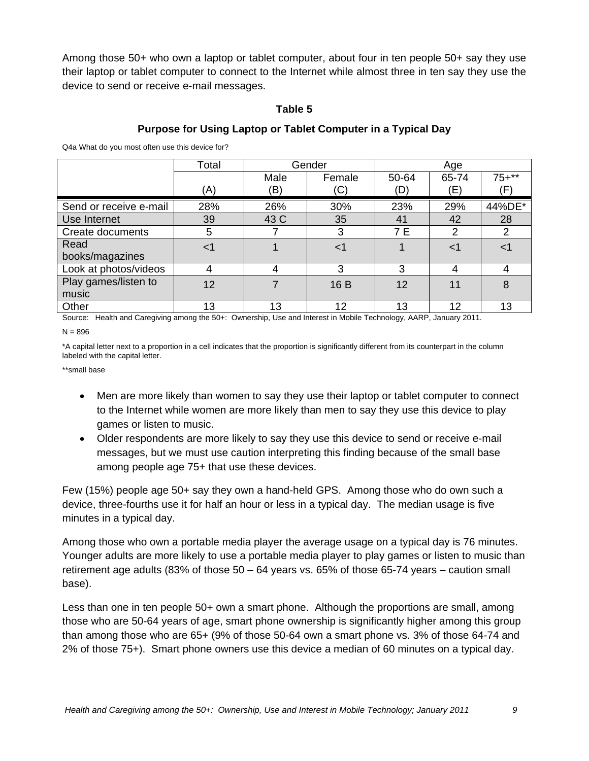Among those 50+ who own a laptop or tablet computer, about four in ten people 50+ say they use their laptop or tablet computer to connect to the Internet while almost three in ten say they use the device to send or receive e-mail messages.

**Table 5**

**Purpose for Using Laptop or Tablet Computer in a Typical Day**

Q4a What do you most often use this device for?

| | Total | Gender | | Age | | |
|---|---|---|---|---|---|---|
| | (A) | Male (B) | Female (C) | 50-64 (D) | 65-74 (E) | 75+** (F) |
| Send or receive e-mail | 28% | 26% | 30% | 23% | 29% | 44%DE* |
| Use Internet | 39 | 43 C | 35 | 41 | 42 | 28 |
| Create documents | 5 | 7 | 3 | 7 E | 2 | 2 |
| Read books/magazines | <1 | 1 | <1 | 1 | <1 | <1 |
| Look at photos/videos | 4 | 4 | 3 | 3 | 4 | 4 |
| Play games/listen to music | 12 | 7 | 16 B | 12 | 11 | 8 |
| Other | 13 | 13 | 12 | 13 | 12 | 13 |

Source: Health and Caregiving among the 50+: Ownership, Use and Interest in Mobile Technology, AARP, January 2011.

N = 896

*A capital letter next to a proportion in a cell indicates that the proportion is significantly different from its counterpart in the column labeled with the capital letter.

**small base

- Men are more likely than women to say they use their laptop or tablet computer to connect to the Internet while women are more likely than men to say they use this device to play games or listen to music.
- Older respondents are more likely to say they use this device to send or receive e-mail messages, but we must use caution interpreting this finding because of the small base among people age 75+ that use these devices.

Few (15%) people age 50+ say they own a hand-held GPS. Among those who do own such a device, three-fourths use it for half an hour or less in a typical day. The median usage is five minutes in a typical day.

Among those who own a portable media player the average usage on a typical day is 76 minutes. Younger adults are more likely to use a portable media player to play games or listen to music than retirement age adults (83% of those 50 – 64 years vs. 65% of those 65-74 years – caution small base).

Less than one in ten people 50+ own a smart phone. Although the proportions are small, among those who are 50-64 years of age, smart phone ownership is significantly higher among this group than among those who are 65+ (9% of those 50-64 own a smart phone vs. 3% of those 64-74 and 2% of those 75+). Smart phone owners use this device a median of 60 minutes on a typical day.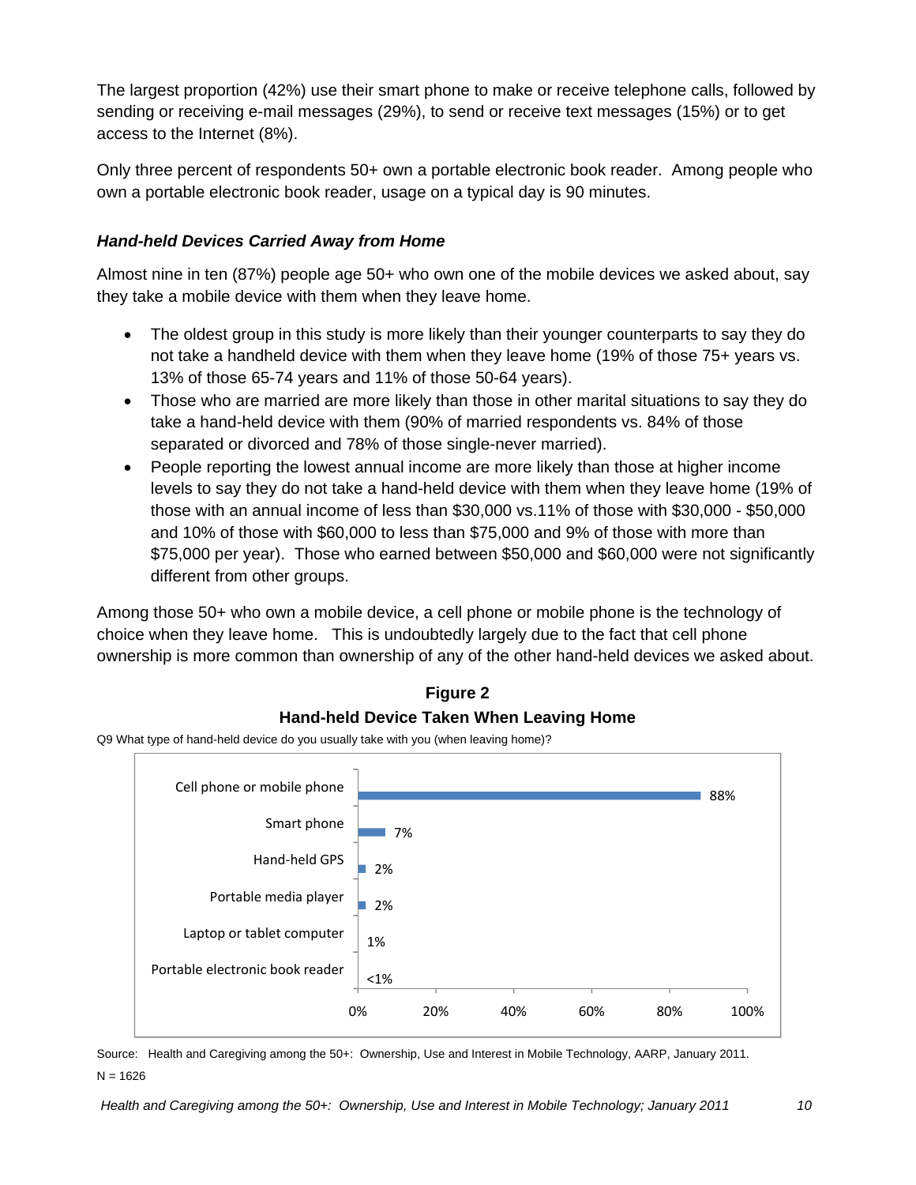The largest proportion (42%) use their smart phone to make or receive telephone calls, followed by sending or receiving e-mail messages (29%), to send or receive text messages (15%) or to get access to the Internet (8%).

Only three percent of respondents 50+ own a portable electronic book reader. Among people who own a portable electronic book reader, usage on a typical day is 90 minutes.

### *Hand-held Devices Carried Away from Home*

Almost nine in ten (87%) people age 50+ who own one of the mobile devices we asked about, say they take a mobile device with them when they leave home.

- The oldest group in this study is more likely than their younger counterparts to say they do not take a handheld device with them when they leave home (19% of those 75+ years vs. 13% of those 65-74 years and 11% of those 50-64 years).
- Those who are married are more likely than those in other marital situations to say they do take a hand-held device with them (90% of married respondents vs. 84% of those separated or divorced and 78% of those single-never married).
- People reporting the lowest annual income are more likely than those at higher income levels to say they do not take a hand-held device with them when they leave home (19% of those with an annual income of less than $30,000 vs.11% of those with $30,000 - $50,000 and 10% of those with $60,000 to less than $75,000 and 9% of those with more than $75,000 per year). Those who earned between $50,000 and $60,000 were not significantly different from other groups.

Among those 50+ who own a mobile device, a cell phone or mobile phone is the technology of choice when they leave home. This is undoubtedly largely due to the fact that cell phone ownership is more common than ownership of any of the other hand-held devices we asked about.

**Figure 2**
**Hand-held Device Taken When Leaving Home**

Q9 What type of hand-held device do you usually take with you (when leaving home)?

Cell phone or mobile phone 88%
Smart phone 7%
Hand-held GPS 2%
Portable media player 2%
Laptop or tablet computer 1%
Portable electronic book reader <1%

0% 20% 40% 60% 80% 100%

Source: Health and Caregiving among the 50+: Ownership, Use and Interest in Mobile Technology, AARP, January 2011.
N = 1626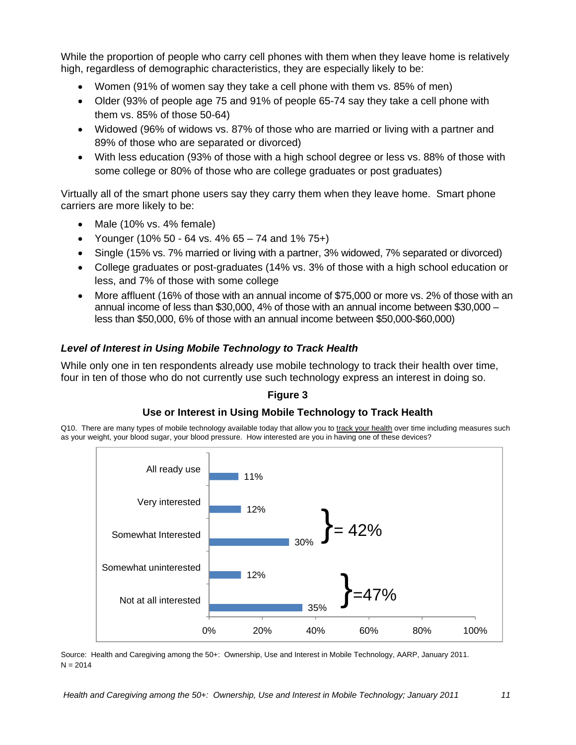While the proportion of people who carry cell phones with them when they leave home is relatively high, regardless of demographic characteristics, they are especially likely to be:

- Women (91% of women say they take a cell phone with them vs. 85% of men)
- Older (93% of people age 75 and 91% of people 65-74 say they take a cell phone with them vs. 85% of those 50-64)
- Widowed (96% of widows vs. 87% of those who are married or living with a partner and 89% of those who are separated or divorced)
- With less education (93% of those with a high school degree or less vs. 88% of those with some college or 80% of those who are college graduates or post graduates)

Virtually all of the smart phone users say they carry them when they leave home. Smart phone carriers are more likely to be:

- Male (10% vs. 4% female)
- Younger (10% 50 - 64 vs. 4% 65 – 74 and 1% 75+)
- Single (15% vs. 7% married or living with a partner, 3% widowed, 7% separated or divorced)
- College graduates or post-graduates (14% vs. 3% of those with a high school education or less, and 7% of those with some college
- More affluent (16% of those with an annual income of $75,000 or more vs. 2% of those with an annual income of less than $30,000, 4% of those with an annual income between $30,000 – less than $50,000, 6% of those with an annual income between $50,000-$60,000)

### *Level of Interest in Using Mobile Technology to Track Health*

While only one in ten respondents already use mobile technology to track their health over time, four in ten of those who do not currently use such technology express an interest in doing so.

**Figure 3**

**Use or Interest in Using Mobile Technology to Track Health**

Q10. There are many types of mobile technology available today that allow you to track your health over time including measures such as your weight, your blood sugar, your blood pressure. How interested are you in having one of these devices?

All ready use 11%
Very interested 12%
Somewhat Interested 30%
}= 42%
Somewhat uninterested 12%
Not at all interested 35%
}=47%
0% 20% 40% 60% 80% 100%

Source: Health and Caregiving among the 50+: Ownership, Use and Interest in Mobile Technology, AARP, January 2011.
N = 2014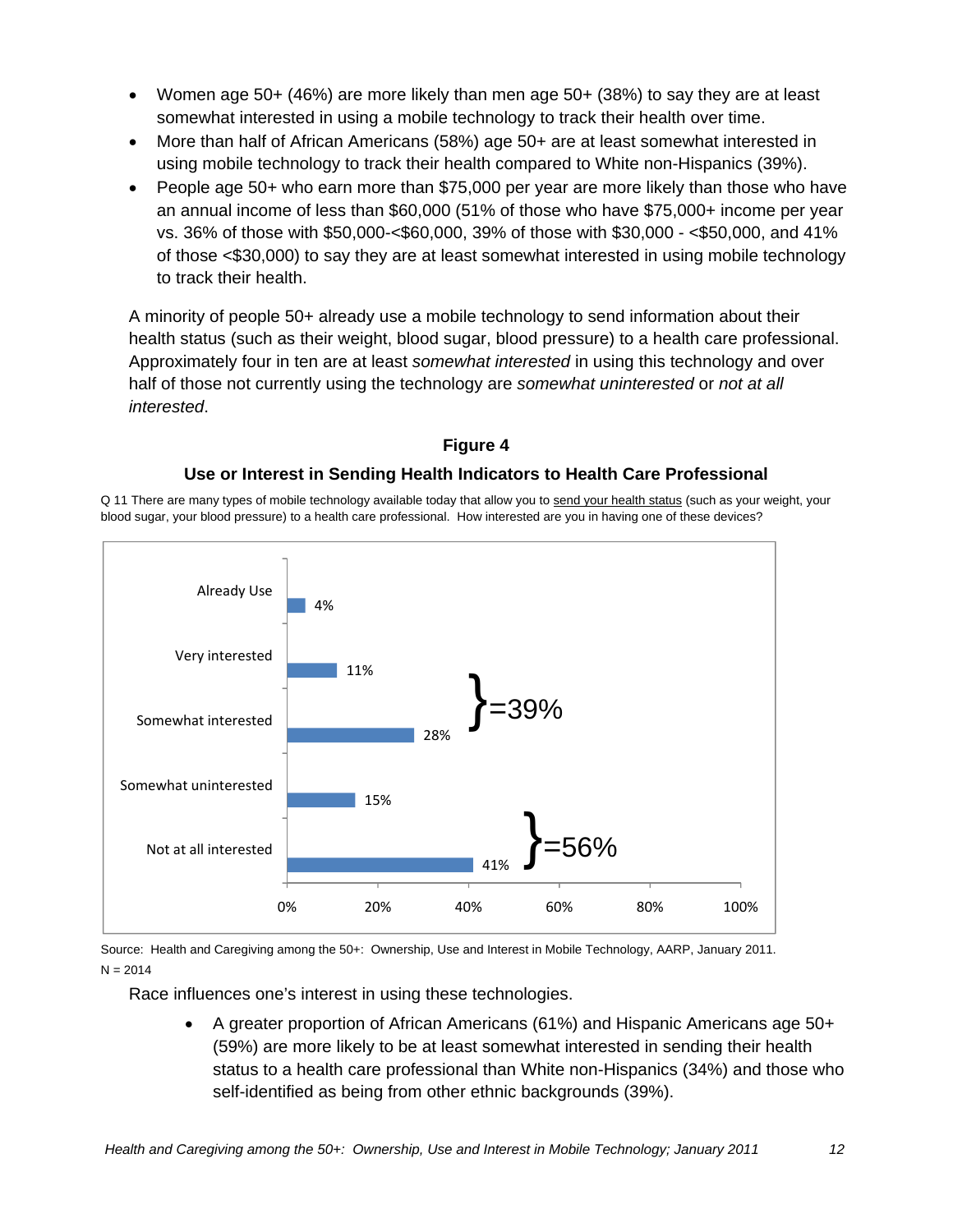- Women age 50+ (46%) are more likely than men age 50+ (38%) to say they are at least somewhat interested in using a mobile technology to track their health over time.
- More than half of African Americans (58%) age 50+ are at least somewhat interested in using mobile technology to track their health compared to White non-Hispanics (39%).
- People age 50+ who earn more than $75,000 per year are more likely than those who have an annual income of less than $60,000 (51% of those who have $75,000+ income per year vs. 36% of those with $50,000-<$60,000, 39% of those with $30,000 - <$50,000, and 41% of those <$30,000) to say they are at least somewhat interested in using mobile technology to track their health.

A minority of people 50+ already use a mobile technology to send information about their health status (such as their weight, blood sugar, blood pressure) to a health care professional. Approximately four in ten are at least *somewhat interested* in using this technology and over half of those not currently using the technology are *somewhat uninterested* or *not at all interested*.

**Figure 4**

**Use or Interest in Sending Health Indicators to Health Care Professional**

Q 11 There are many types of mobile technology available today that allow you to send your health status (such as your weight, your blood sugar, your blood pressure) to a health care professional. How interested are you in having one of these devices?

Already Use
4%
Very interested
11%
Somewhat interested
28%
}=39%
Somewhat uninterested
15%
Not at all interested
41%
}=56%
0%
20%
40%
60%
80%
100%

Source: Health and Caregiving among the 50+: Ownership, Use and Interest in Mobile Technology, AARP, January 2011.
N = 2014

Race influences one's interest in using these technologies.

- A greater proportion of African Americans (61%) and Hispanic Americans age 50+ (59%) are more likely to be at least somewhat interested in sending their health status to a health care professional than White non-Hispanics (34%) and those who self-identified as being from other ethnic backgrounds (39%).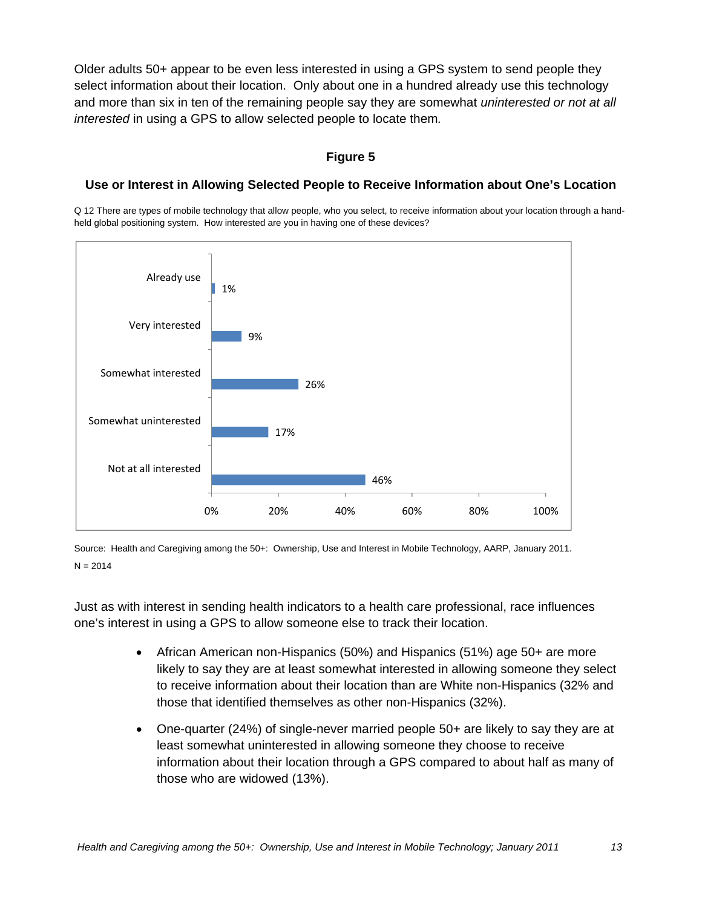Older adults 50+ appear to be even less interested in using a GPS system to send people they select information about their location. Only about one in a hundred already use this technology and more than six in ten of the remaining people say they are somewhat *uninterested or not at all interested* in using a GPS to allow selected people to locate them.

**Figure 5**

**Use or Interest in Allowing Selected People to Receive Information about One's Location**

Q 12 There are types of mobile technology that allow people, who you select, to receive information about your location through a hand-held global positioning system. How interested are you in having one of these devices?

Already use
1%
Very interested
9%
Somewhat interested
26%
Somewhat uninterested
17%
Not at all interested
46%
0%
20%
40%
60%
80%
100%

Source: Health and Caregiving among the 50+: Ownership, Use and Interest in Mobile Technology, AARP, January 2011.

N = 2014

Just as with interest in sending health indicators to a health care professional, race influences one's interest in using a GPS to allow someone else to track their location.

- African American non-Hispanics (50%) and Hispanics (51%) age 50+ are more likely to say they are at least somewhat interested in allowing someone they select to receive information about their location than are White non-Hispanics (32% and those that identified themselves as other non-Hispanics (32%).
- One-quarter (24%) of single-never married people 50+ are likely to say they are at least somewhat uninterested in allowing someone they choose to receive information about their location through a GPS compared to about half as many of those who are widowed (13%).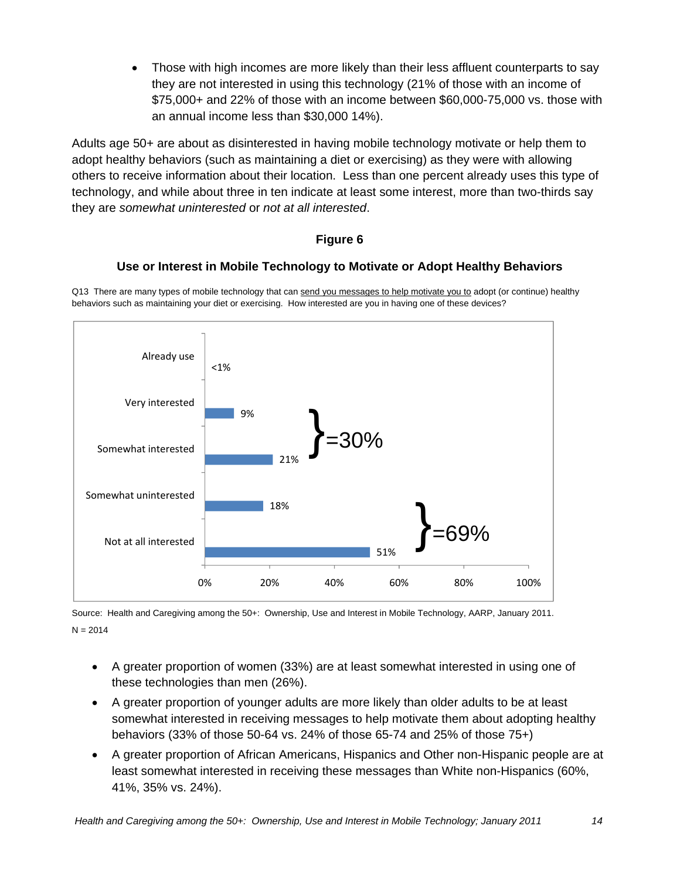- Those with high incomes are more likely than their less affluent counterparts to say they are not interested in using this technology (21% of those with an income of $75,000+ and 22% of those with an income between $60,000-75,000 vs. those with an annual income less than $30,000 14%).

Adults age 50+ are about as disinterested in having mobile technology motivate or help them to adopt healthy behaviors (such as maintaining a diet or exercising) as they were with allowing others to receive information about their location. Less than one percent already uses this type of technology, and while about three in ten indicate at least some interest, more than two-thirds say they are *somewhat uninterested* or *not at all interested*.

**Figure 6**

**Use or Interest in Mobile Technology to Motivate or Adopt Healthy Behaviors**

Q13 There are many types of mobile technology that can send you messages to help motivate you to adopt (or continue) healthy behaviors such as maintaining your diet or exercising. How interested are you in having one of these devices?

Already use
<1%
Very interested
9%
Somewhat interested
21%
}=30%
Somewhat uninterested
18%
Not at all interested
51%
}=69%
0%
20%
40%
60%
80%
100%

Source: Health and Caregiving among the 50+: Ownership, Use and Interest in Mobile Technology, AARP, January 2011.
N = 2014

- A greater proportion of women (33%) are at least somewhat interested in using one of these technologies than men (26%).
- A greater proportion of younger adults are more likely than older adults to be at least somewhat interested in receiving messages to help motivate them about adopting healthy behaviors (33% of those 50-64 vs. 24% of those 65-74 and 25% of those 75+)
- A greater proportion of African Americans, Hispanics and Other non-Hispanic people are at least somewhat interested in receiving these messages than White non-Hispanics (60%, 41%, 35% vs. 24%).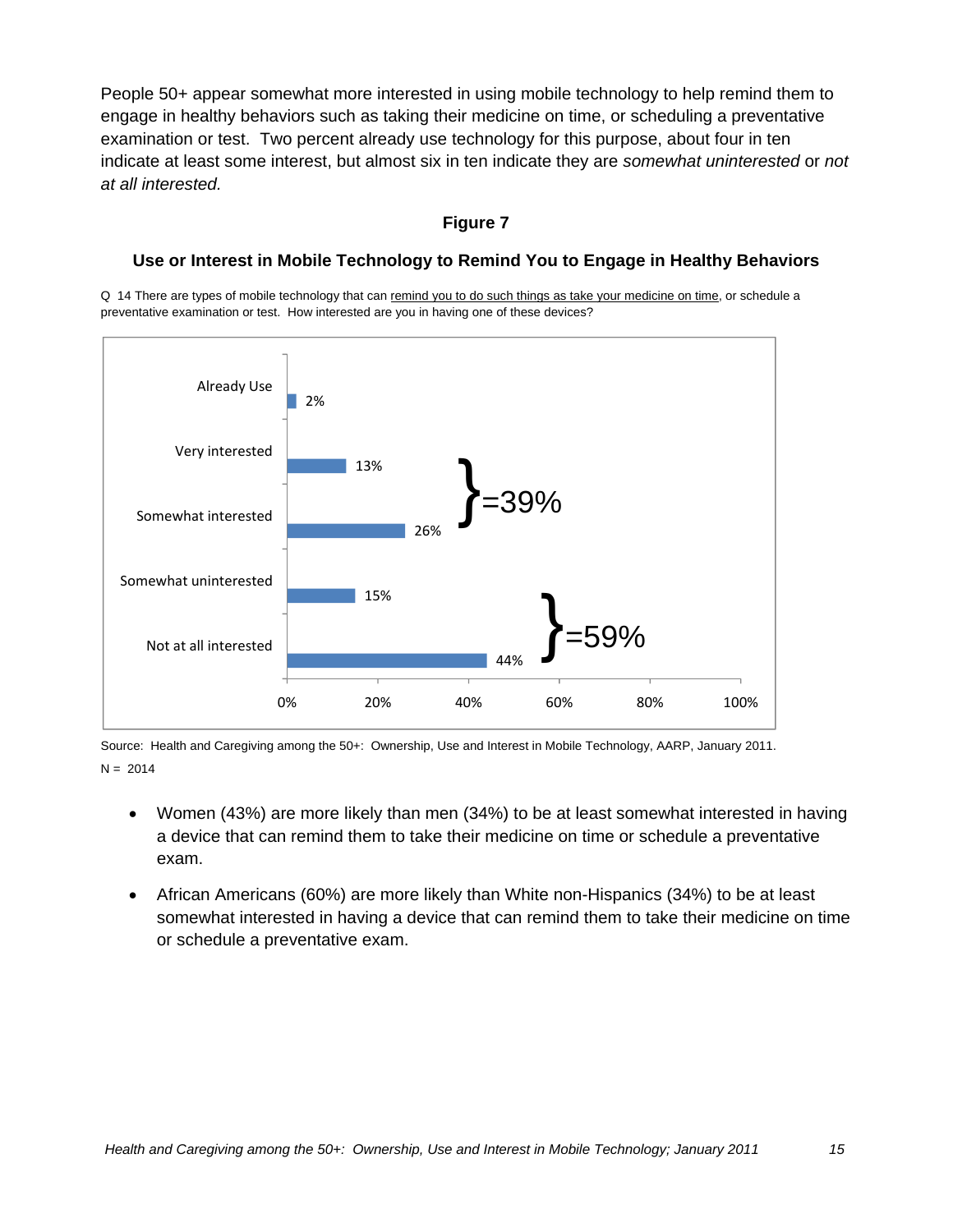People 50+ appear somewhat more interested in using mobile technology to help remind them to engage in healthy behaviors such as taking their medicine on time, or scheduling a preventative examination or test. Two percent already use technology for this purpose, about four in ten indicate at least some interest, but almost six in ten indicate they are *somewhat uninterested* or *not at all interested.*

**Figure 7**

**Use or Interest in Mobile Technology to Remind You to Engage in Healthy Behaviors**

Q 14 There are types of mobile technology that can remind you to do such things as take your medicine on time, or schedule a preventative examination or test. How interested are you in having one of these devices?

Already Use
2%
Very interested
13%
Somewhat interested
26%
=39%
Somewhat uninterested
15%
Not at all interested
44%
=59%
0%
20%
40%
60%
80%
100%

Source: Health and Caregiving among the 50+: Ownership, Use and Interest in Mobile Technology, AARP, January 2011.
N = 2014

- Women (43%) are more likely than men (34%) to be at least somewhat interested in having a device that can remind them to take their medicine on time or schedule a preventative exam.
- African Americans (60%) are more likely than White non-Hispanics (34%) to be at least somewhat interested in having a device that can remind them to take their medicine on time or schedule a preventative exam.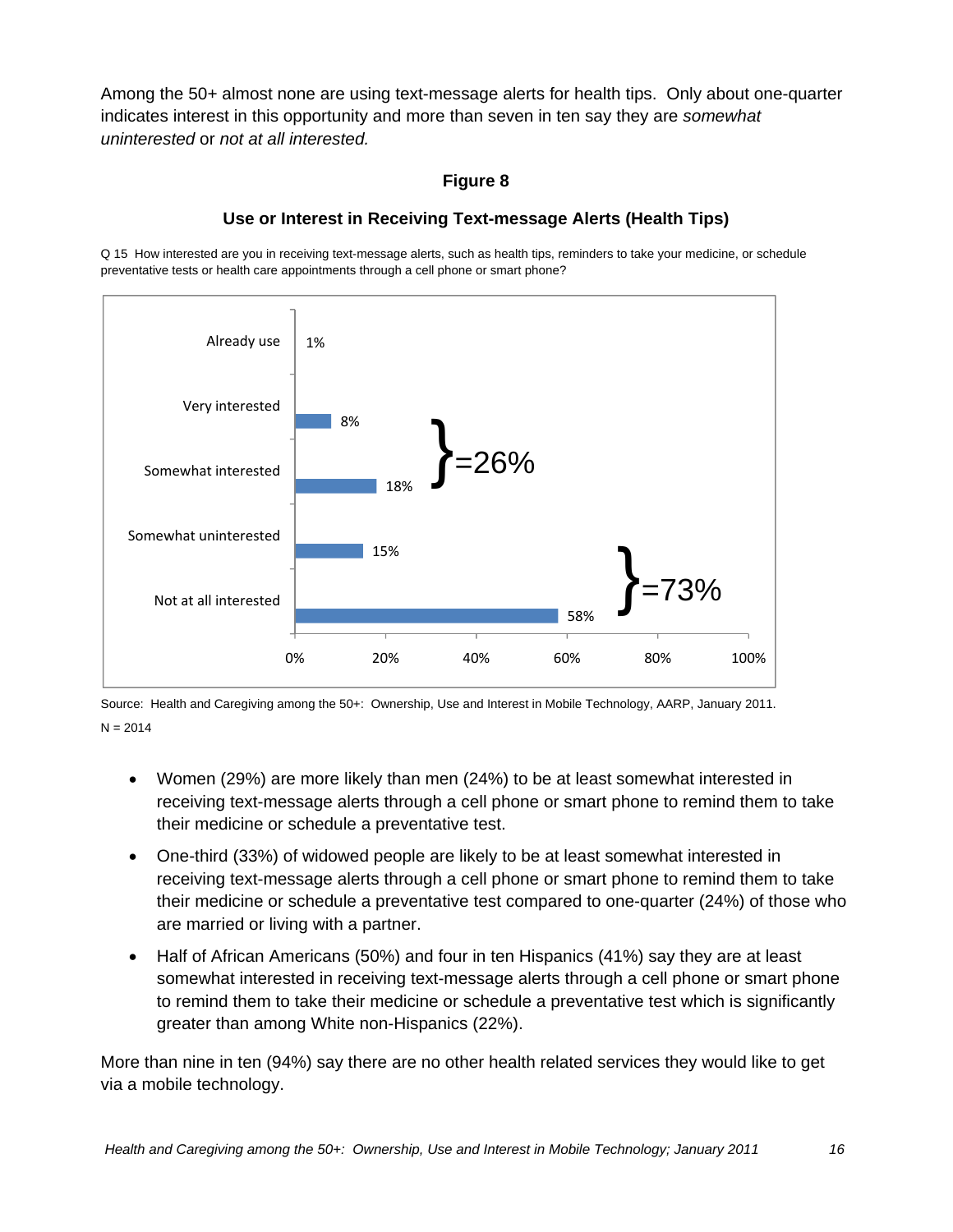Among the 50+ almost none are using text-message alerts for health tips. Only about one-quarter indicates interest in this opportunity and more than seven in ten say they are *somewhat uninterested* or *not at all interested.*

**Figure 8**

**Use or Interest in Receiving Text-message Alerts (Health Tips)**

Q 15 How interested are you in receiving text-message alerts, such as health tips, reminders to take your medicine, or schedule preventative tests or health care appointments through a cell phone or smart phone?

Already use 1%
Very interested 8%
Somewhat interested 18%
}=26%
Somewhat uninterested 15%
Not at all interested 58%
}=73%
0% 20% 40% 60% 80% 100%

Source: Health and Caregiving among the 50+: Ownership, Use and Interest in Mobile Technology, AARP, January 2011.

N = 2014

- Women (29%) are more likely than men (24%) to be at least somewhat interested in receiving text-message alerts through a cell phone or smart phone to remind them to take their medicine or schedule a preventative test.
- One-third (33%) of widowed people are likely to be at least somewhat interested in receiving text-message alerts through a cell phone or smart phone to remind them to take their medicine or schedule a preventative test compared to one-quarter (24%) of those who are married or living with a partner.
- Half of African Americans (50%) and four in ten Hispanics (41%) say they are at least somewhat interested in receiving text-message alerts through a cell phone or smart phone to remind them to take their medicine or schedule a preventative test which is significantly greater than among White non-Hispanics (22%).

More than nine in ten (94%) say there are no other health related services they would like to get via a mobile technology.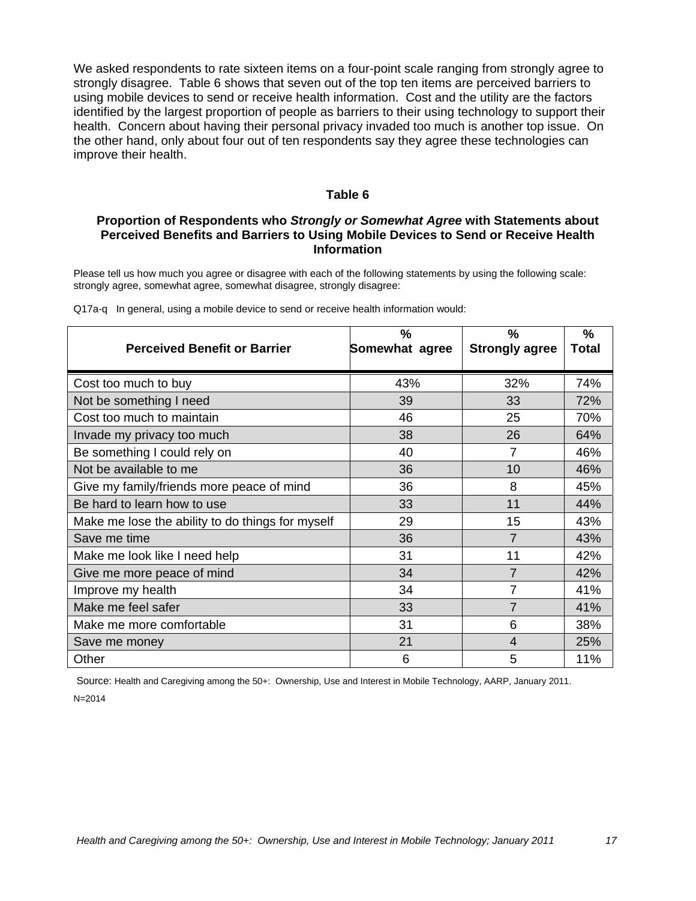We asked respondents to rate sixteen items on a four-point scale ranging from strongly agree to strongly disagree. Table 6 shows that seven out of the top ten items are perceived barriers to using mobile devices to send or receive health information. Cost and the utility are the factors identified by the largest proportion of people as barriers to their using technology to support their health. Concern about having their personal privacy invaded too much is another top issue. On the other hand, only about four out of ten respondents say they agree these technologies can improve their health.

**Table 6**

**Proportion of Respondents who *Strongly or Somewhat Agree* with Statements about Perceived Benefits and Barriers to Using Mobile Devices to Send or Receive Health Information**

Please tell us how much you agree or disagree with each of the following statements by using the following scale: strongly agree, somewhat agree, somewhat disagree, strongly disagree:

Q17a-q In general, using a mobile device to send or receive health information would:

| Perceived Benefit or Barrier | % Somewhat agree | % Strongly agree | % Total |
|---|---|---|---|
| Cost too much to buy | 43% | 32% | 74% |
| Not be something I need | 39 | 33 | 72% |
| Cost too much to maintain | 46 | 25 | 70% |
| Invade my privacy too much | 38 | 26 | 64% |
| Be something I could rely on | 40 | 7 | 46% |
| Not be available to me | 36 | 10 | 46% |
| Give my family/friends more peace of mind | 36 | 8 | 45% |
| Be hard to learn how to use | 33 | 11 | 44% |
| Make me lose the ability to do things for myself | 29 | 15 | 43% |
| Save me time | 36 | 7 | 43% |
| Make me look like I need help | 31 | 11 | 42% |
| Give me more peace of mind | 34 | 7 | 42% |
| Improve my health | 34 | 7 | 41% |
| Make me feel safer | 33 | 7 | 41% |
| Make me more comfortable | 31 | 6 | 38% |
| Save me money | 21 | 4 | 25% |
| Other | 6 | 5 | 11% |

Source: Health and Caregiving among the 50+: Ownership, Use and Interest in Mobile Technology, AARP, January 2011.

N=2014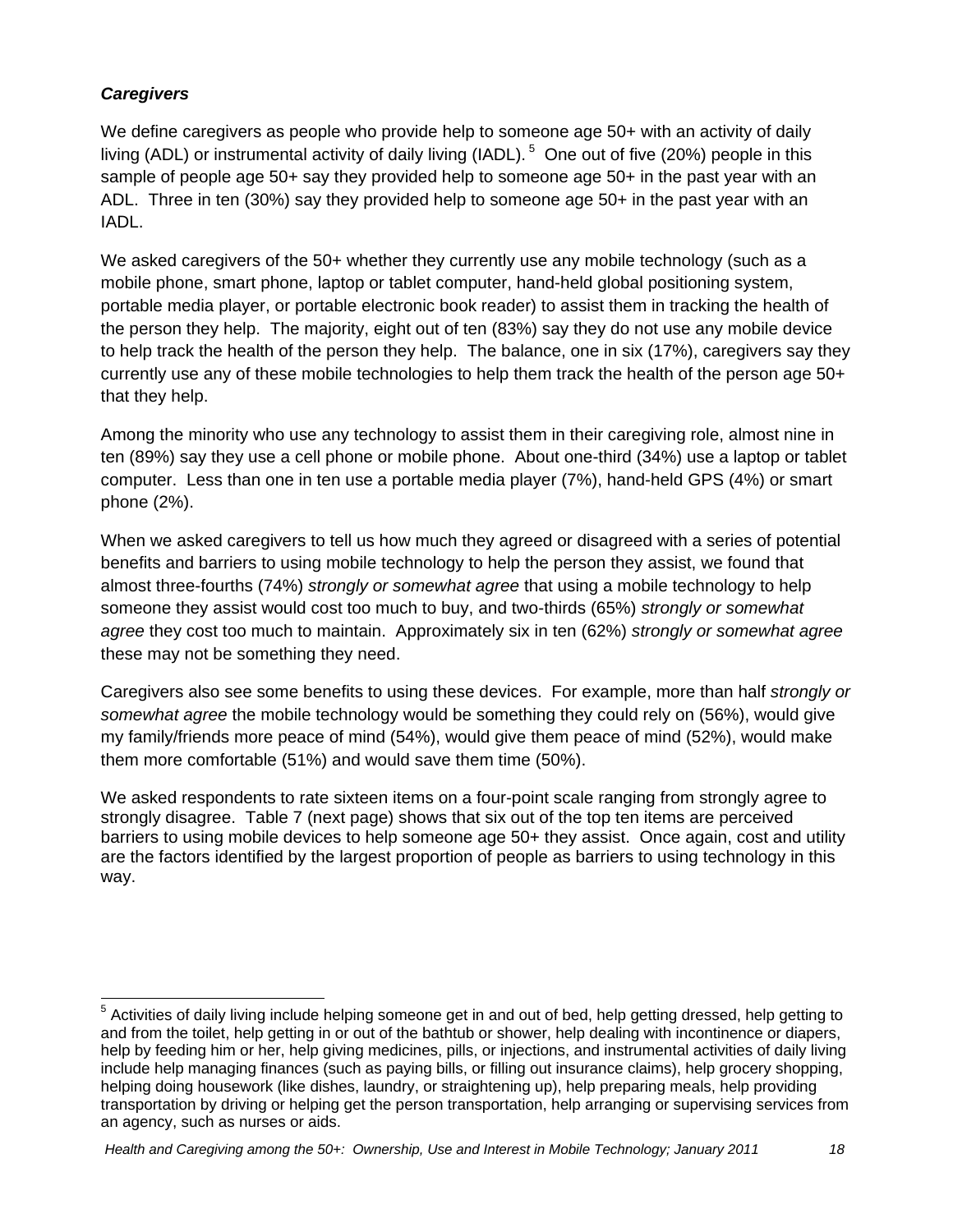### *Caregivers*

We define caregivers as people who provide help to someone age 50+ with an activity of daily living (ADL) or instrumental activity of daily living (IADL).[5] One out of five (20%) people in this sample of people age 50+ say they provided help to someone age 50+ in the past year with an ADL. Three in ten (30%) say they provided help to someone age 50+ in the past year with an IADL.

We asked caregivers of the 50+ whether they currently use any mobile technology (such as a mobile phone, smart phone, laptop or tablet computer, hand-held global positioning system, portable media player, or portable electronic book reader) to assist them in tracking the health of the person they help. The majority, eight out of ten (83%) say they do not use any mobile device to help track the health of the person they help. The balance, one in six (17%), caregivers say they currently use any of these mobile technologies to help them track the health of the person age 50+ that they help.

Among the minority who use any technology to assist them in their caregiving role, almost nine in ten (89%) say they use a cell phone or mobile phone. About one-third (34%) use a laptop or tablet computer. Less than one in ten use a portable media player (7%), hand-held GPS (4%) or smart phone (2%).

When we asked caregivers to tell us how much they agreed or disagreed with a series of potential benefits and barriers to using mobile technology to help the person they assist, we found that almost three-fourths (74%) *strongly or somewhat agree* that using a mobile technology to help someone they assist would cost too much to buy, and two-thirds (65%) *strongly or somewhat agree* they cost too much to maintain. Approximately six in ten (62%) *strongly or somewhat agree* these may not be something they need.

Caregivers also see some benefits to using these devices. For example, more than half *strongly or somewhat agree* the mobile technology would be something they could rely on (56%), would give my family/friends more peace of mind (54%), would give them peace of mind (52%), would make them more comfortable (51%) and would save them time (50%).

We asked respondents to rate sixteen items on a four-point scale ranging from strongly agree to strongly disagree. Table 7 (next page) shows that six out of the top ten items are perceived barriers to using mobile devices to help someone age 50+ they assist. Once again, cost and utility are the factors identified by the largest proportion of people as barriers to using technology in this way.

---

[5] Activities of daily living include helping someone get in and out of bed, help getting dressed, help getting to and from the toilet, help getting in or out of the bathtub or shower, help dealing with incontinence or diapers, help by feeding him or her, help giving medicines, pills, or injections, and instrumental activities of daily living include help managing finances (such as paying bills, or filling out insurance claims), help grocery shopping, helping doing housework (like dishes, laundry, or straightening up), help preparing meals, help providing transportation by driving or helping get the person transportation, help arranging or supervising services from an agency, such as nurses or aids.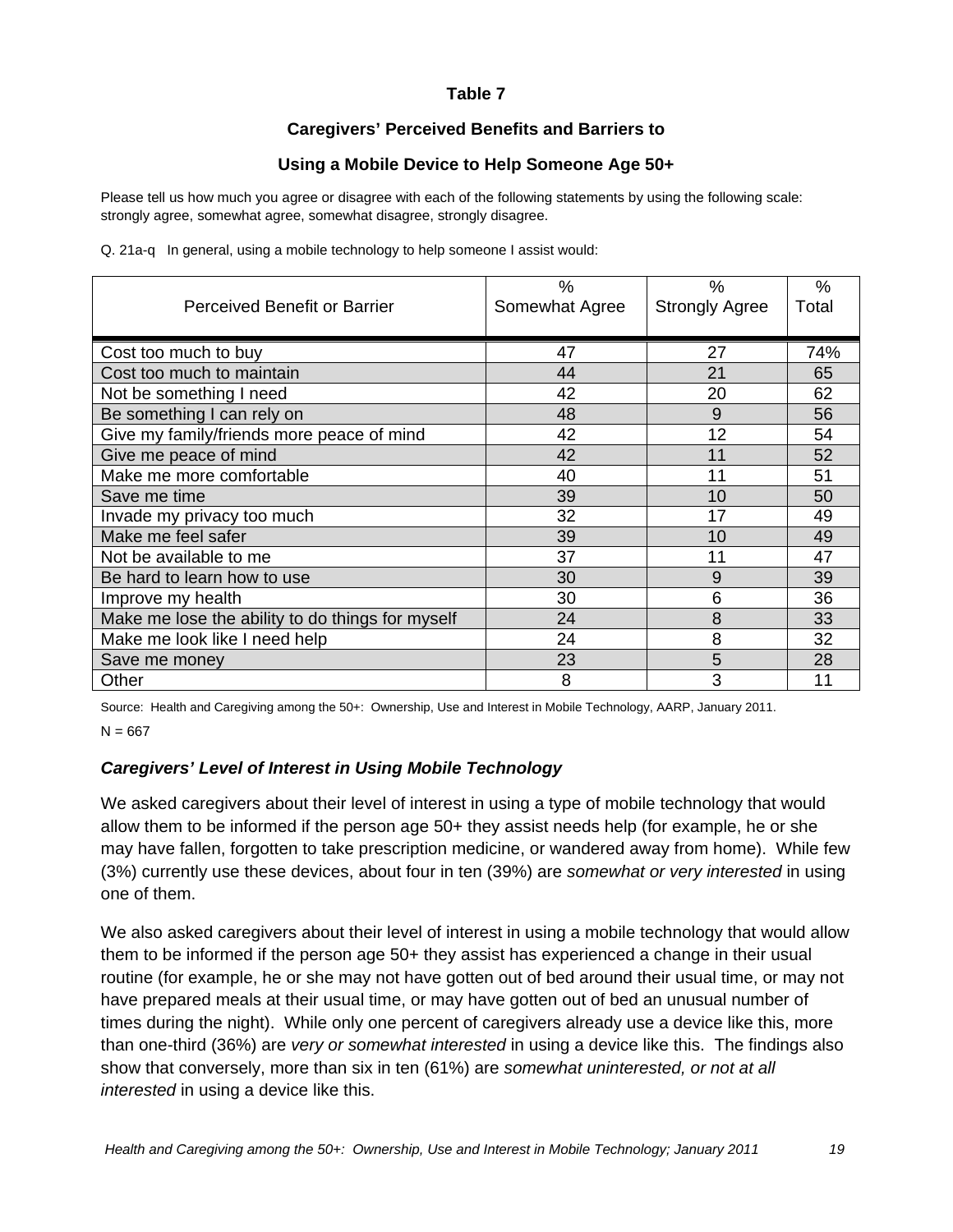**Table 7**

**Caregivers' Perceived Benefits and Barriers to**

**Using a Mobile Device to Help Someone Age 50+**

Please tell us how much you agree or disagree with each of the following statements by using the following scale: strongly agree, somewhat agree, somewhat disagree, strongly disagree.

Q. 21a-q In general, using a mobile technology to help someone I assist would:

| Perceived Benefit or Barrier | % Somewhat Agree | % Strongly Agree | % Total |
|---|---|---|---|
| Cost too much to buy | 47 | 27 | 74% |
| Cost too much to maintain | 44 | 21 | 65 |
| Not be something I need | 42 | 20 | 62 |
| Be something I can rely on | 48 | 9 | 56 |
| Give my family/friends more peace of mind | 42 | 12 | 54 |
| Give me peace of mind | 42 | 11 | 52 |
| Make me more comfortable | 40 | 11 | 51 |
| Save me time | 39 | 10 | 50 |
| Invade my privacy too much | 32 | 17 | 49 |
| Make me feel safer | 39 | 10 | 49 |
| Not be available to me | 37 | 11 | 47 |
| Be hard to learn how to use | 30 | 9 | 39 |
| Improve my health | 30 | 6 | 36 |
| Make me lose the ability to do things for myself | 24 | 8 | 33 |
| Make me look like I need help | 24 | 8 | 32 |
| Save me money | 23 | 5 | 28 |
| Other | 8 | 3 | 11 |

Source: Health and Caregiving among the 50+: Ownership, Use and Interest in Mobile Technology, AARP, January 2011.

N = 667

### *Caregivers' Level of Interest in Using Mobile Technology*

We asked caregivers about their level of interest in using a type of mobile technology that would allow them to be informed if the person age 50+ they assist needs help (for example, he or she may have fallen, forgotten to take prescription medicine, or wandered away from home). While few (3%) currently use these devices, about four in ten (39%) are *somewhat or very interested* in using one of them.

We also asked caregivers about their level of interest in using a mobile technology that would allow them to be informed if the person age 50+ they assist has experienced a change in their usual routine (for example, he or she may not have gotten out of bed around their usual time, or may not have prepared meals at their usual time, or may have gotten out of bed an unusual number of times during the night). While only one percent of caregivers already use a device like this, more than one-third (36%) are *very or somewhat interested* in using a device like this. The findings also show that conversely, more than six in ten (61%) are *somewhat uninterested, or not at all interested* in using a device like this.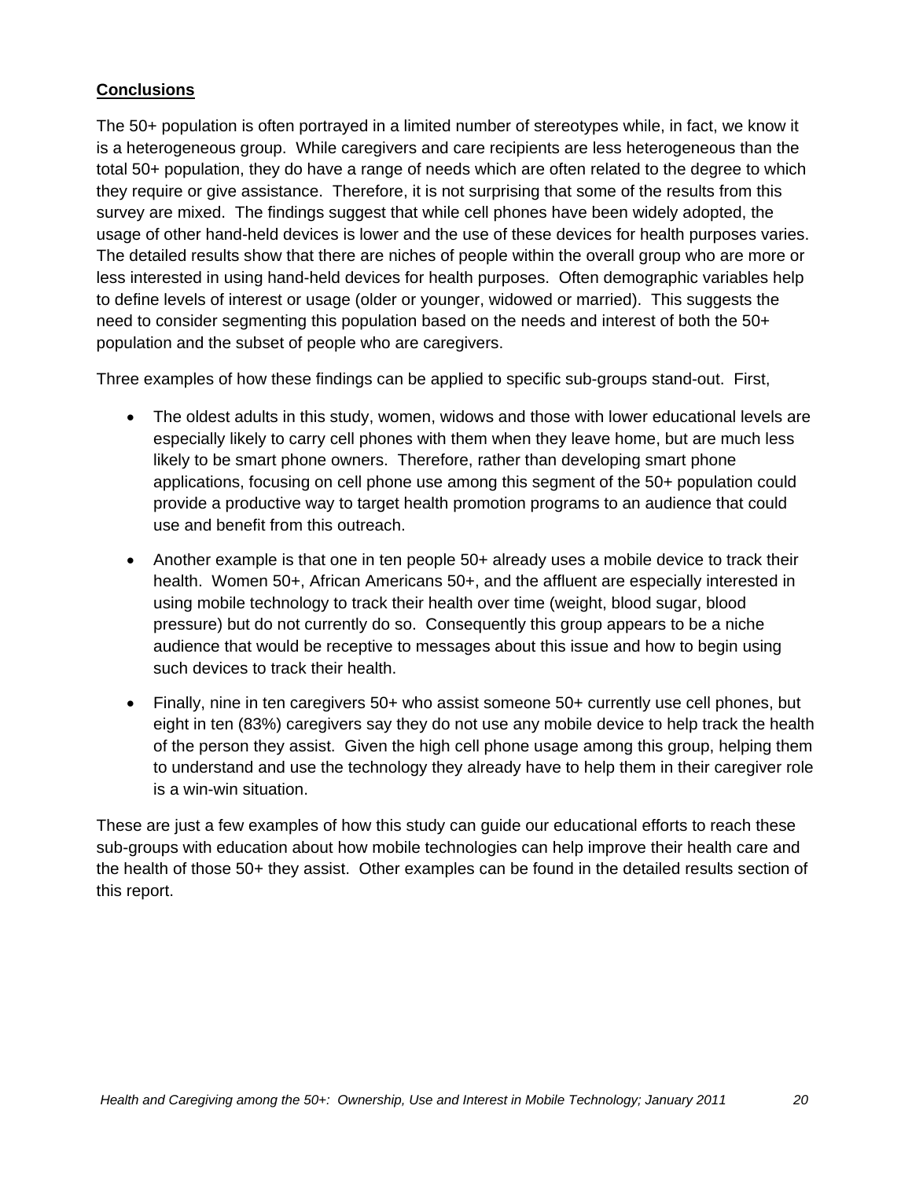**Conclusions**

The 50+ population is often portrayed in a limited number of stereotypes while, in fact, we know it is a heterogeneous group. While caregivers and care recipients are less heterogeneous than the total 50+ population, they do have a range of needs which are often related to the degree to which they require or give assistance. Therefore, it is not surprising that some of the results from this survey are mixed. The findings suggest that while cell phones have been widely adopted, the usage of other hand-held devices is lower and the use of these devices for health purposes varies. The detailed results show that there are niches of people within the overall group who are more or less interested in using hand-held devices for health purposes. Often demographic variables help to define levels of interest or usage (older or younger, widowed or married). This suggests the need to consider segmenting this population based on the needs and interest of both the 50+ population and the subset of people who are caregivers.

Three examples of how these findings can be applied to specific sub-groups stand-out. First,

- The oldest adults in this study, women, widows and those with lower educational levels are especially likely to carry cell phones with them when they leave home, but are much less likely to be smart phone owners. Therefore, rather than developing smart phone applications, focusing on cell phone use among this segment of the 50+ population could provide a productive way to target health promotion programs to an audience that could use and benefit from this outreach.
- Another example is that one in ten people 50+ already uses a mobile device to track their health. Women 50+, African Americans 50+, and the affluent are especially interested in using mobile technology to track their health over time (weight, blood sugar, blood pressure) but do not currently do so. Consequently this group appears to be a niche audience that would be receptive to messages about this issue and how to begin using such devices to track their health.
- Finally, nine in ten caregivers 50+ who assist someone 50+ currently use cell phones, but eight in ten (83%) caregivers say they do not use any mobile device to help track the health of the person they assist. Given the high cell phone usage among this group, helping them to understand and use the technology they already have to help them in their caregiver role is a win-win situation.

These are just a few examples of how this study can guide our educational efforts to reach these sub-groups with education about how mobile technologies can help improve their health care and the health of those 50+ they assist. Other examples can be found in the detailed results section of this report.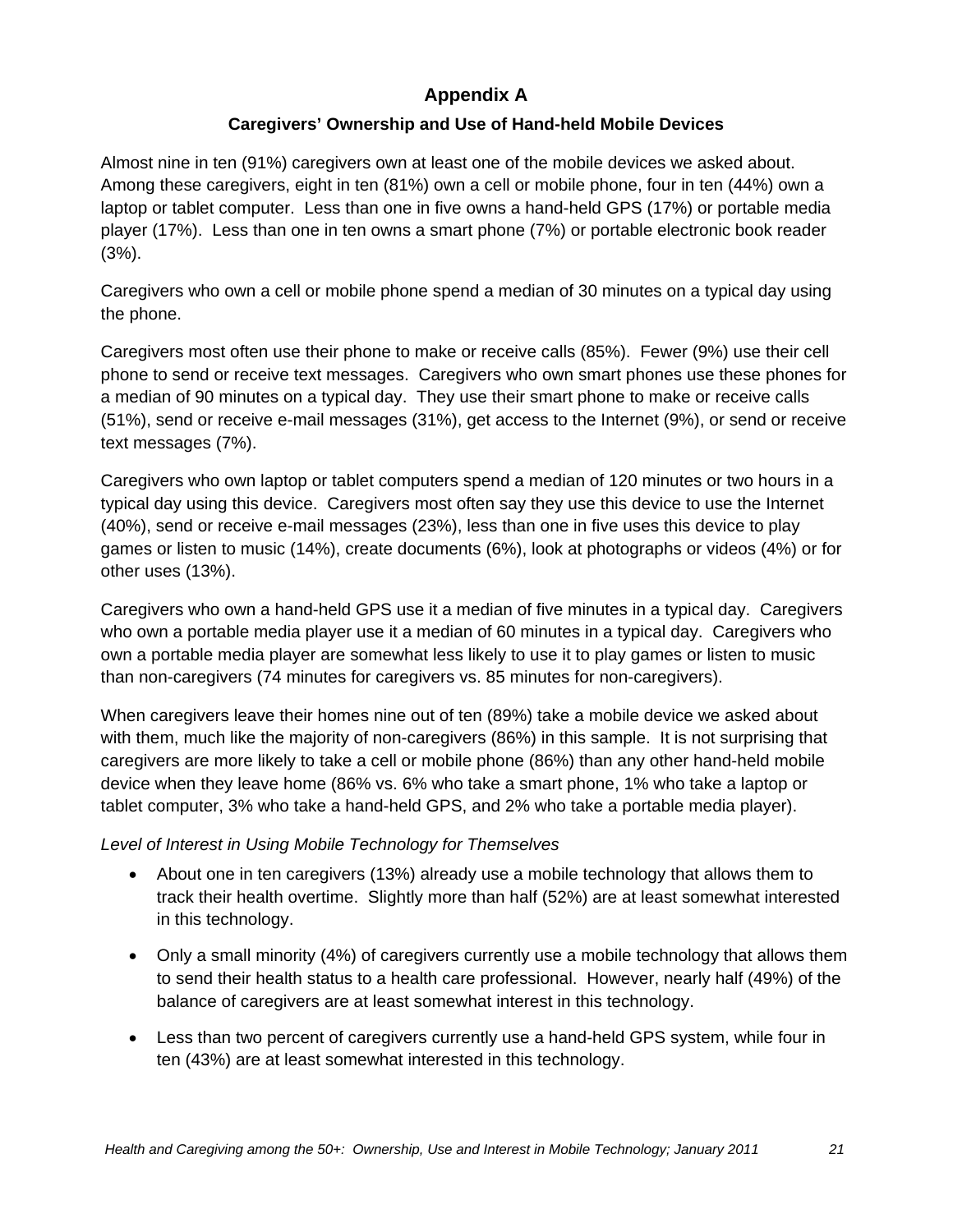## Appendix A

### Caregivers' Ownership and Use of Hand-held Mobile Devices

Almost nine in ten (91%) caregivers own at least one of the mobile devices we asked about. Among these caregivers, eight in ten (81%) own a cell or mobile phone, four in ten (44%) own a laptop or tablet computer. Less than one in five owns a hand-held GPS (17%) or portable media player (17%). Less than one in ten owns a smart phone (7%) or portable electronic book reader (3%).

Caregivers who own a cell or mobile phone spend a median of 30 minutes on a typical day using the phone.

Caregivers most often use their phone to make or receive calls (85%). Fewer (9%) use their cell phone to send or receive text messages. Caregivers who own smart phones use these phones for a median of 90 minutes on a typical day. They use their smart phone to make or receive calls (51%), send or receive e-mail messages (31%), get access to the Internet (9%), or send or receive text messages (7%).

Caregivers who own laptop or tablet computers spend a median of 120 minutes or two hours in a typical day using this device. Caregivers most often say they use this device to use the Internet (40%), send or receive e-mail messages (23%), less than one in five uses this device to play games or listen to music (14%), create documents (6%), look at photographs or videos (4%) or for other uses (13%).

Caregivers who own a hand-held GPS use it a median of five minutes in a typical day. Caregivers who own a portable media player use it a median of 60 minutes in a typical day. Caregivers who own a portable media player are somewhat less likely to use it to play games or listen to music than non-caregivers (74 minutes for caregivers vs. 85 minutes for non-caregivers).

When caregivers leave their homes nine out of ten (89%) take a mobile device we asked about with them, much like the majority of non-caregivers (86%) in this sample. It is not surprising that caregivers are more likely to take a cell or mobile phone (86%) than any other hand-held mobile device when they leave home (86% vs. 6% who take a smart phone, 1% who take a laptop or tablet computer, 3% who take a hand-held GPS, and 2% who take a portable media player).

*Level of Interest in Using Mobile Technology for Themselves*

- About one in ten caregivers (13%) already use a mobile technology that allows them to track their health overtime. Slightly more than half (52%) are at least somewhat interested in this technology.
- Only a small minority (4%) of caregivers currently use a mobile technology that allows them to send their health status to a health care professional. However, nearly half (49%) of the balance of caregivers are at least somewhat interest in this technology.
- Less than two percent of caregivers currently use a hand-held GPS system, while four in ten (43%) are at least somewhat interested in this technology.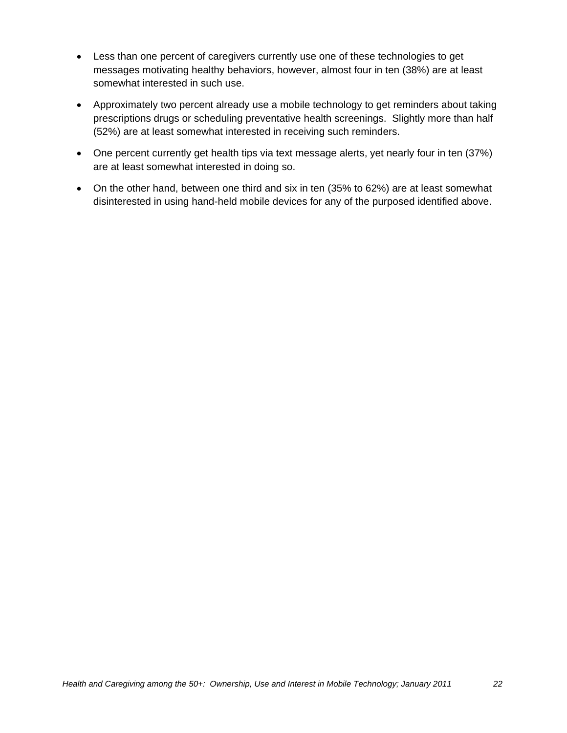- Less than one percent of caregivers currently use one of these technologies to get messages motivating healthy behaviors, however, almost four in ten (38%) are at least somewhat interested in such use.
- Approximately two percent already use a mobile technology to get reminders about taking prescriptions drugs or scheduling preventative health screenings. Slightly more than half (52%) are at least somewhat interested in receiving such reminders.
- One percent currently get health tips via text message alerts, yet nearly four in ten (37%) are at least somewhat interested in doing so.
- On the other hand, between one third and six in ten (35% to 62%) are at least somewhat disinterested in using hand-held mobile devices for any of the purposed identified above.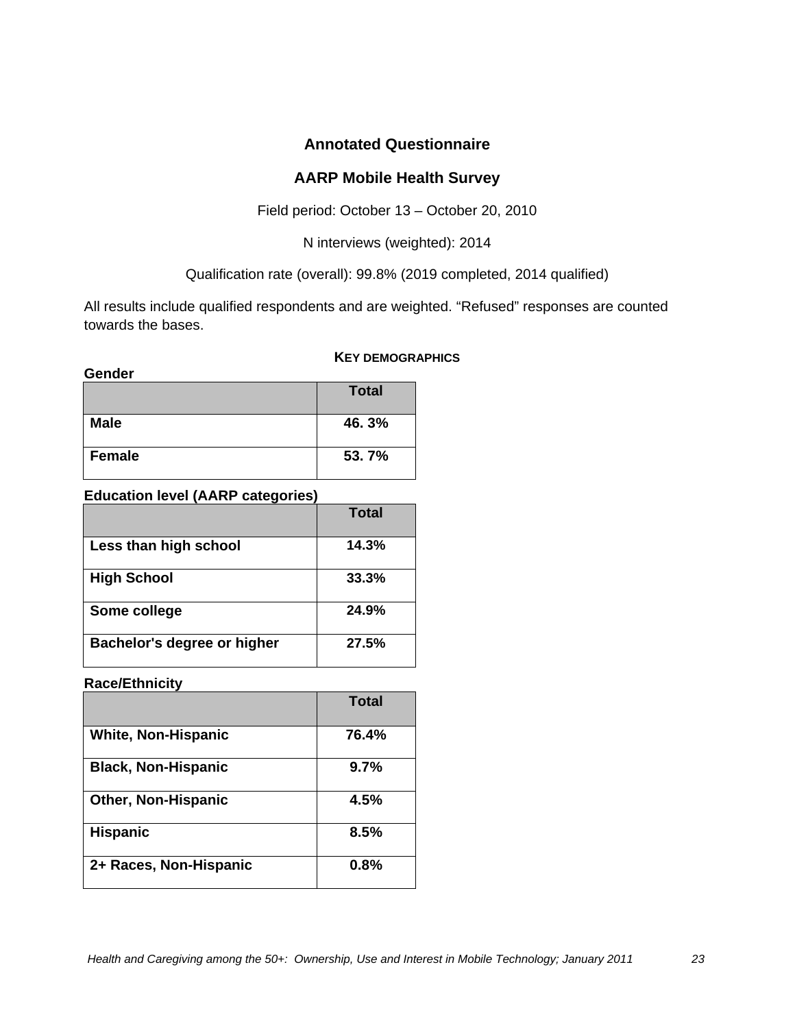## Annotated Questionnaire

## AARP Mobile Health Survey

Field period: October 13 – October 20, 2010

N interviews (weighted): 2014

Qualification rate (overall): 99.8% (2019 completed, 2014 qualified)

All results include qualified respondents and are weighted. "Refused" responses are counted towards the bases.

### KEY DEMOGRAPHICS

**Gender**

| | Total |
|---|---|
| **Male** | **46. 3%** |
| **Female** | **53. 7%** |

**Education level (AARP categories)**

| | Total |
|---|---|
| **Less than high school** | **14.3%** |
| **High School** | **33.3%** |
| **Some college** | **24.9%** |
| **Bachelor's degree or higher** | **27.5%** |

**Race/Ethnicity**

| | Total |
|---|---|
| **White, Non-Hispanic** | **76.4%** |
| **Black, Non-Hispanic** | **9.7%** |
| **Other, Non-Hispanic** | **4.5%** |
| **Hispanic** | **8.5%** |
| **2+ Races, Non-Hispanic** | **0.8%** |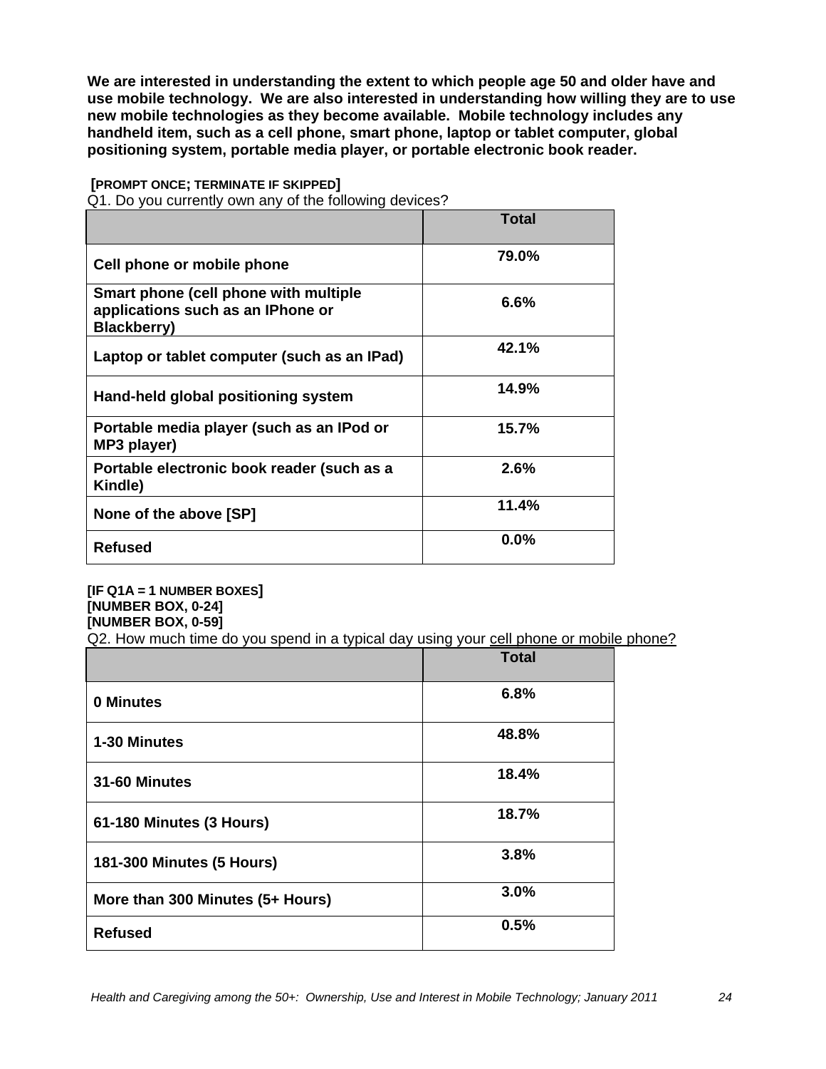**We are interested in understanding the extent to which people age 50 and older have and use mobile technology. We are also interested in understanding how willing they are to use new mobile technologies as they become available. Mobile technology includes any handheld item, such as a cell phone, smart phone, laptop or tablet computer, global positioning system, portable media player, or portable electronic book reader.**

**[PROMPT ONCE; TERMINATE IF SKIPPED]**

Q1. Do you currently own any of the following devices?

| | Total |
|---|---|
| **Cell phone or mobile phone** | **79.0%** |
| **Smart phone (cell phone with multiple applications such as an IPhone or Blackberry)** | **6.6%** |
| **Laptop or tablet computer (such as an IPad)** | **42.1%** |
| **Hand-held global positioning system** | **14.9%** |
| **Portable media player (such as an IPod or MP3 player)** | **15.7%** |
| **Portable electronic book reader (such as a Kindle)** | **2.6%** |
| **None of the above [SP]** | **11.4%** |
| **Refused** | **0.0%** |

**[IF Q1A = 1 NUMBER BOXES]**
**[NUMBER BOX, 0-24]**
**[NUMBER BOX, 0-59]**

Q2. How much time do you spend in a typical day using your cell phone or mobile phone?

| | Total |
|---|---|
| **0 Minutes** | **6.8%** |
| **1-30 Minutes** | **48.8%** |
| **31-60 Minutes** | **18.4%** |
| **61-180 Minutes (3 Hours)** | **18.7%** |
| **181-300 Minutes (5 Hours)** | **3.8%** |
| **More than 300 Minutes (5+ Hours)** | **3.0%** |
| **Refused** | **0.5%** |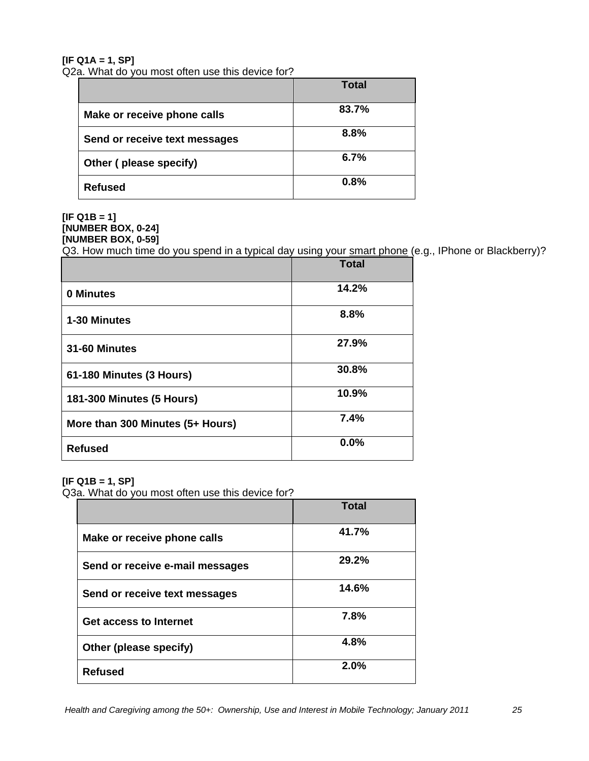**[IF Q1A = 1, SP]**
Q2a. What do you most often use this device for?

| | Total |
|---|---|
| **Make or receive phone calls** | **83.7%** |
| **Send or receive text messages** | **8.8%** |
| **Other ( please specify)** | **6.7%** |
| **Refused** | **0.8%** |

**[IF Q1B = 1]**
**[NUMBER BOX, 0-24]**
**[NUMBER BOX, 0-59]**
Q3. How much time do you spend in a typical day using your smart phone (e.g., IPhone or Blackberry)?

| | Total |
|---|---|
| **0 Minutes** | **14.2%** |
| **1-30 Minutes** | **8.8%** |
| **31-60 Minutes** | **27.9%** |
| **61-180 Minutes (3 Hours)** | **30.8%** |
| **181-300 Minutes (5 Hours)** | **10.9%** |
| **More than 300 Minutes (5+ Hours)** | **7.4%** |
| **Refused** | **0.0%** |

**[IF Q1B = 1, SP]**
Q3a. What do you most often use this device for?

| | Total |
|---|---|
| **Make or receive phone calls** | **41.7%** |
| **Send or receive e-mail messages** | **29.2%** |
| **Send or receive text messages** | **14.6%** |
| **Get access to Internet** | **7.8%** |
| **Other (please specify)** | **4.8%** |
| **Refused** | **2.0%** |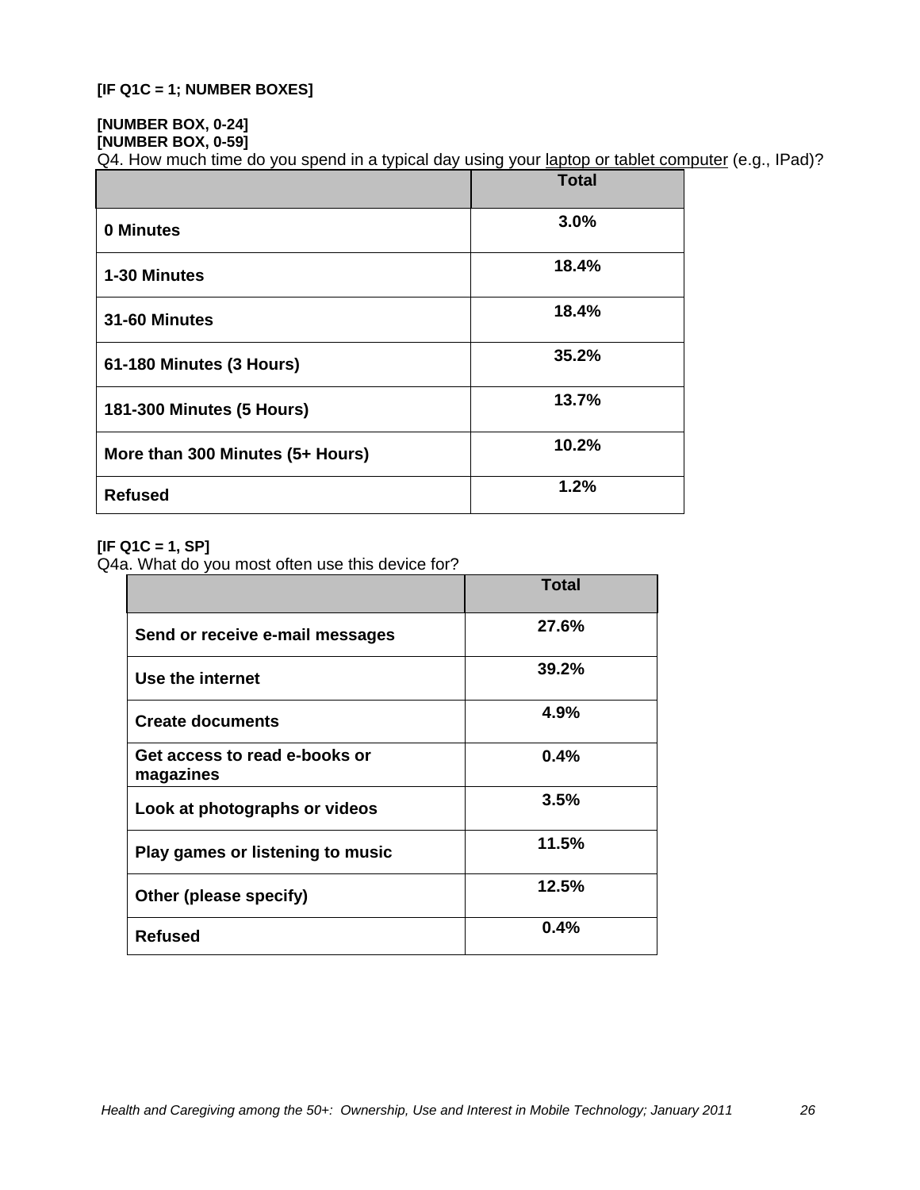**[IF Q1C = 1; NUMBER BOXES]**

**[NUMBER BOX, 0-24]**
**[NUMBER BOX, 0-59]**
Q4. How much time do you spend in a typical day using your laptop or tablet computer (e.g., IPad)?

| | **Total** |
|---|---|
| **0 Minutes** | **3.0%** |
| **1-30 Minutes** | **18.4%** |
| **31-60 Minutes** | **18.4%** |
| **61-180 Minutes (3 Hours)** | **35.2%** |
| **181-300 Minutes (5 Hours)** | **13.7%** |
| **More than 300 Minutes (5+ Hours)** | **10.2%** |
| **Refused** | **1.2%** |

**[IF Q1C = 1, SP]**
Q4a. What do you most often use this device for?

| | **Total** |
|---|---|
| **Send or receive e-mail messages** | **27.6%** |
| **Use the internet** | **39.2%** |
| **Create documents** | **4.9%** |
| **Get access to read e-books or magazines** | **0.4%** |
| **Look at photographs or videos** | **3.5%** |
| **Play games or listening to music** | **11.5%** |
| **Other (please specify)** | **12.5%** |
| **Refused** | **0.4%** |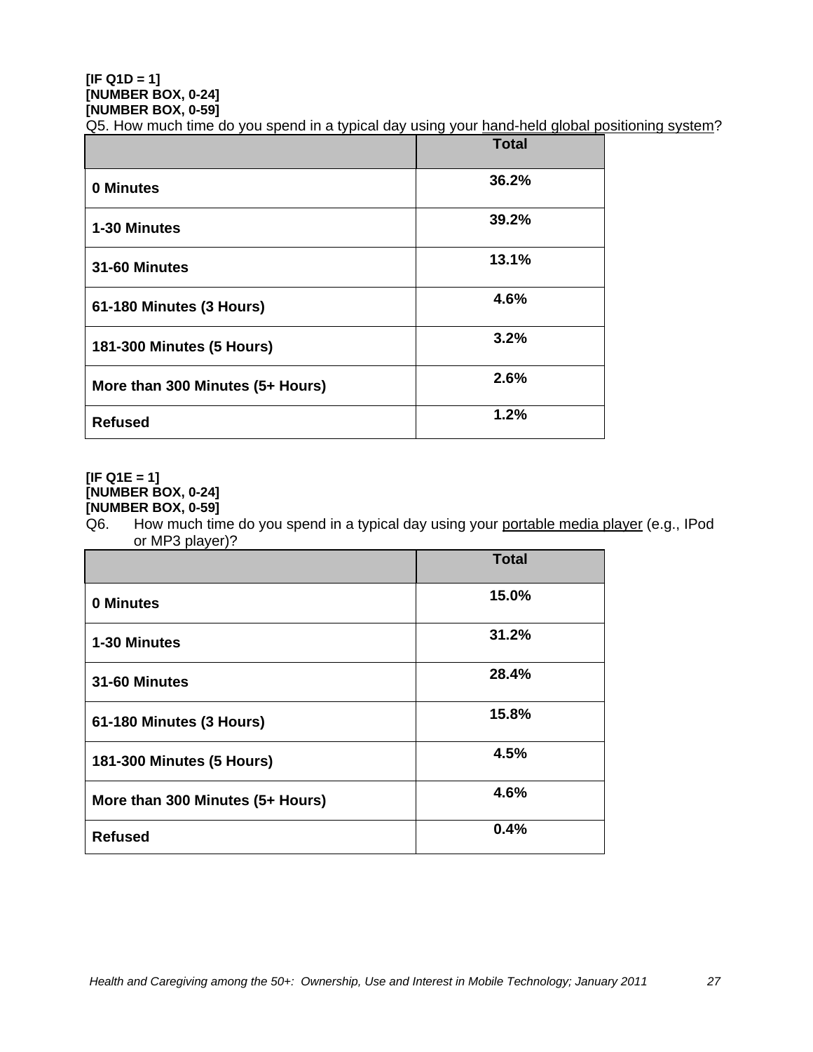**[IF Q1D = 1]**
**[NUMBER BOX, 0-24]**
**[NUMBER BOX, 0-59]**
Q5. How much time do you spend in a typical day using your <u>hand-held global positioning system</u>?

| | **Total** |
|---|---|
| **0 Minutes** | **36.2%** |
| **1-30 Minutes** | **39.2%** |
| **31-60 Minutes** | **13.1%** |
| **61-180 Minutes (3 Hours)** | **4.6%** |
| **181-300 Minutes (5 Hours)** | **3.2%** |
| **More than 300 Minutes (5+ Hours)** | **2.6%** |
| **Refused** | **1.2%** |

**[IF Q1E = 1]**
**[NUMBER BOX, 0-24]**
**[NUMBER BOX, 0-59]**
Q6. How much time do you spend in a typical day using your <u>portable media player</u> (e.g., IPod or MP3 player)?

| | **Total** |
|---|---|
| **0 Minutes** | **15.0%** |
| **1-30 Minutes** | **31.2%** |
| **31-60 Minutes** | **28.4%** |
| **61-180 Minutes (3 Hours)** | **15.8%** |
| **181-300 Minutes (5 Hours)** | **4.5%** |
| **More than 300 Minutes (5+ Hours)** | **4.6%** |
| **Refused** | **0.4%** |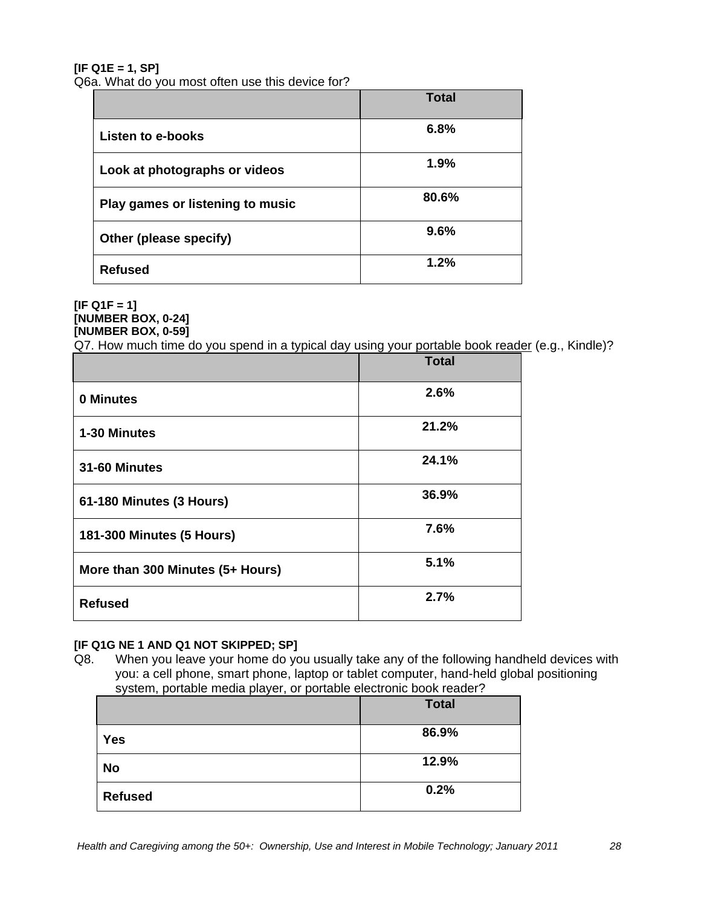**[IF Q1E = 1, SP]**
Q6a. What do you most often use this device for?

| | Total |
|---|---|
| **Listen to e-books** | **6.8%** |
| **Look at photographs or videos** | **1.9%** |
| **Play games or listening to music** | **80.6%** |
| **Other (please specify)** | **9.6%** |
| **Refused** | **1.2%** |

**[IF Q1F = 1]**
**[NUMBER BOX, 0-24]**
**[NUMBER BOX, 0-59]**
Q7. How much time do you spend in a typical day using your portable book reader (e.g., Kindle)?

| | Total |
|---|---|
| **0 Minutes** | **2.6%** |
| **1-30 Minutes** | **21.2%** |
| **31-60 Minutes** | **24.1%** |
| **61-180 Minutes (3 Hours)** | **36.9%** |
| **181-300 Minutes (5 Hours)** | **7.6%** |
| **More than 300 Minutes (5+ Hours)** | **5.1%** |
| **Refused** | **2.7%** |

**[IF Q1G NE 1 AND Q1 NOT SKIPPED; SP]**
Q8. When you leave your home do you usually take any of the following handheld devices with you: a cell phone, smart phone, laptop or tablet computer, hand-held global positioning system, portable media player, or portable electronic book reader?

| | Total |
|---|---|
| **Yes** | **86.9%** |
| **No** | **12.9%** |
| **Refused** | **0.2%** |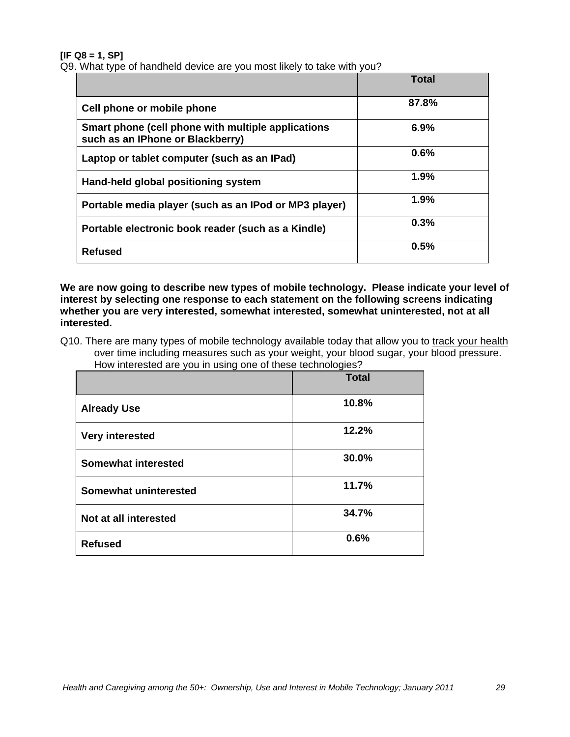**[IF Q8 = 1, SP]**

Q9. What type of handheld device are you most likely to take with you?

| | Total |
|---|---|
| **Cell phone or mobile phone** | **87.8%** |
| **Smart phone (cell phone with multiple applications such as an IPhone or Blackberry)** | **6.9%** |
| **Laptop or tablet computer (such as an IPad)** | **0.6%** |
| **Hand-held global positioning system** | **1.9%** |
| **Portable media player (such as an IPod or MP3 player)** | **1.9%** |
| **Portable electronic book reader (such as a Kindle)** | **0.3%** |
| **Refused** | **0.5%** |

**We are now going to describe new types of mobile technology. Please indicate your level of interest by selecting one response to each statement on the following screens indicating whether you are very interested, somewhat interested, somewhat uninterested, not at all interested.**

Q10. There are many types of mobile technology available today that allow you to track your health over time including measures such as your weight, your blood sugar, your blood pressure. How interested are you in using one of these technologies?

| | Total |
|---|---|
| **Already Use** | **10.8%** |
| **Very interested** | **12.2%** |
| **Somewhat interested** | **30.0%** |
| **Somewhat uninterested** | **11.7%** |
| **Not at all interested** | **34.7%** |
| **Refused** | **0.6%** |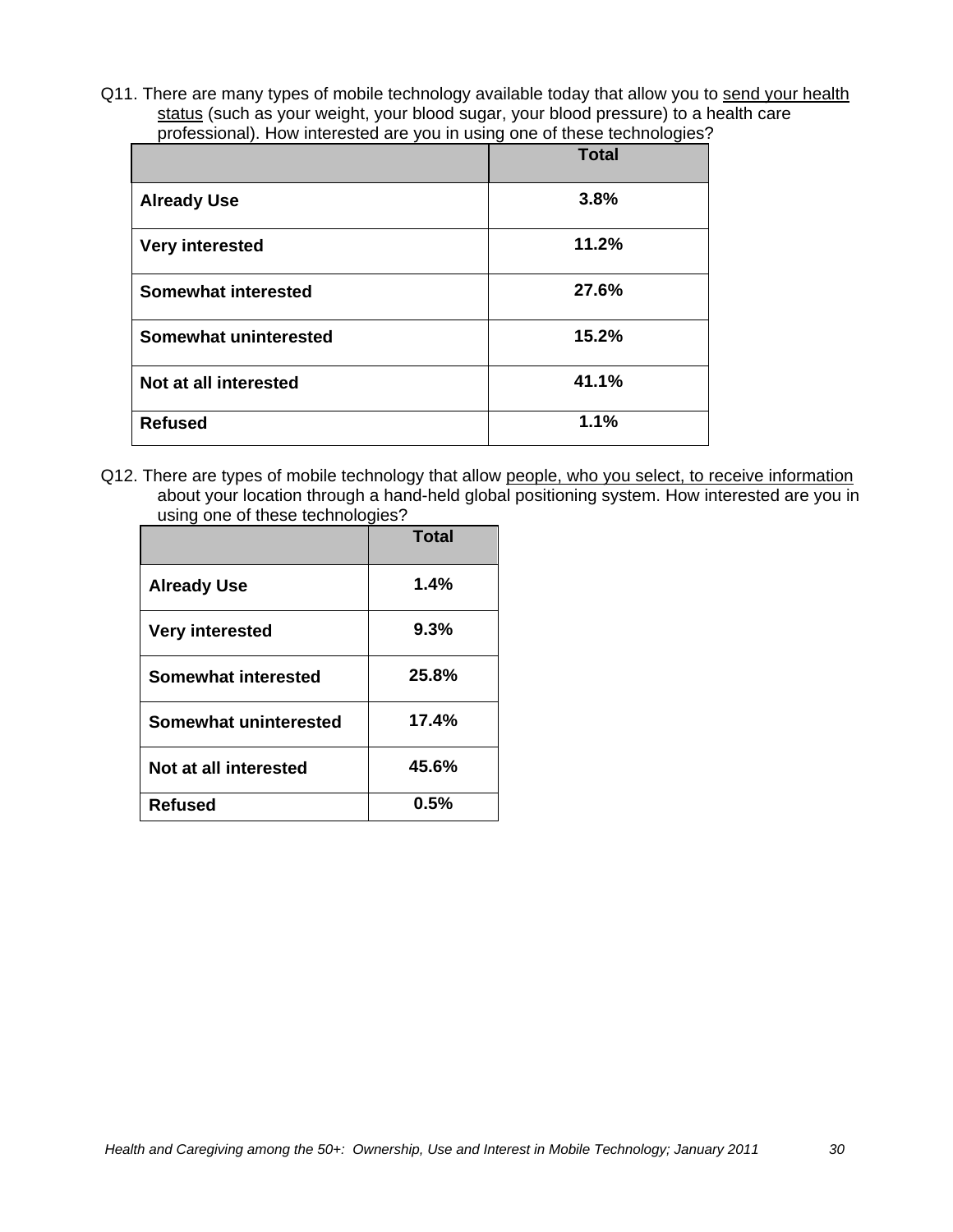Q11. There are many types of mobile technology available today that allow you to send your health status (such as your weight, your blood sugar, your blood pressure) to a health care professional). How interested are you in using one of these technologies?

| | Total |
|---|---|
| **Already Use** | **3.8%** |
| **Very interested** | **11.2%** |
| **Somewhat interested** | **27.6%** |
| **Somewhat uninterested** | **15.2%** |
| **Not at all interested** | **41.1%** |
| **Refused** | **1.1%** |

Q12. There are types of mobile technology that allow people, who you select, to receive information about your location through a hand-held global positioning system. How interested are you in using one of these technologies?

| | Total |
|---|---|
| **Already Use** | **1.4%** |
| **Very interested** | **9.3%** |
| **Somewhat interested** | **25.8%** |
| **Somewhat uninterested** | **17.4%** |
| **Not at all interested** | **45.6%** |
| **Refused** | **0.5%** |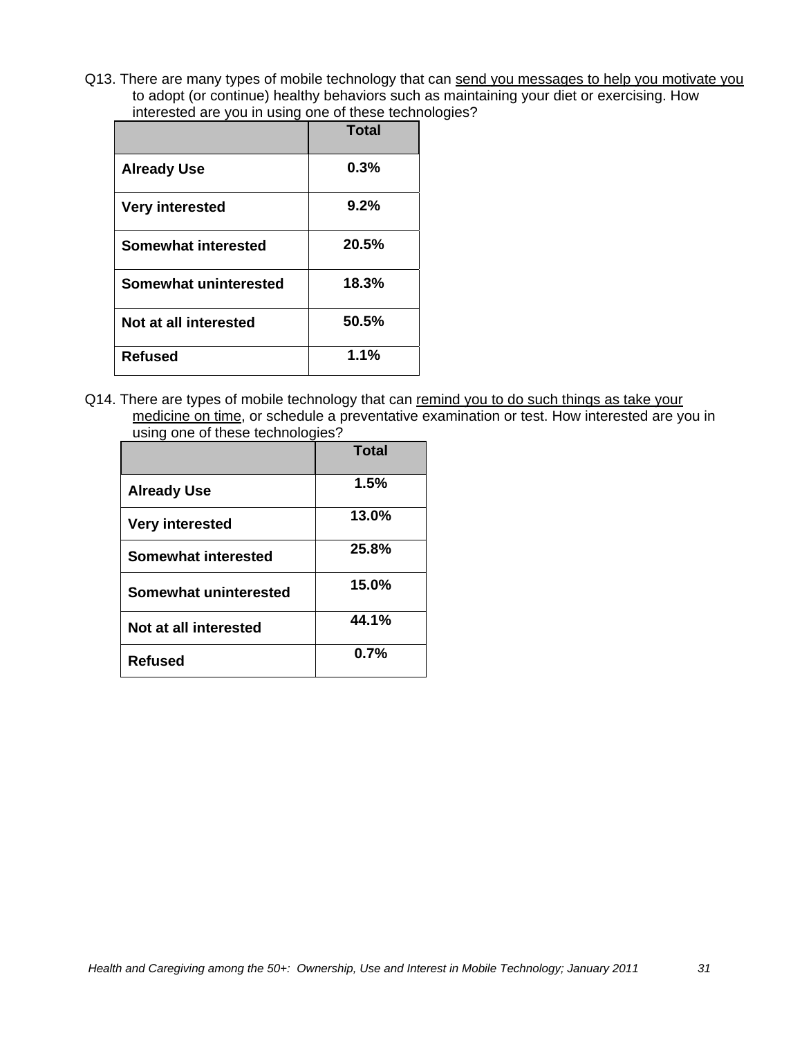Q13. There are many types of mobile technology that can <u>send you messages to help you motivate you</u> to adopt (or continue) healthy behaviors such as maintaining your diet or exercising. How interested are you in using one of these technologies?

| | Total |
|---|---|
| **Already Use** | **0.3%** |
| **Very interested** | **9.2%** |
| **Somewhat interested** | **20.5%** |
| **Somewhat uninterested** | **18.3%** |
| **Not at all interested** | **50.5%** |
| **Refused** | **1.1%** |

Q14. There are types of mobile technology that can <u>remind you to do such things as take your medicine on time</u>, or schedule a preventative examination or test. How interested are you in using one of these technologies?

| | Total |
|---|---|
| **Already Use** | **1.5%** |
| **Very interested** | **13.0%** |
| **Somewhat interested** | **25.8%** |
| **Somewhat uninterested** | **15.0%** |
| **Not at all interested** | **44.1%** |
| **Refused** | **0.7%** |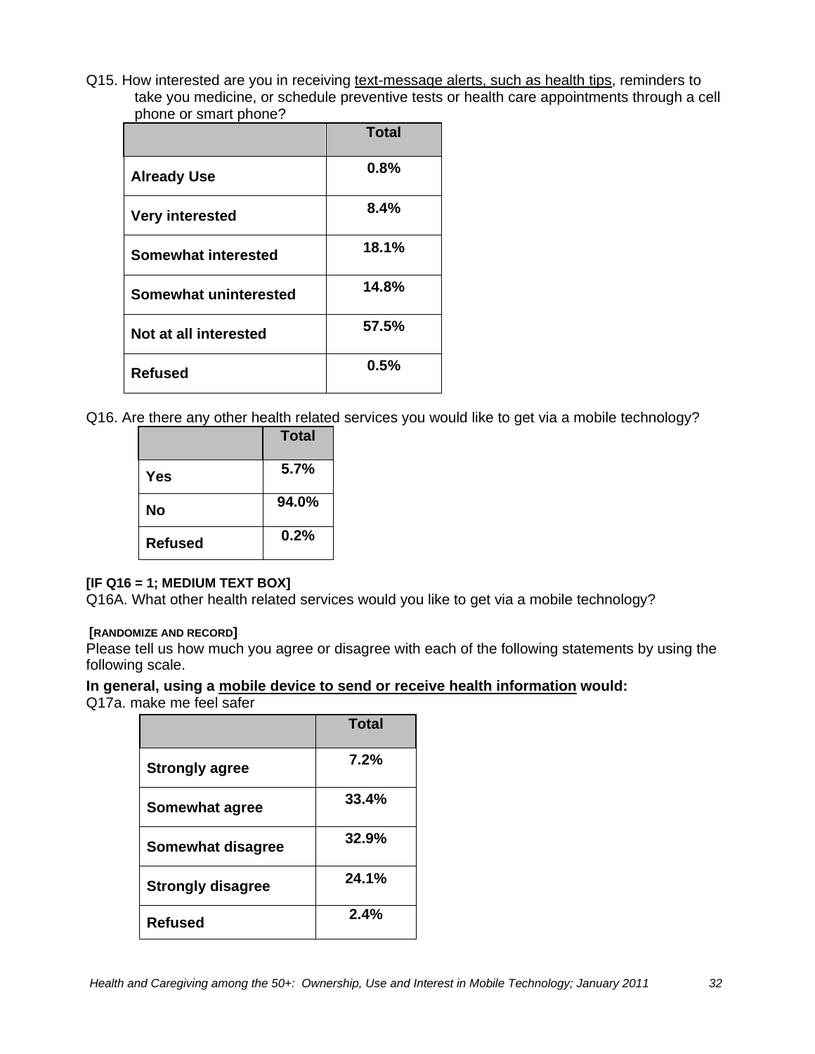Q15. How interested are you in receiving <u>text-message alerts, such as health tips</u>, reminders to take you medicine, or schedule preventive tests or health care appointments through a cell phone or smart phone?

| | Total |
|---|---|
| **Already Use** | **0.8%** |
| **Very interested** | **8.4%** |
| **Somewhat interested** | **18.1%** |
| **Somewhat uninterested** | **14.8%** |
| **Not at all interested** | **57.5%** |
| **Refused** | **0.5%** |

Q16. Are there any other health related services you would like to get via a mobile technology?

| | Total |
|---|---|
| **Yes** | **5.7%** |
| **No** | **94.0%** |
| **Refused** | **0.2%** |

**[IF Q16 = 1; MEDIUM TEXT BOX]**
Q16A. What other health related services would you like to get via a mobile technology?

**[RANDOMIZE AND RECORD]**
Please tell us how much you agree or disagree with each of the following statements by using the following scale.

**In general, using a <u>mobile device to send or receive health information</u> would:**
Q17a. make me feel safer

| | Total |
|---|---|
| **Strongly agree** | **7.2%** |
| **Somewhat agree** | **33.4%** |
| **Somewhat disagree** | **32.9%** |
| **Strongly disagree** | **24.1%** |
| **Refused** | **2.4%** |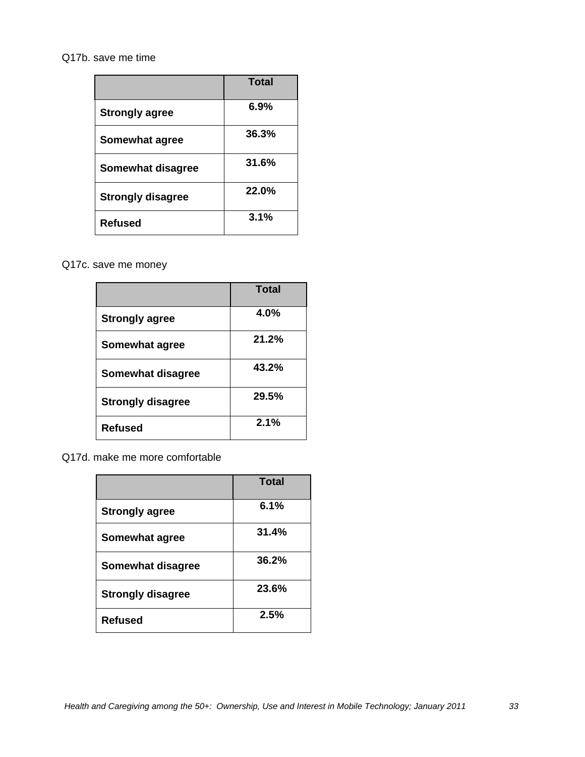Q17b. save me time

| | Total |
|---|---|
| **Strongly agree** | **6.9%** |
| **Somewhat agree** | **36.3%** |
| **Somewhat disagree** | **31.6%** |
| **Strongly disagree** | **22.0%** |
| **Refused** | **3.1%** |

Q17c. save me money

| | Total |
|---|---|
| **Strongly agree** | **4.0%** |
| **Somewhat agree** | **21.2%** |
| **Somewhat disagree** | **43.2%** |
| **Strongly disagree** | **29.5%** |
| **Refused** | **2.1%** |

Q17d. make me more comfortable

| | Total |
|---|---|
| **Strongly agree** | **6.1%** |
| **Somewhat agree** | **31.4%** |
| **Somewhat disagree** | **36.2%** |
| **Strongly disagree** | **23.6%** |
| **Refused** | **2.5%** |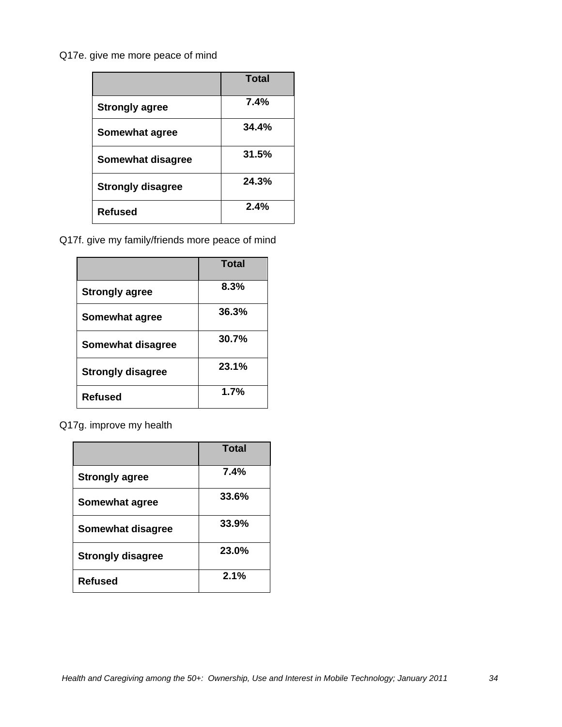Q17e. give me more peace of mind

| | Total |
|---|---|
| **Strongly agree** | **7.4%** |
| **Somewhat agree** | **34.4%** |
| **Somewhat disagree** | **31.5%** |
| **Strongly disagree** | **24.3%** |
| **Refused** | **2.4%** |

Q17f. give my family/friends more peace of mind

| | Total |
|---|---|
| **Strongly agree** | **8.3%** |
| **Somewhat agree** | **36.3%** |
| **Somewhat disagree** | **30.7%** |
| **Strongly disagree** | **23.1%** |
| **Refused** | **1.7%** |

Q17g. improve my health

| | Total |
|---|---|
| **Strongly agree** | **7.4%** |
| **Somewhat agree** | **33.6%** |
| **Somewhat disagree** | **33.9%** |
| **Strongly disagree** | **23.0%** |
| **Refused** | **2.1%** |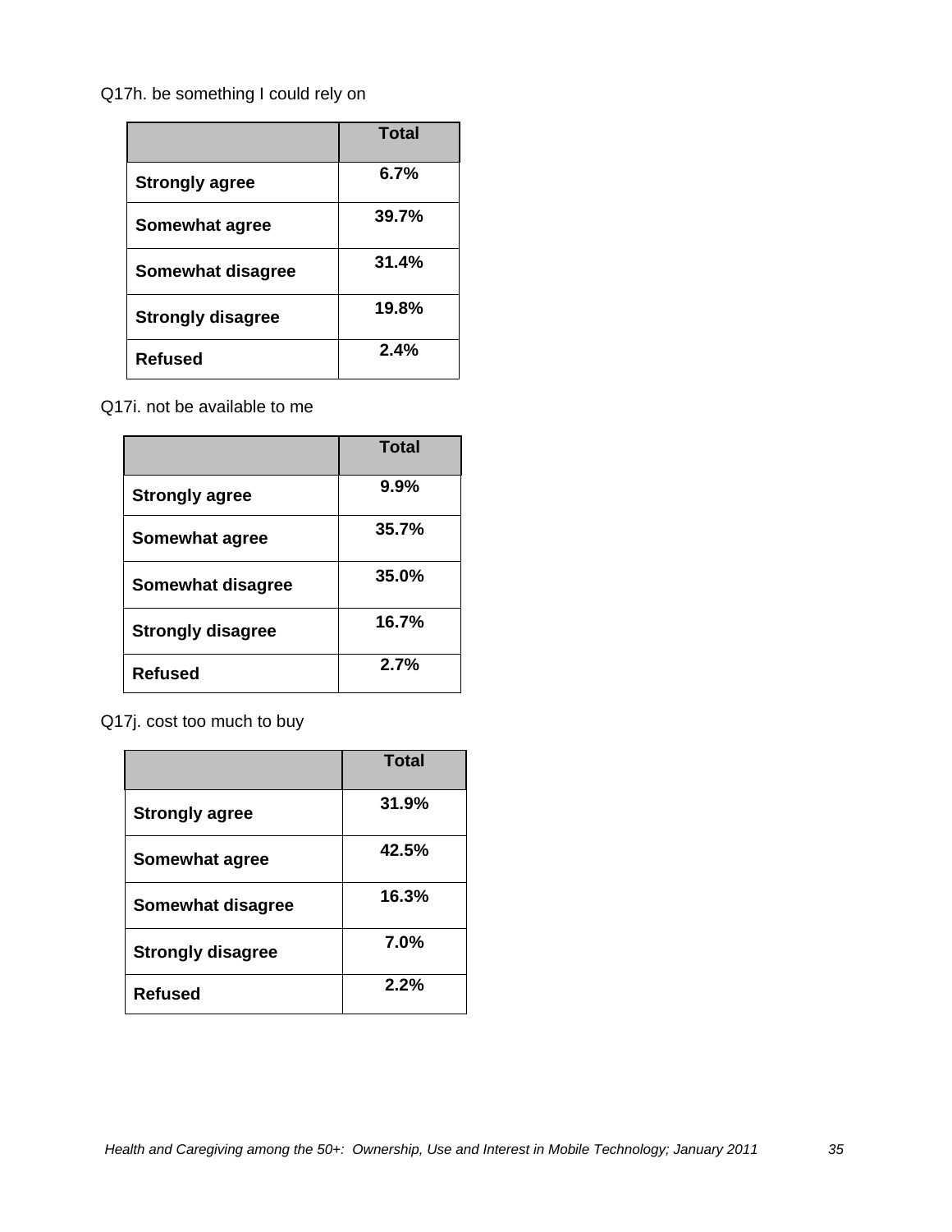Q17h. be something I could rely on

| | Total |
|---|---|
| **Strongly agree** | **6.7%** |
| **Somewhat agree** | **39.7%** |
| **Somewhat disagree** | **31.4%** |
| **Strongly disagree** | **19.8%** |
| **Refused** | **2.4%** |

Q17i. not be available to me

| | Total |
|---|---|
| **Strongly agree** | **9.9%** |
| **Somewhat agree** | **35.7%** |
| **Somewhat disagree** | **35.0%** |
| **Strongly disagree** | **16.7%** |
| **Refused** | **2.7%** |

Q17j. cost too much to buy

| | Total |
|---|---|
| **Strongly agree** | **31.9%** |
| **Somewhat agree** | **42.5%** |
| **Somewhat disagree** | **16.3%** |
| **Strongly disagree** | **7.0%** |
| **Refused** | **2.2%** |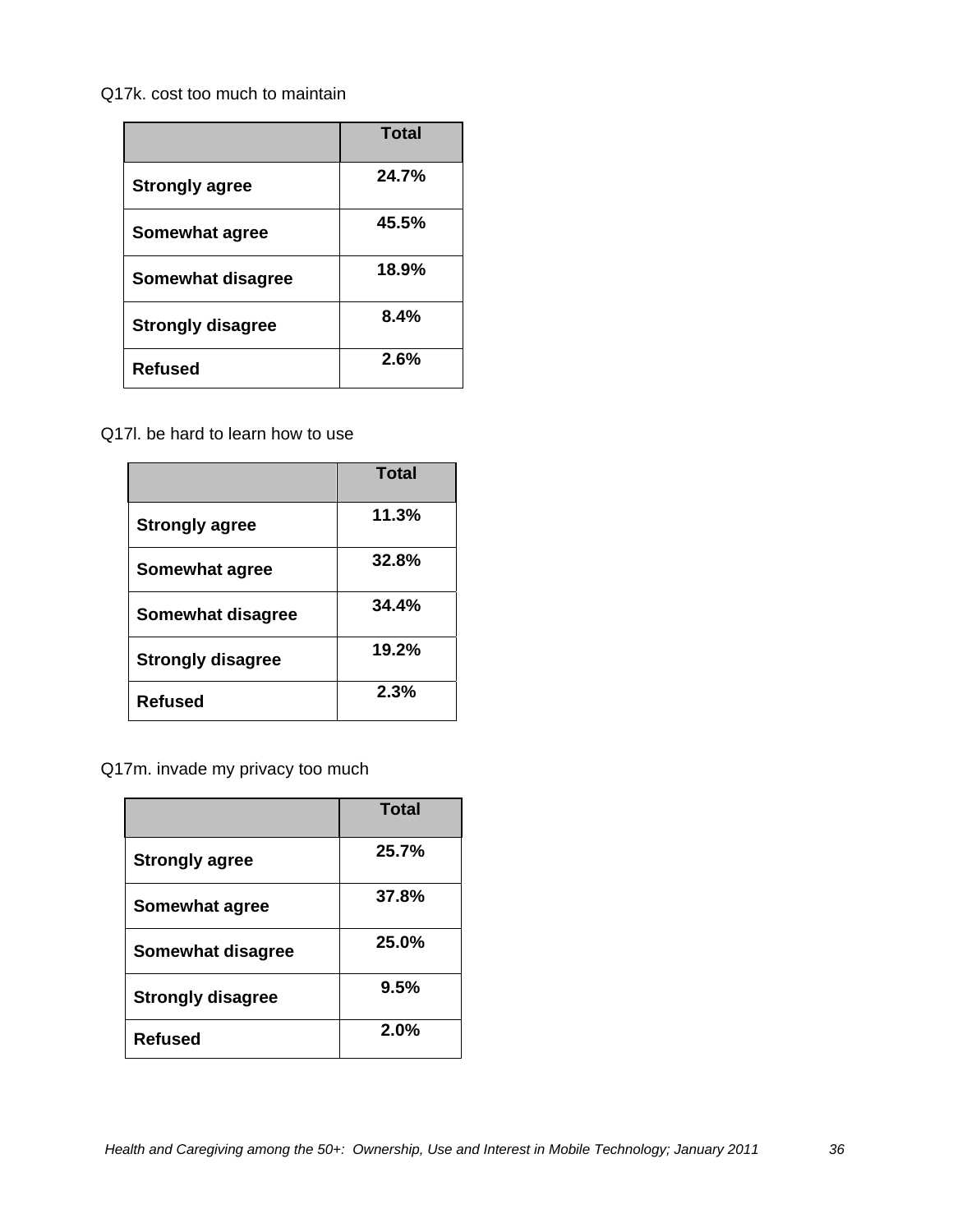Q17k. cost too much to maintain

| | Total |
|---|---|
| **Strongly agree** | **24.7%** |
| **Somewhat agree** | **45.5%** |
| **Somewhat disagree** | **18.9%** |
| **Strongly disagree** | **8.4%** |
| **Refused** | **2.6%** |

Q17l. be hard to learn how to use

| | Total |
|---|---|
| **Strongly agree** | **11.3%** |
| **Somewhat agree** | **32.8%** |
| **Somewhat disagree** | **34.4%** |
| **Strongly disagree** | **19.2%** |
| **Refused** | **2.3%** |

Q17m. invade my privacy too much

| | Total |
|---|---|
| **Strongly agree** | **25.7%** |
| **Somewhat agree** | **37.8%** |
| **Somewhat disagree** | **25.0%** |
| **Strongly disagree** | **9.5%** |
| **Refused** | **2.0%** |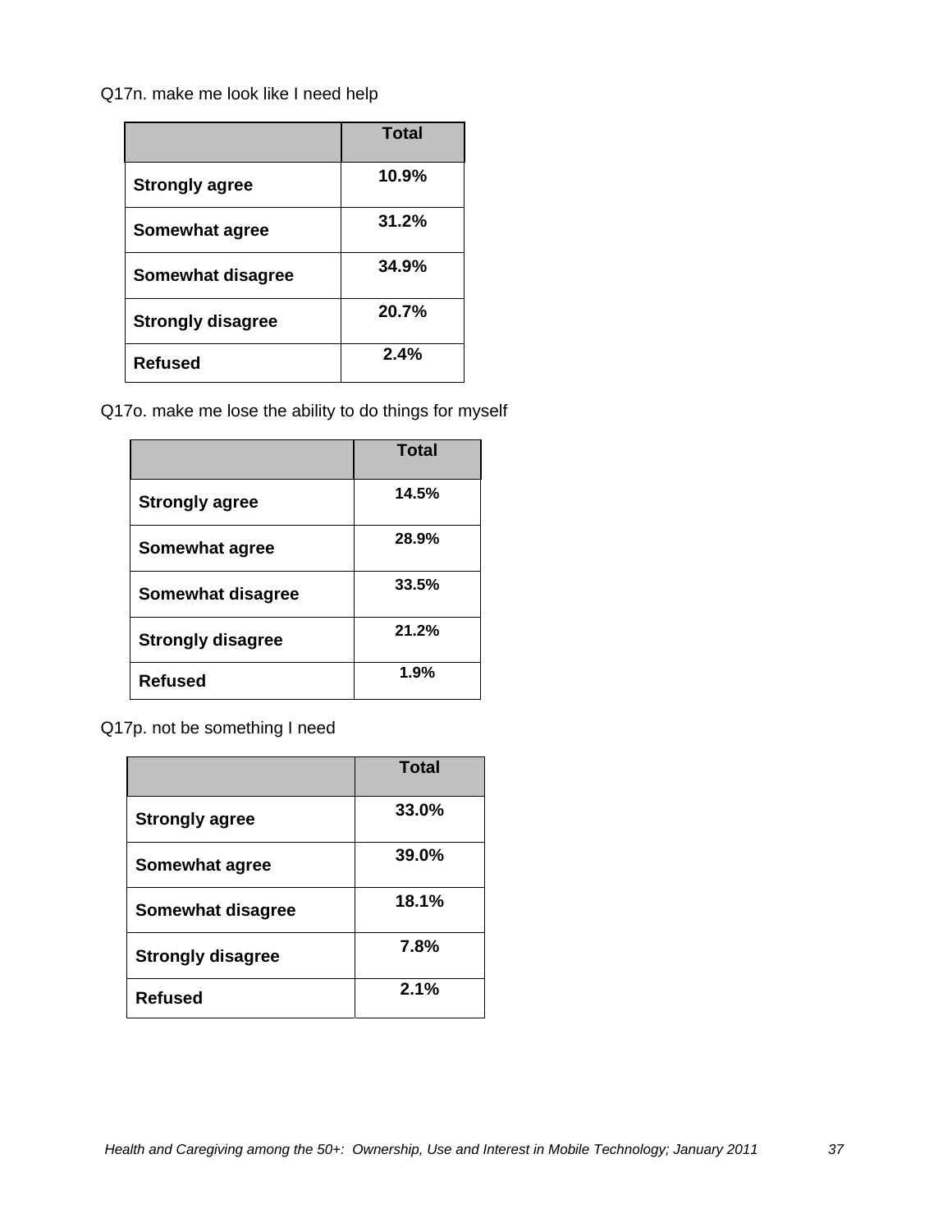Q17n. make me look like I need help

| | Total |
|---|---|
| **Strongly agree** | **10.9%** |
| **Somewhat agree** | **31.2%** |
| **Somewhat disagree** | **34.9%** |
| **Strongly disagree** | **20.7%** |
| **Refused** | **2.4%** |

Q17o. make me lose the ability to do things for myself

| | Total |
|---|---|
| **Strongly agree** | **14.5%** |
| **Somewhat agree** | **28.9%** |
| **Somewhat disagree** | **33.5%** |
| **Strongly disagree** | **21.2%** |
| **Refused** | **1.9%** |

Q17p. not be something I need

| | Total |
|---|---|
| **Strongly agree** | **33.0%** |
| **Somewhat agree** | **39.0%** |
| **Somewhat disagree** | **18.1%** |
| **Strongly disagree** | **7.8%** |
| **Refused** | **2.1%** |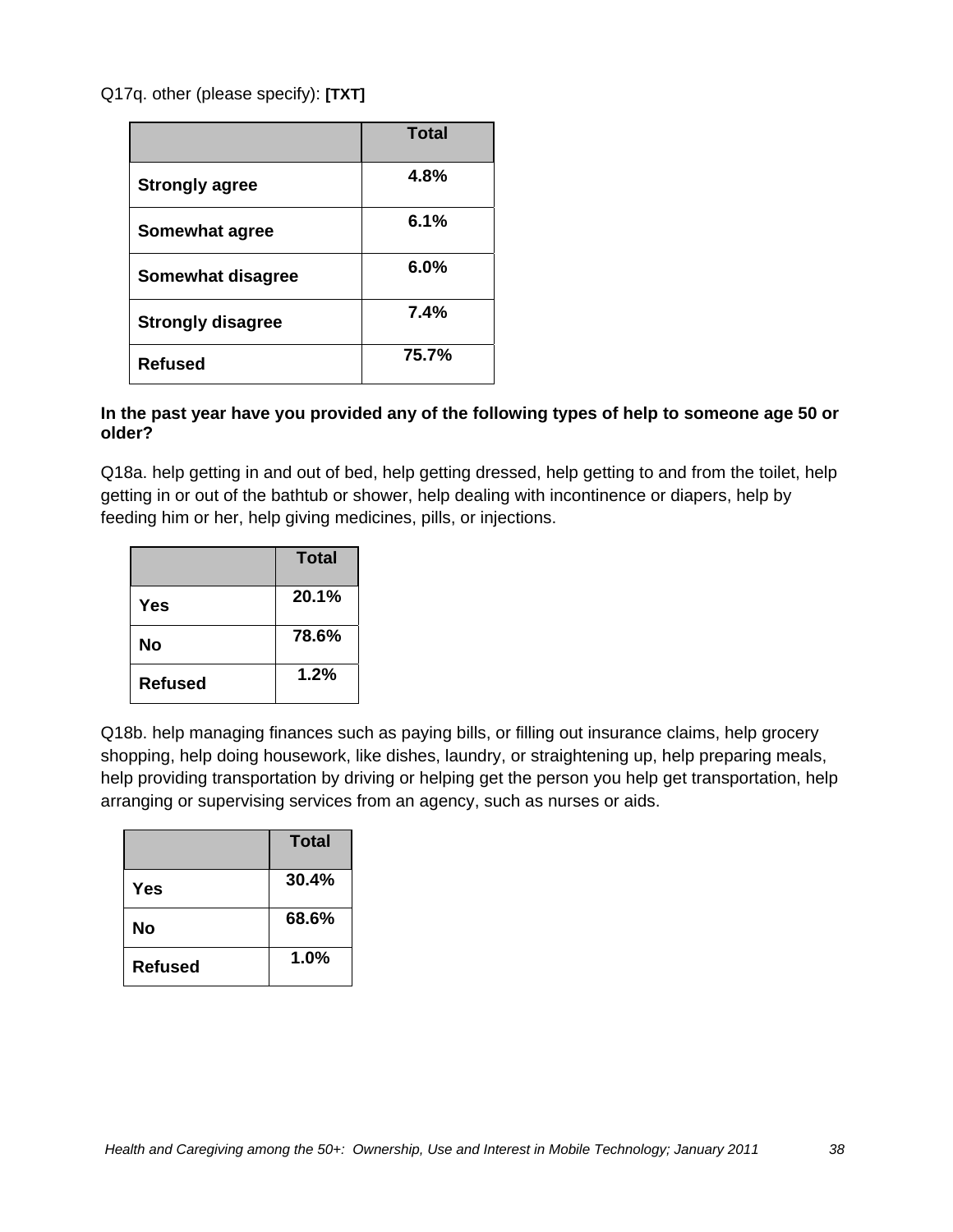Q17q. other (please specify): **[TXT]**

| | Total |
|---|---|
| **Strongly agree** | **4.8%** |
| **Somewhat agree** | **6.1%** |
| **Somewhat disagree** | **6.0%** |
| **Strongly disagree** | **7.4%** |
| **Refused** | **75.7%** |

**In the past year have you provided any of the following types of help to someone age 50 or older?**

Q18a. help getting in and out of bed, help getting dressed, help getting to and from the toilet, help getting in or out of the bathtub or shower, help dealing with incontinence or diapers, help by feeding him or her, help giving medicines, pills, or injections.

| | Total |
|---|---|
| **Yes** | **20.1%** |
| **No** | **78.6%** |
| **Refused** | **1.2%** |

Q18b. help managing finances such as paying bills, or filling out insurance claims, help grocery shopping, help doing housework, like dishes, laundry, or straightening up, help preparing meals, help providing transportation by driving or helping get the person you help get transportation, help arranging or supervising services from an agency, such as nurses or aids.

| | Total |
|---|---|
| **Yes** | **30.4%** |
| **No** | **68.6%** |
| **Refused** | **1.0%** |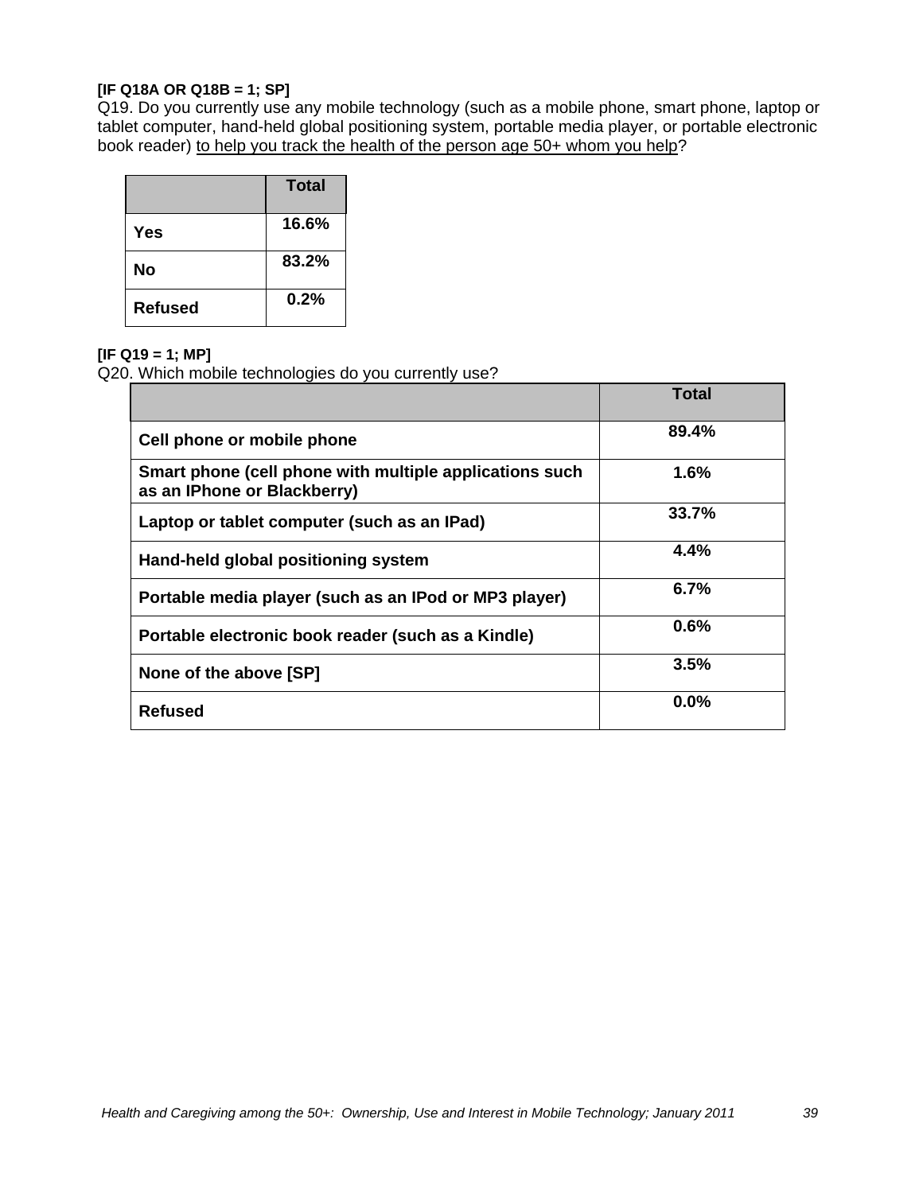**[IF Q18A OR Q18B = 1; SP]**

Q19. Do you currently use any mobile technology (such as a mobile phone, smart phone, laptop or tablet computer, hand-held global positioning system, portable media player, or portable electronic book reader) to help you track the health of the person age 50+ whom you help?

| | Total |
|---|---|
| **Yes** | **16.6%** |
| **No** | **83.2%** |
| **Refused** | **0.2%** |

**[IF Q19 = 1; MP]**

Q20. Which mobile technologies do you currently use?

| | Total |
|---|---|
| **Cell phone or mobile phone** | **89.4%** |
| **Smart phone (cell phone with multiple applications such as an IPhone or Blackberry)** | **1.6%** |
| **Laptop or tablet computer (such as an IPad)** | **33.7%** |
| **Hand-held global positioning system** | **4.4%** |
| **Portable media player (such as an IPod or MP3 player)** | **6.7%** |
| **Portable electronic book reader (such as a Kindle)** | **0.6%** |
| **None of the above [SP]** | **3.5%** |
| **Refused** | **0.0%** |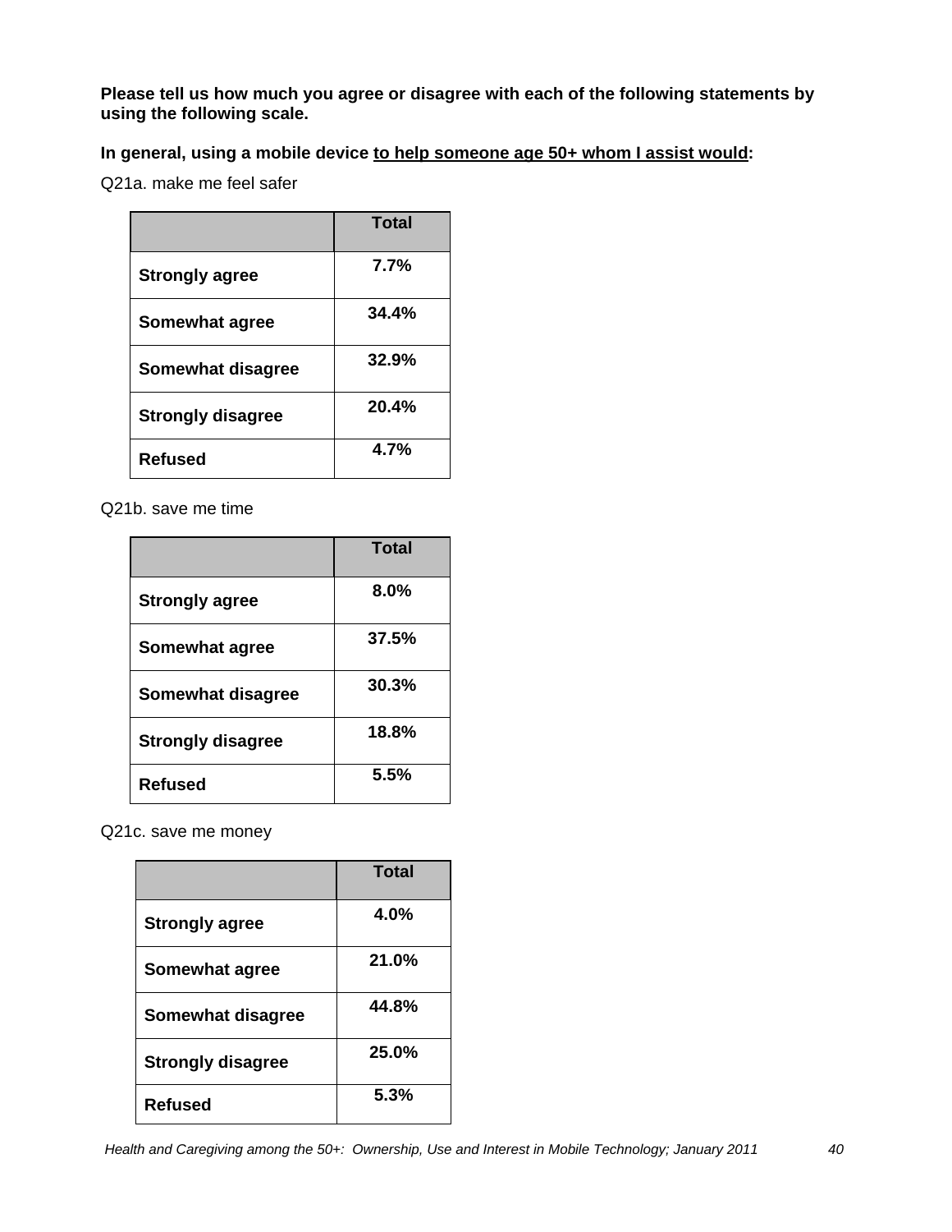**Please tell us how much you agree or disagree with each of the following statements by using the following scale.**

**In general, using a mobile device <u>to help someone age 50+ whom I assist would</u>:**

Q21a. make me feel safer

| | Total |
|---|---|
| **Strongly agree** | **7.7%** |
| **Somewhat agree** | **34.4%** |
| **Somewhat disagree** | **32.9%** |
| **Strongly disagree** | **20.4%** |
| **Refused** | **4.7%** |

Q21b. save me time

| | Total |
|---|---|
| **Strongly agree** | **8.0%** |
| **Somewhat agree** | **37.5%** |
| **Somewhat disagree** | **30.3%** |
| **Strongly disagree** | **18.8%** |
| **Refused** | **5.5%** |

Q21c. save me money

| | Total |
|---|---|
| **Strongly agree** | **4.0%** |
| **Somewhat agree** | **21.0%** |
| **Somewhat disagree** | **44.8%** |
| **Strongly disagree** | **25.0%** |
| **Refused** | **5.3%** |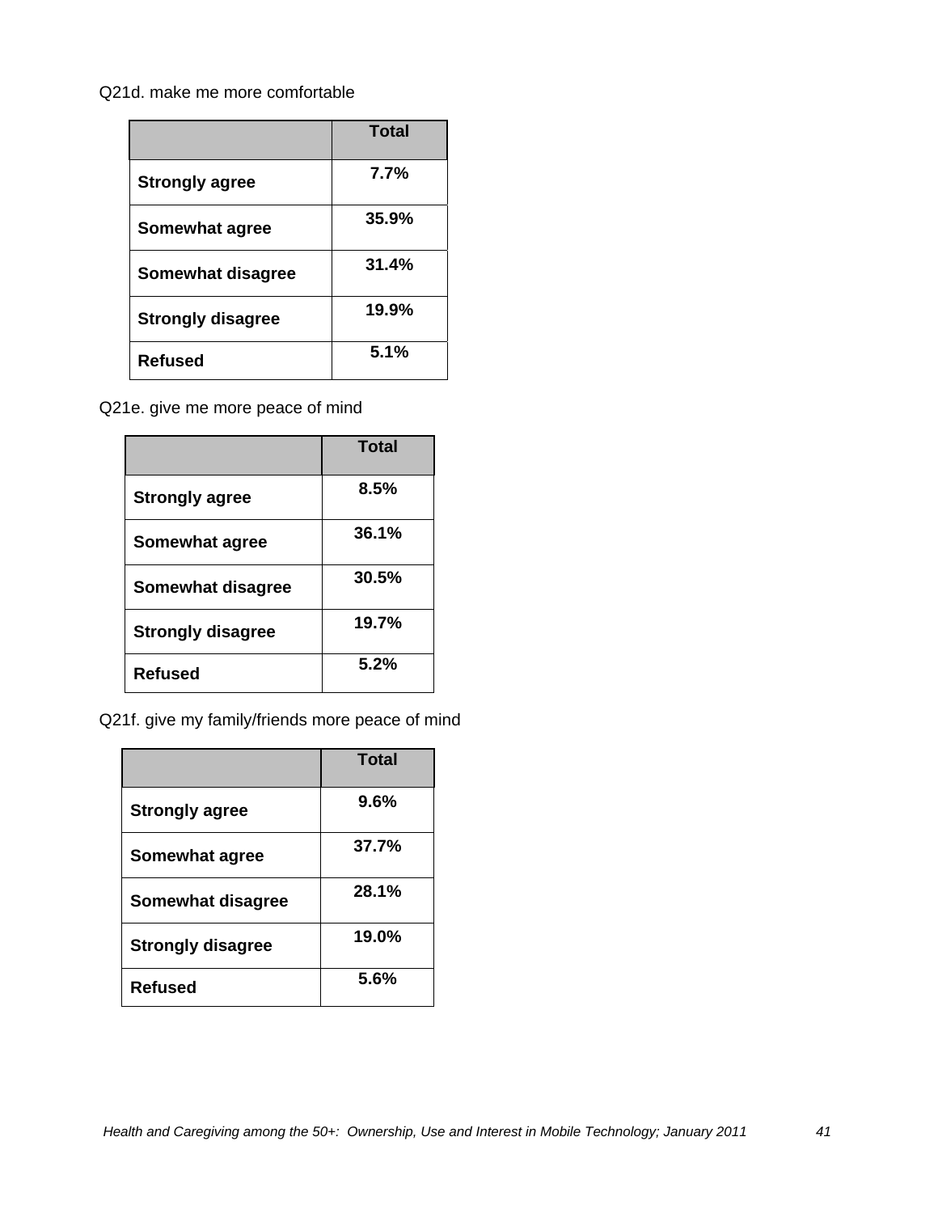Q21d. make me more comfortable

| | Total |
|---|---|
| **Strongly agree** | **7.7%** |
| **Somewhat agree** | **35.9%** |
| **Somewhat disagree** | **31.4%** |
| **Strongly disagree** | **19.9%** |
| **Refused** | **5.1%** |

Q21e. give me more peace of mind

| | Total |
|---|---|
| **Strongly agree** | **8.5%** |
| **Somewhat agree** | **36.1%** |
| **Somewhat disagree** | **30.5%** |
| **Strongly disagree** | **19.7%** |
| **Refused** | **5.2%** |

Q21f. give my family/friends more peace of mind

| | Total |
|---|---|
| **Strongly agree** | **9.6%** |
| **Somewhat agree** | **37.7%** |
| **Somewhat disagree** | **28.1%** |
| **Strongly disagree** | **19.0%** |
| **Refused** | **5.6%** |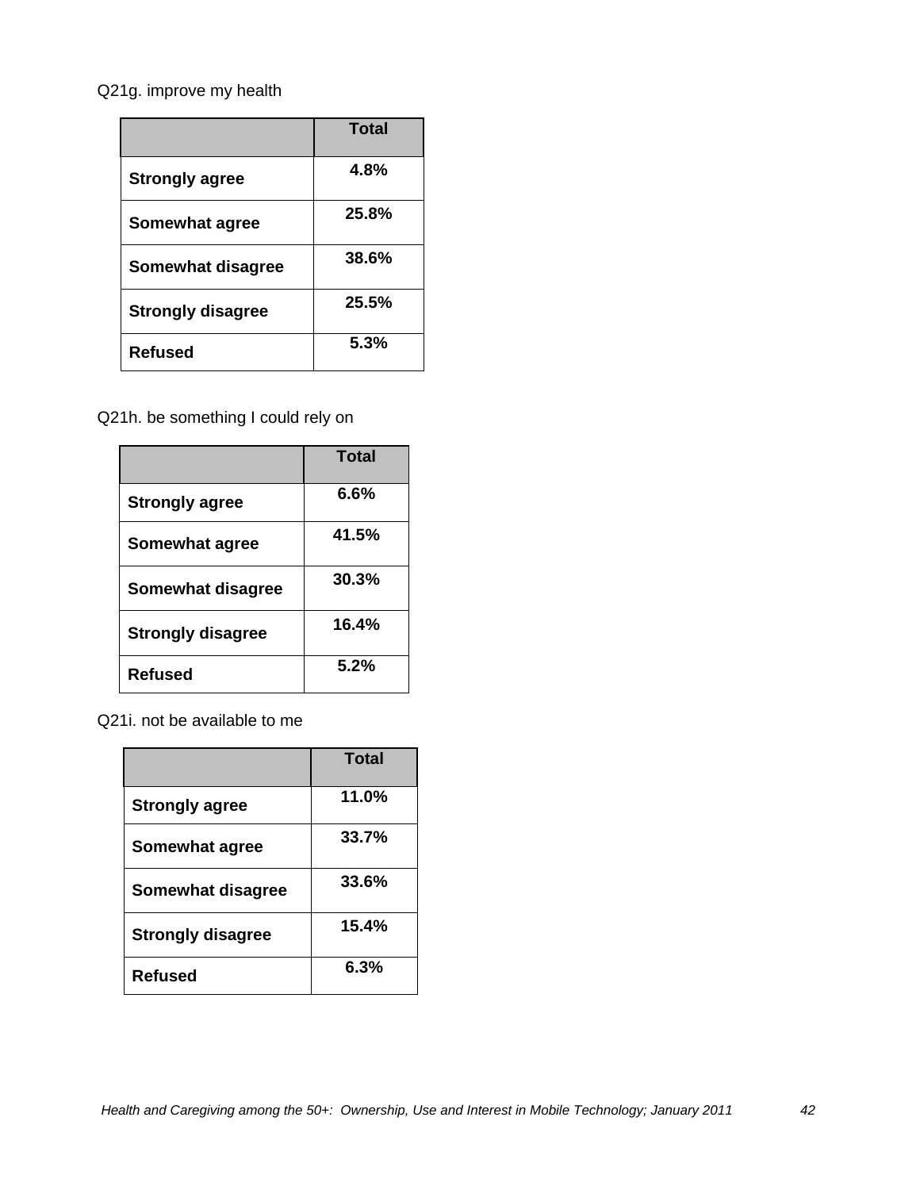Q21g. improve my health

| | Total |
|---|---|
| **Strongly agree** | **4.8%** |
| **Somewhat agree** | **25.8%** |
| **Somewhat disagree** | **38.6%** |
| **Strongly disagree** | **25.5%** |
| **Refused** | **5.3%** |

Q21h. be something I could rely on

| | Total |
|---|---|
| **Strongly agree** | **6.6%** |
| **Somewhat agree** | **41.5%** |
| **Somewhat disagree** | **30.3%** |
| **Strongly disagree** | **16.4%** |
| **Refused** | **5.2%** |

Q21i. not be available to me

| | Total |
|---|---|
| **Strongly agree** | **11.0%** |
| **Somewhat agree** | **33.7%** |
| **Somewhat disagree** | **33.6%** |
| **Strongly disagree** | **15.4%** |
| **Refused** | **6.3%** |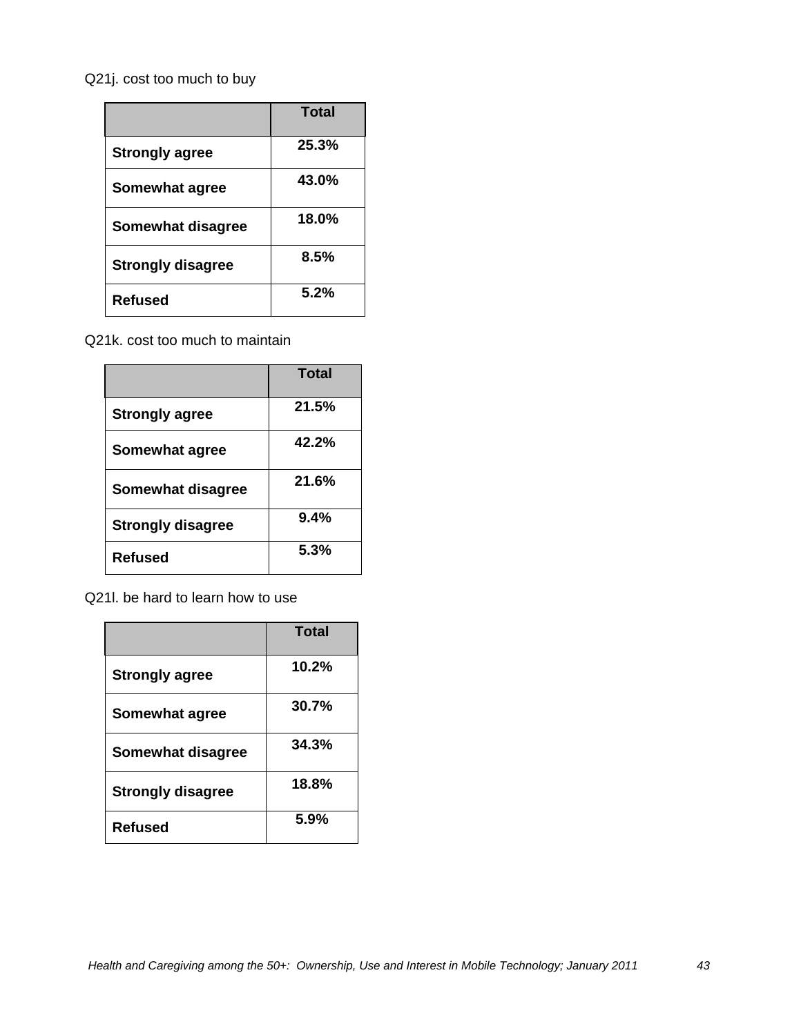Q21j. cost too much to buy

| | Total |
|---|---|
| **Strongly agree** | **25.3%** |
| **Somewhat agree** | **43.0%** |
| **Somewhat disagree** | **18.0%** |
| **Strongly disagree** | **8.5%** |
| **Refused** | **5.2%** |

Q21k. cost too much to maintain

| | Total |
|---|---|
| **Strongly agree** | **21.5%** |
| **Somewhat agree** | **42.2%** |
| **Somewhat disagree** | **21.6%** |
| **Strongly disagree** | **9.4%** |
| **Refused** | **5.3%** |

Q21l. be hard to learn how to use

| | Total |
|---|---|
| **Strongly agree** | **10.2%** |
| **Somewhat agree** | **30.7%** |
| **Somewhat disagree** | **34.3%** |
| **Strongly disagree** | **18.8%** |
| **Refused** | **5.9%** |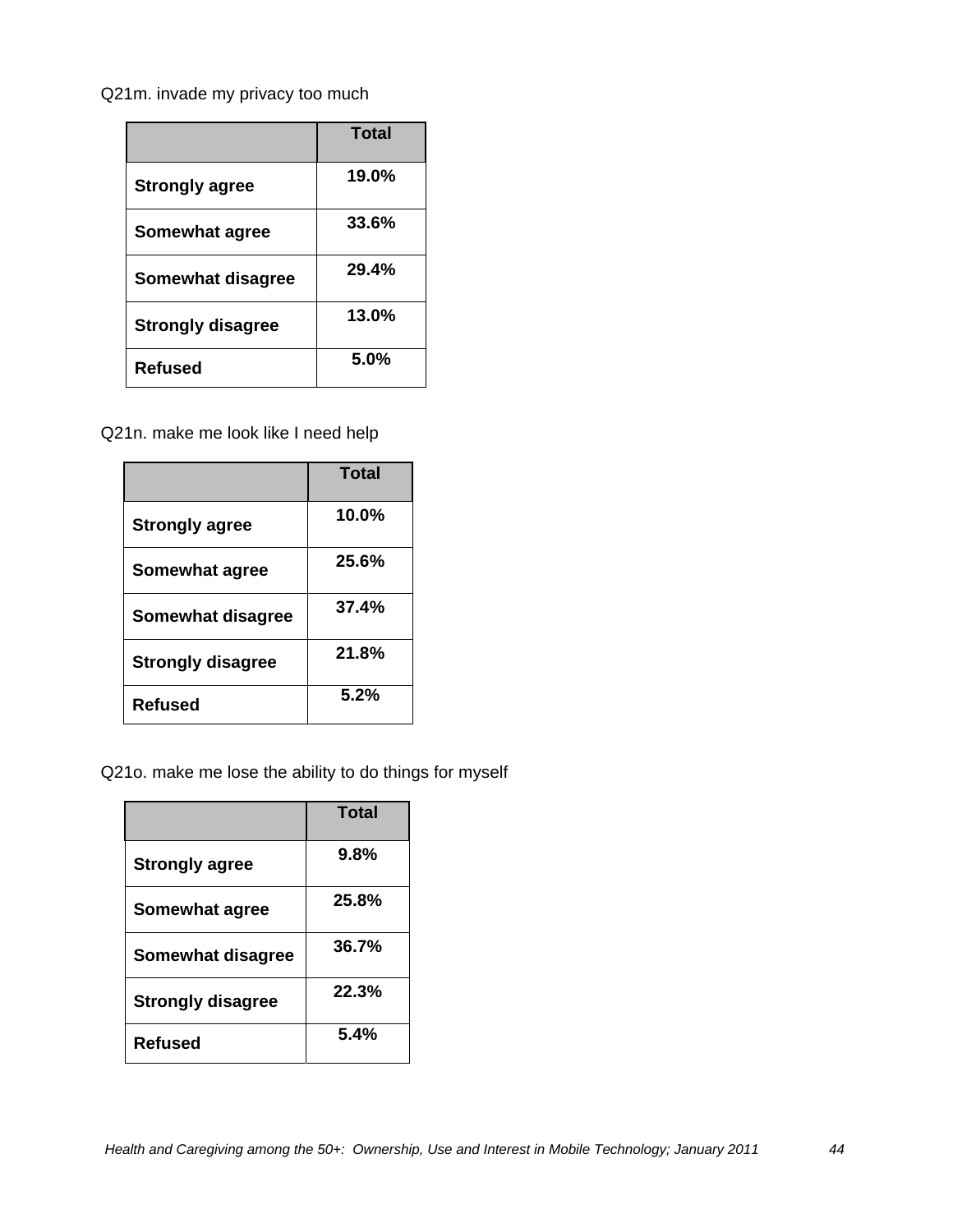Q21m. invade my privacy too much

| | Total |
|---|---|
| **Strongly agree** | **19.0%** |
| **Somewhat agree** | **33.6%** |
| **Somewhat disagree** | **29.4%** |
| **Strongly disagree** | **13.0%** |
| **Refused** | **5.0%** |

Q21n. make me look like I need help

| | Total |
|---|---|
| **Strongly agree** | **10.0%** |
| **Somewhat agree** | **25.6%** |
| **Somewhat disagree** | **37.4%** |
| **Strongly disagree** | **21.8%** |
| **Refused** | **5.2%** |

Q21o. make me lose the ability to do things for myself

| | Total |
|---|---|
| **Strongly agree** | **9.8%** |
| **Somewhat agree** | **25.8%** |
| **Somewhat disagree** | **36.7%** |
| **Strongly disagree** | **22.3%** |
| **Refused** | **5.4%** |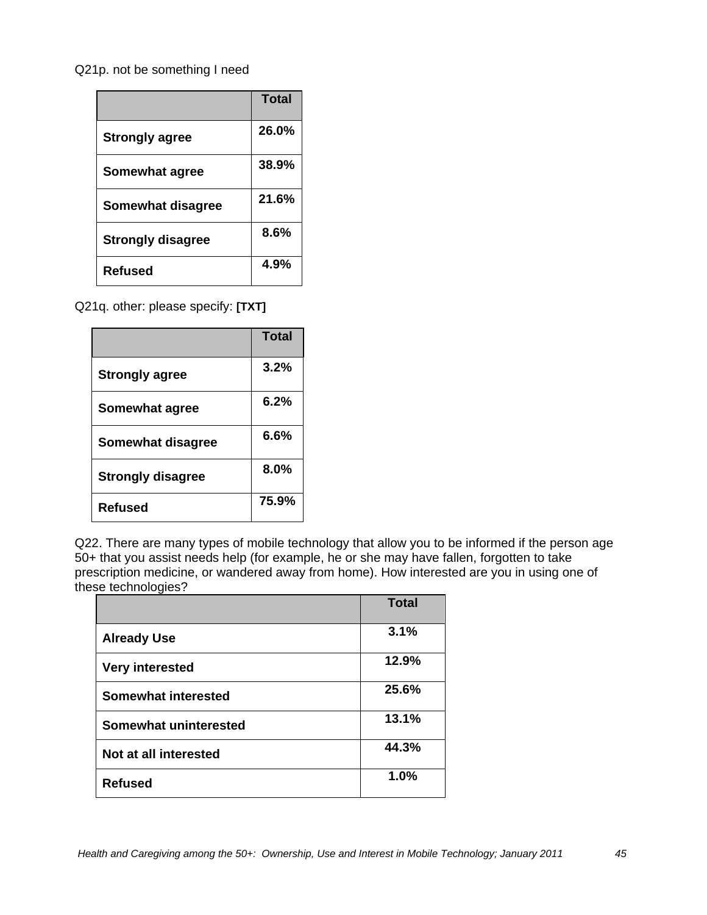Q21p. not be something I need

| | Total |
|---|---|
| **Strongly agree** | **26.0%** |
| **Somewhat agree** | **38.9%** |
| **Somewhat disagree** | **21.6%** |
| **Strongly disagree** | **8.6%** |
| **Refused** | **4.9%** |

Q21q. other: please specify: **[TXT]**

| | Total |
|---|---|
| **Strongly agree** | **3.2%** |
| **Somewhat agree** | **6.2%** |
| **Somewhat disagree** | **6.6%** |
| **Strongly disagree** | **8.0%** |
| **Refused** | **75.9%** |

Q22. There are many types of mobile technology that allow you to be informed if the person age 50+ that you assist needs help (for example, he or she may have fallen, forgotten to take prescription medicine, or wandered away from home). How interested are you in using one of these technologies?

| | Total |
|---|---|
| **Already Use** | **3.1%** |
| **Very interested** | **12.9%** |
| **Somewhat interested** | **25.6%** |
| **Somewhat uninterested** | **13.1%** |
| **Not at all interested** | **44.3%** |
| **Refused** | **1.0%** |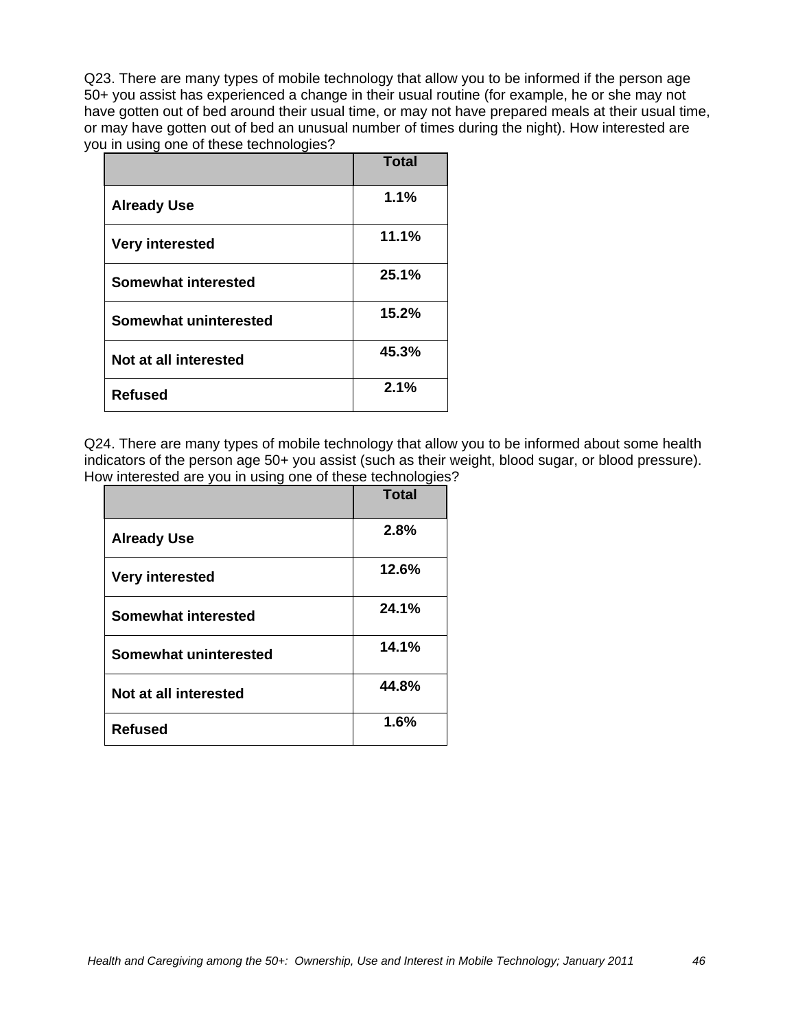Q23. There are many types of mobile technology that allow you to be informed if the person age 50+ you assist has experienced a change in their usual routine (for example, he or she may not have gotten out of bed around their usual time, or may not have prepared meals at their usual time, or may have gotten out of bed an unusual number of times during the night). How interested are you in using one of these technologies?

| | Total |
|---|---|
| **Already Use** | **1.1%** |
| **Very interested** | **11.1%** |
| **Somewhat interested** | **25.1%** |
| **Somewhat uninterested** | **15.2%** |
| **Not at all interested** | **45.3%** |
| **Refused** | **2.1%** |

Q24. There are many types of mobile technology that allow you to be informed about some health indicators of the person age 50+ you assist (such as their weight, blood sugar, or blood pressure). How interested are you in using one of these technologies?

| | Total |
|---|---|
| **Already Use** | **2.8%** |
| **Very interested** | **12.6%** |
| **Somewhat interested** | **24.1%** |
| **Somewhat uninterested** | **14.1%** |
| **Not at all interested** | **44.8%** |
| **Refused** | **1.6%** |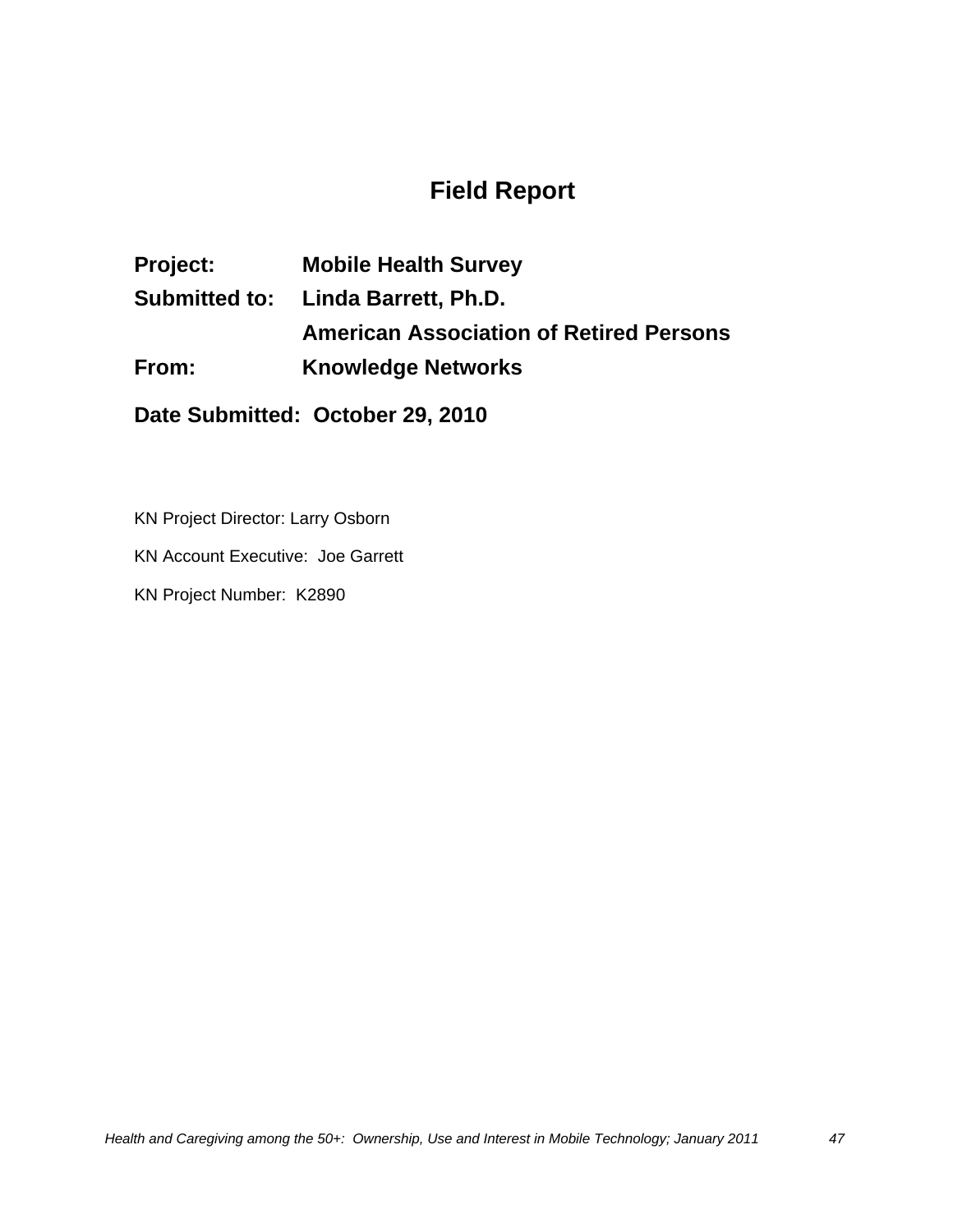# Field Report

**Project:** **Mobile Health Survey**

**Submitted to:** **Linda Barrett, Ph.D.**
**American Association of Retired Persons**

**From:** **Knowledge Networks**

**Date Submitted: October 29, 2010**

KN Project Director: Larry Osborn

KN Account Executive: Joe Garrett

KN Project Number: K2890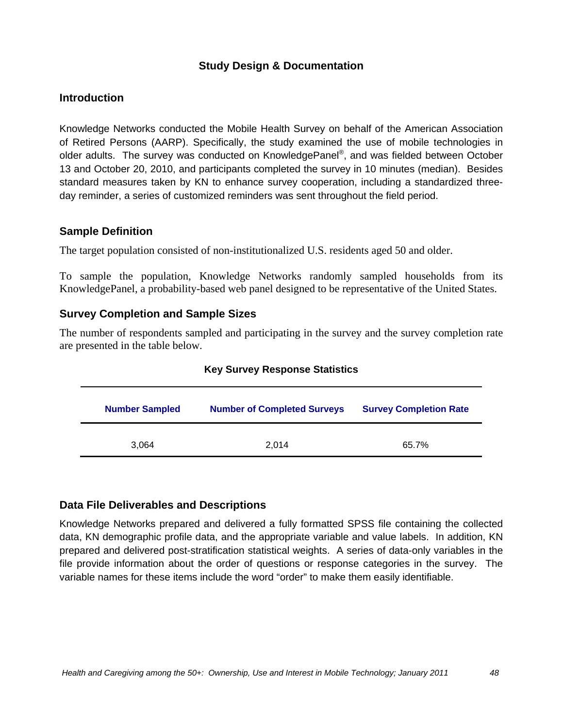# Study Design & Documentation

## Introduction

Knowledge Networks conducted the Mobile Health Survey on behalf of the American Association of Retired Persons (AARP). Specifically, the study examined the use of mobile technologies in older adults. The survey was conducted on KnowledgePanel®, and was fielded between October 13 and October 20, 2010, and participants completed the survey in 10 minutes (median). Besides standard measures taken by KN to enhance survey cooperation, including a standardized three-day reminder, a series of customized reminders was sent throughout the field period.

## Sample Definition

The target population consisted of non-institutionalized U.S. residents aged 50 and older.

To sample the population, Knowledge Networks randomly sampled households from its KnowledgePanel, a probability-based web panel designed to be representative of the United States.

## Survey Completion and Sample Sizes

The number of respondents sampled and participating in the survey and the survey completion rate are presented in the table below.

**Key Survey Response Statistics**

| Number Sampled | Number of Completed Surveys | Survey Completion Rate |
|---|---|---|
| 3,064 | 2,014 | 65.7% |

## Data File Deliverables and Descriptions

Knowledge Networks prepared and delivered a fully formatted SPSS file containing the collected data, KN demographic profile data, and the appropriate variable and value labels. In addition, KN prepared and delivered post-stratification statistical weights. A series of data-only variables in the file provide information about the order of questions or response categories in the survey. The variable names for these items include the word "order" to make them easily identifiable.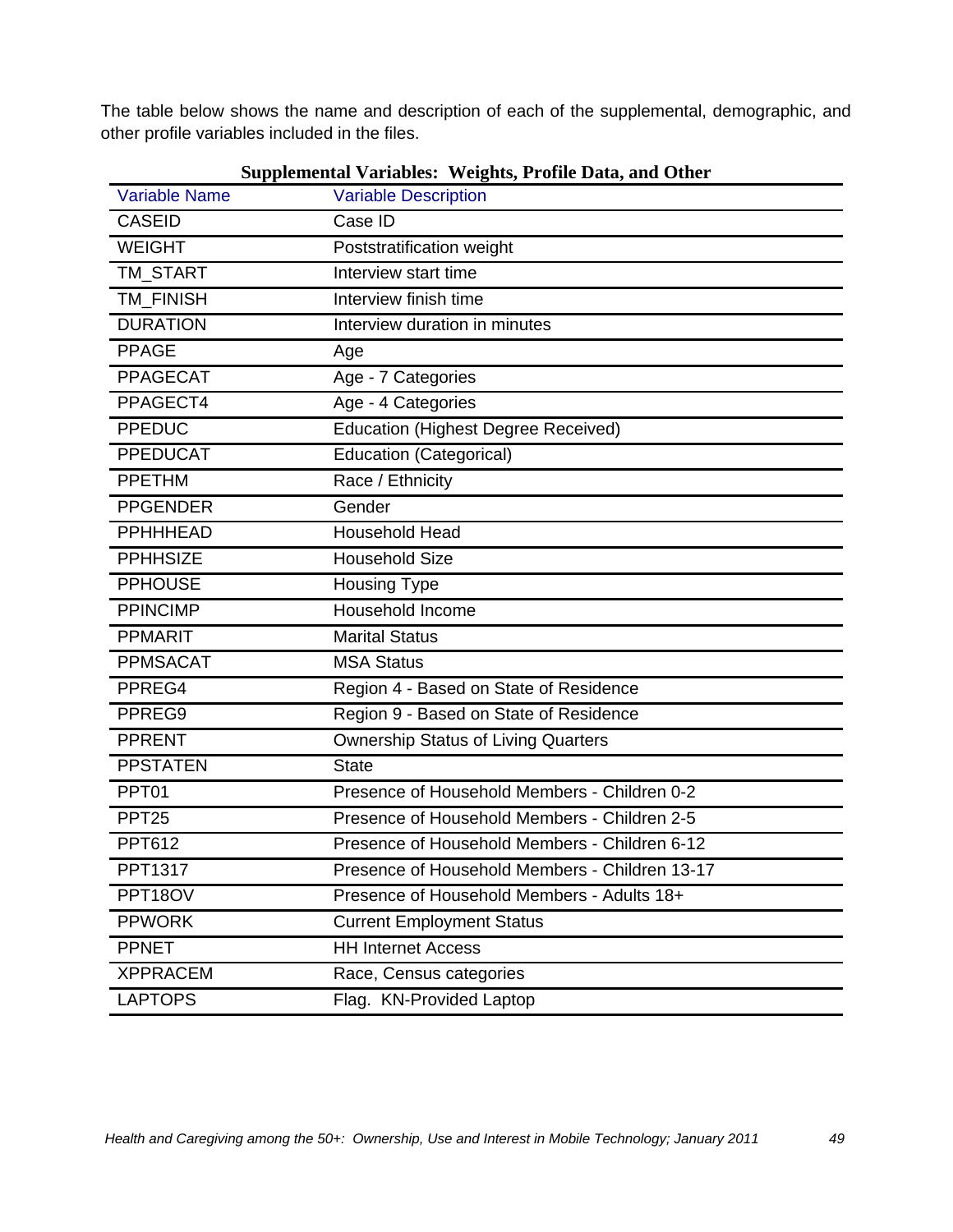The table below shows the name and description of each of the supplemental, demographic, and other profile variables included in the files.

**Supplemental Variables: Weights, Profile Data, and Other**

| Variable Name | Variable Description |
|---|---|
| CASEID | Case ID |
| WEIGHT | Poststratification weight |
| TM_START | Interview start time |
| TM_FINISH | Interview finish time |
| DURATION | Interview duration in minutes |
| PPAGE | Age |
| PPAGECAT | Age - 7 Categories |
| PPAGECT4 | Age - 4 Categories |
| PPEDUC | Education (Highest Degree Received) |
| PPEDUCAT | Education (Categorical) |
| PPETHM | Race / Ethnicity |
| PPGENDER | Gender |
| PPHHHEAD | Household Head |
| PPHHSIZE | Household Size |
| PPHOUSE | Housing Type |
| PPINCIMP | Household Income |
| PPMARIT | Marital Status |
| PPMSACAT | MSA Status |
| PPREG4 | Region 4 - Based on State of Residence |
| PPREG9 | Region 9 - Based on State of Residence |
| PPRENT | Ownership Status of Living Quarters |
| PPSTATEN | State |
| PPT01 | Presence of Household Members - Children 0-2 |
| PPT25 | Presence of Household Members - Children 2-5 |
| PPT612 | Presence of Household Members - Children 6-12 |
| PPT1317 | Presence of Household Members - Children 13-17 |
| PPT18OV | Presence of Household Members - Adults 18+ |
| PPWORK | Current Employment Status |
| PPNET | HH Internet Access |
| XPPRACEM | Race, Census categories |
| LAPTOPS | Flag. KN-Provided Laptop |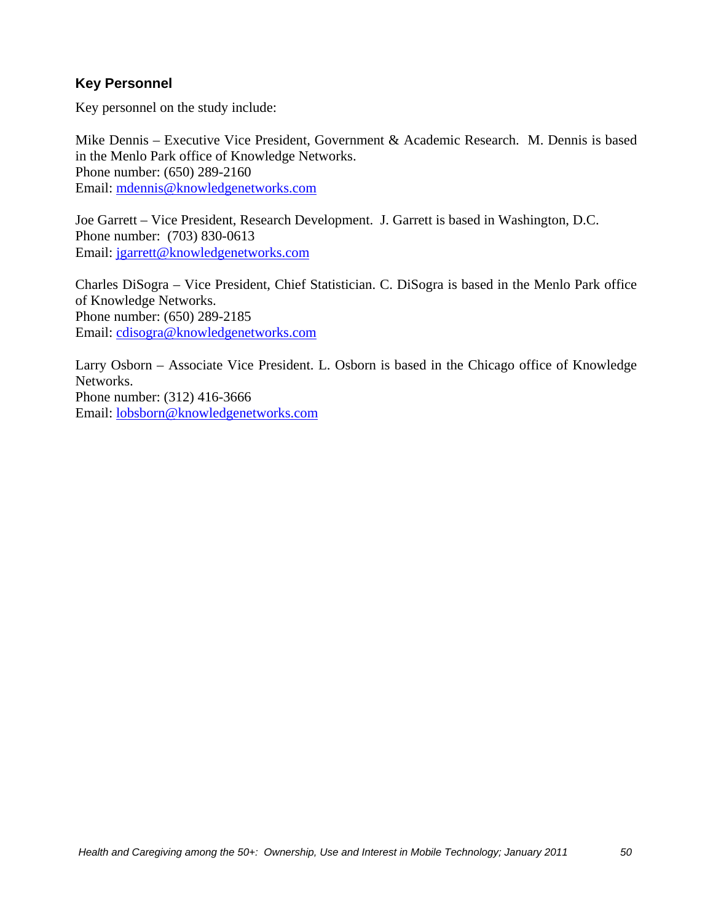### Key Personnel

Key personnel on the study include:

Mike Dennis – Executive Vice President, Government & Academic Research. M. Dennis is based in the Menlo Park office of Knowledge Networks.
Phone number: (650) 289-2160
Email: mdennis@knowledgenetworks.com

Joe Garrett – Vice President, Research Development. J. Garrett is based in Washington, D.C.
Phone number: (703) 830-0613
Email: jgarrett@knowledgenetworks.com

Charles DiSogra – Vice President, Chief Statistician. C. DiSogra is based in the Menlo Park office of Knowledge Networks.
Phone number: (650) 289-2185
Email: cdisogra@knowledgenetworks.com

Larry Osborn – Associate Vice President. L. Osborn is based in the Chicago office of Knowledge Networks.
Phone number: (312) 416-3666
Email: lobsborn@knowledgenetworks.com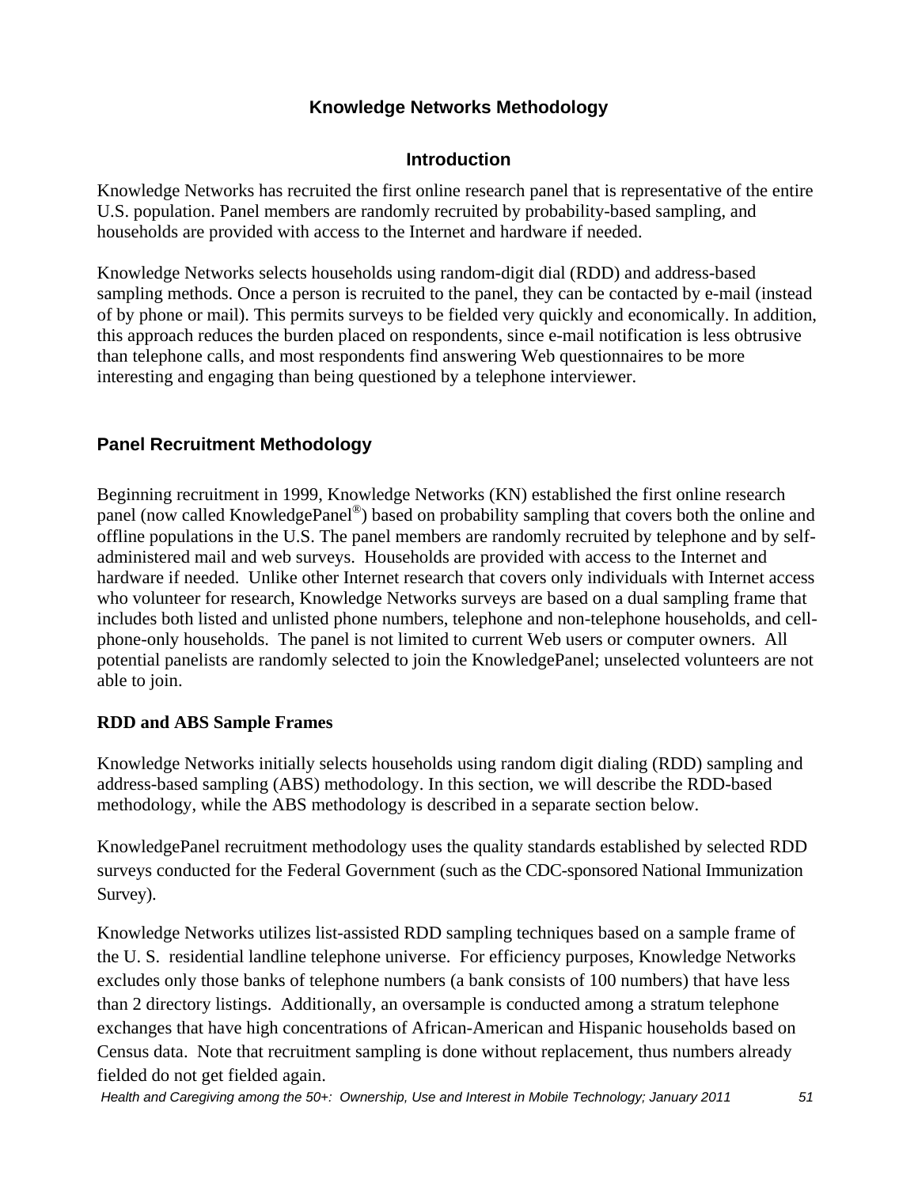## Knowledge Networks Methodology

### Introduction

Knowledge Networks has recruited the first online research panel that is representative of the entire U.S. population. Panel members are randomly recruited by probability-based sampling, and households are provided with access to the Internet and hardware if needed.

Knowledge Networks selects households using random-digit dial (RDD) and address-based sampling methods. Once a person is recruited to the panel, they can be contacted by e-mail (instead of by phone or mail). This permits surveys to be fielded very quickly and economically. In addition, this approach reduces the burden placed on respondents, since e-mail notification is less obtrusive than telephone calls, and most respondents find answering Web questionnaires to be more interesting and engaging than being questioned by a telephone interviewer.

### Panel Recruitment Methodology

Beginning recruitment in 1999, Knowledge Networks (KN) established the first online research panel (now called KnowledgePanel®) based on probability sampling that covers both the online and offline populations in the U.S. The panel members are randomly recruited by telephone and by self-administered mail and web surveys. Households are provided with access to the Internet and hardware if needed. Unlike other Internet research that covers only individuals with Internet access who volunteer for research, Knowledge Networks surveys are based on a dual sampling frame that includes both listed and unlisted phone numbers, telephone and non-telephone households, and cell-phone-only households. The panel is not limited to current Web users or computer owners. All potential panelists are randomly selected to join the KnowledgePanel; unselected volunteers are not able to join.

**RDD and ABS Sample Frames**

Knowledge Networks initially selects households using random digit dialing (RDD) sampling and address-based sampling (ABS) methodology. In this section, we will describe the RDD-based methodology, while the ABS methodology is described in a separate section below.

KnowledgePanel recruitment methodology uses the quality standards established by selected RDD surveys conducted for the Federal Government (such as the CDC-sponsored National Immunization Survey).

Knowledge Networks utilizes list-assisted RDD sampling techniques based on a sample frame of the U. S. residential landline telephone universe. For efficiency purposes, Knowledge Networks excludes only those banks of telephone numbers (a bank consists of 100 numbers) that have less than 2 directory listings. Additionally, an oversample is conducted among a stratum telephone exchanges that have high concentrations of African-American and Hispanic households based on Census data. Note that recruitment sampling is done without replacement, thus numbers already fielded do not get fielded again.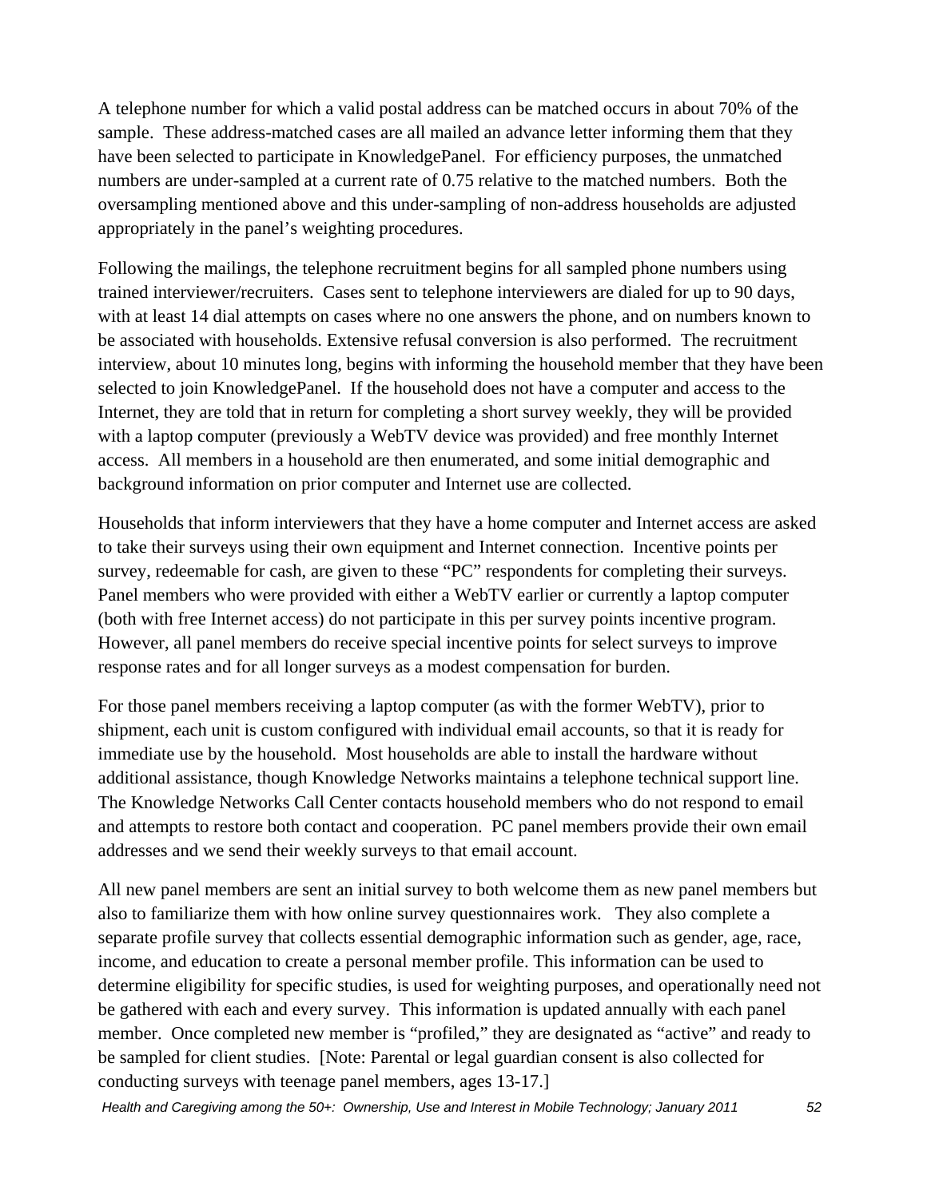A telephone number for which a valid postal address can be matched occurs in about 70% of the sample. These address-matched cases are all mailed an advance letter informing them that they have been selected to participate in KnowledgePanel. For efficiency purposes, the unmatched numbers are under-sampled at a current rate of 0.75 relative to the matched numbers. Both the oversampling mentioned above and this under-sampling of non-address households are adjusted appropriately in the panel's weighting procedures.

Following the mailings, the telephone recruitment begins for all sampled phone numbers using trained interviewer/recruiters. Cases sent to telephone interviewers are dialed for up to 90 days, with at least 14 dial attempts on cases where no one answers the phone, and on numbers known to be associated with households. Extensive refusal conversion is also performed. The recruitment interview, about 10 minutes long, begins with informing the household member that they have been selected to join KnowledgePanel. If the household does not have a computer and access to the Internet, they are told that in return for completing a short survey weekly, they will be provided with a laptop computer (previously a WebTV device was provided) and free monthly Internet access. All members in a household are then enumerated, and some initial demographic and background information on prior computer and Internet use are collected.

Households that inform interviewers that they have a home computer and Internet access are asked to take their surveys using their own equipment and Internet connection. Incentive points per survey, redeemable for cash, are given to these "PC" respondents for completing their surveys. Panel members who were provided with either a WebTV earlier or currently a laptop computer (both with free Internet access) do not participate in this per survey points incentive program. However, all panel members do receive special incentive points for select surveys to improve response rates and for all longer surveys as a modest compensation for burden.

For those panel members receiving a laptop computer (as with the former WebTV), prior to shipment, each unit is custom configured with individual email accounts, so that it is ready for immediate use by the household. Most households are able to install the hardware without additional assistance, though Knowledge Networks maintains a telephone technical support line. The Knowledge Networks Call Center contacts household members who do not respond to email and attempts to restore both contact and cooperation. PC panel members provide their own email addresses and we send their weekly surveys to that email account.

All new panel members are sent an initial survey to both welcome them as new panel members but also to familiarize them with how online survey questionnaires work. They also complete a separate profile survey that collects essential demographic information such as gender, age, race, income, and education to create a personal member profile. This information can be used to determine eligibility for specific studies, is used for weighting purposes, and operationally need not be gathered with each and every survey. This information is updated annually with each panel member. Once completed new member is "profiled," they are designated as "active" and ready to be sampled for client studies. [Note: Parental or legal guardian consent is also collected for conducting surveys with teenage panel members, ages 13-17.]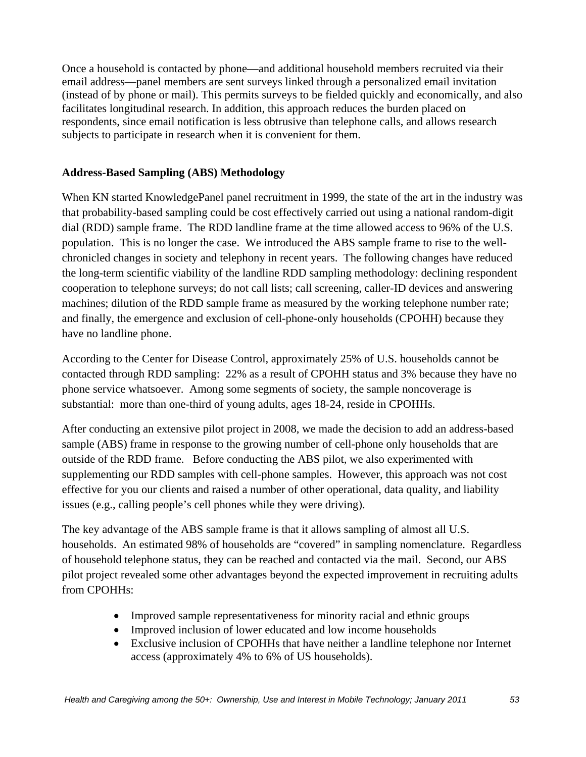Once a household is contacted by phone—and additional household members recruited via their email address—panel members are sent surveys linked through a personalized email invitation (instead of by phone or mail). This permits surveys to be fielded quickly and economically, and also facilitates longitudinal research. In addition, this approach reduces the burden placed on respondents, since email notification is less obtrusive than telephone calls, and allows research subjects to participate in research when it is convenient for them.

**Address-Based Sampling (ABS) Methodology**

When KN started KnowledgePanel panel recruitment in 1999, the state of the art in the industry was that probability-based sampling could be cost effectively carried out using a national random-digit dial (RDD) sample frame. The RDD landline frame at the time allowed access to 96% of the U.S. population. This is no longer the case. We introduced the ABS sample frame to rise to the well-chronicled changes in society and telephony in recent years. The following changes have reduced the long-term scientific viability of the landline RDD sampling methodology: declining respondent cooperation to telephone surveys; do not call lists; call screening, caller-ID devices and answering machines; dilution of the RDD sample frame as measured by the working telephone number rate; and finally, the emergence and exclusion of cell-phone-only households (CPOHH) because they have no landline phone.

According to the Center for Disease Control, approximately 25% of U.S. households cannot be contacted through RDD sampling: 22% as a result of CPOHH status and 3% because they have no phone service whatsoever. Among some segments of society, the sample noncoverage is substantial: more than one-third of young adults, ages 18-24, reside in CPOHHs.

After conducting an extensive pilot project in 2008, we made the decision to add an address-based sample (ABS) frame in response to the growing number of cell-phone only households that are outside of the RDD frame. Before conducting the ABS pilot, we also experimented with supplementing our RDD samples with cell-phone samples. However, this approach was not cost effective for you our clients and raised a number of other operational, data quality, and liability issues (e.g., calling people's cell phones while they were driving).

The key advantage of the ABS sample frame is that it allows sampling of almost all U.S. households. An estimated 98% of households are "covered" in sampling nomenclature. Regardless of household telephone status, they can be reached and contacted via the mail. Second, our ABS pilot project revealed some other advantages beyond the expected improvement in recruiting adults from CPOHHs:

- Improved sample representativeness for minority racial and ethnic groups
- Improved inclusion of lower educated and low income households
- Exclusive inclusion of CPOHHs that have neither a landline telephone nor Internet access (approximately 4% to 6% of US households).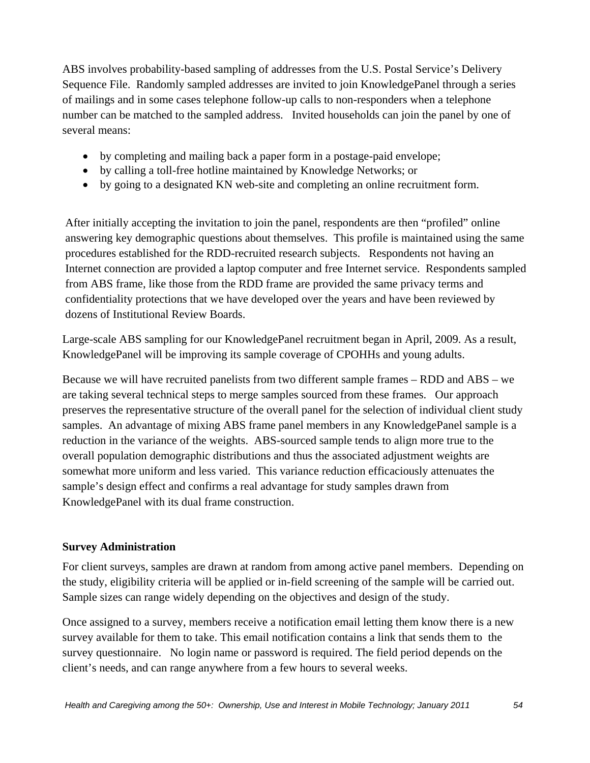ABS involves probability-based sampling of addresses from the U.S. Postal Service's Delivery Sequence File. Randomly sampled addresses are invited to join KnowledgePanel through a series of mailings and in some cases telephone follow-up calls to non-responders when a telephone number can be matched to the sampled address. Invited households can join the panel by one of several means:

- by completing and mailing back a paper form in a postage-paid envelope;
- by calling a toll-free hotline maintained by Knowledge Networks; or
- by going to a designated KN web-site and completing an online recruitment form.

After initially accepting the invitation to join the panel, respondents are then "profiled" online answering key demographic questions about themselves. This profile is maintained using the same procedures established for the RDD-recruited research subjects. Respondents not having an Internet connection are provided a laptop computer and free Internet service. Respondents sampled from ABS frame, like those from the RDD frame are provided the same privacy terms and confidentiality protections that we have developed over the years and have been reviewed by dozens of Institutional Review Boards.

Large-scale ABS sampling for our KnowledgePanel recruitment began in April, 2009. As a result, KnowledgePanel will be improving its sample coverage of CPOHHs and young adults.

Because we will have recruited panelists from two different sample frames – RDD and ABS – we are taking several technical steps to merge samples sourced from these frames. Our approach preserves the representative structure of the overall panel for the selection of individual client study samples. An advantage of mixing ABS frame panel members in any KnowledgePanel sample is a reduction in the variance of the weights. ABS-sourced sample tends to align more true to the overall population demographic distributions and thus the associated adjustment weights are somewhat more uniform and less varied. This variance reduction efficaciously attenuates the sample's design effect and confirms a real advantage for study samples drawn from KnowledgePanel with its dual frame construction.

**Survey Administration**

For client surveys, samples are drawn at random from among active panel members. Depending on the study, eligibility criteria will be applied or in-field screening of the sample will be carried out. Sample sizes can range widely depending on the objectives and design of the study.

Once assigned to a survey, members receive a notification email letting them know there is a new survey available for them to take. This email notification contains a link that sends them to the survey questionnaire. No login name or password is required. The field period depends on the client's needs, and can range anywhere from a few hours to several weeks.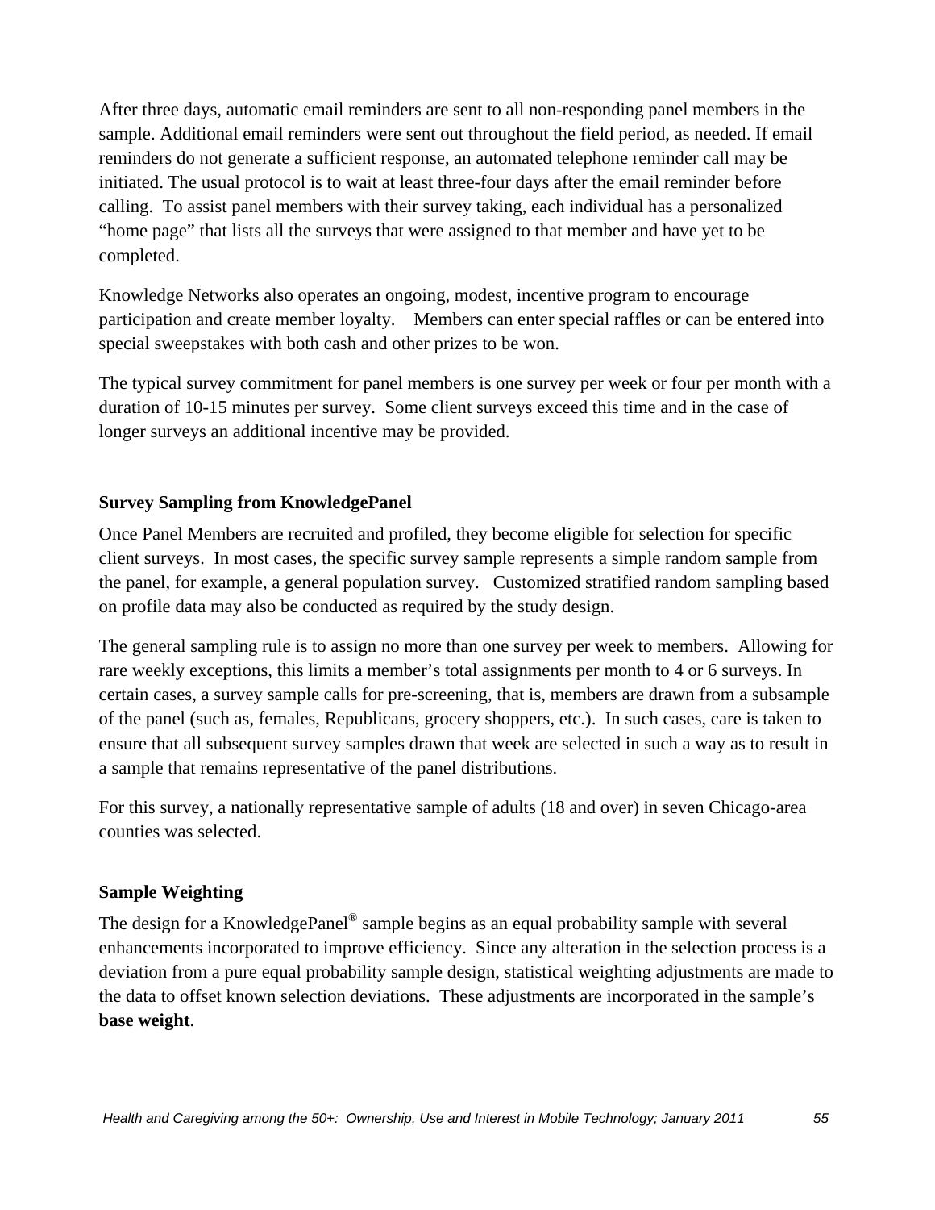After three days, automatic email reminders are sent to all non-responding panel members in the sample. Additional email reminders were sent out throughout the field period, as needed. If email reminders do not generate a sufficient response, an automated telephone reminder call may be initiated. The usual protocol is to wait at least three-four days after the email reminder before calling. To assist panel members with their survey taking, each individual has a personalized "home page" that lists all the surveys that were assigned to that member and have yet to be completed.

Knowledge Networks also operates an ongoing, modest, incentive program to encourage participation and create member loyalty. Members can enter special raffles or can be entered into special sweepstakes with both cash and other prizes to be won.

The typical survey commitment for panel members is one survey per week or four per month with a duration of 10-15 minutes per survey. Some client surveys exceed this time and in the case of longer surveys an additional incentive may be provided.

### Survey Sampling from KnowledgePanel

Once Panel Members are recruited and profiled, they become eligible for selection for specific client surveys. In most cases, the specific survey sample represents a simple random sample from the panel, for example, a general population survey. Customized stratified random sampling based on profile data may also be conducted as required by the study design.

The general sampling rule is to assign no more than one survey per week to members. Allowing for rare weekly exceptions, this limits a member's total assignments per month to 4 or 6 surveys. In certain cases, a survey sample calls for pre-screening, that is, members are drawn from a subsample of the panel (such as, females, Republicans, grocery shoppers, etc.). In such cases, care is taken to ensure that all subsequent survey samples drawn that week are selected in such a way as to result in a sample that remains representative of the panel distributions.

For this survey, a nationally representative sample of adults (18 and over) in seven Chicago-area counties was selected.

### Sample Weighting

The design for a KnowledgePanel® sample begins as an equal probability sample with several enhancements incorporated to improve efficiency. Since any alteration in the selection process is a deviation from a pure equal probability sample design, statistical weighting adjustments are made to the data to offset known selection deviations. These adjustments are incorporated in the sample's **base weight**.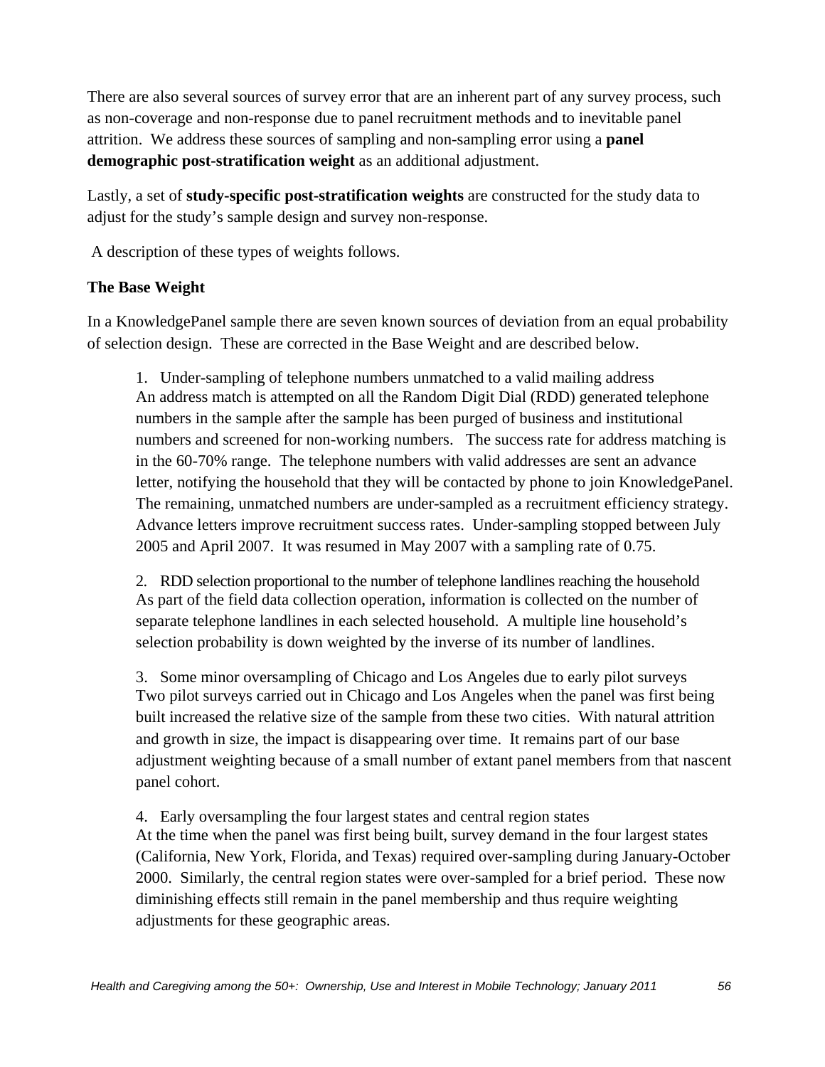There are also several sources of survey error that are an inherent part of any survey process, such as non-coverage and non-response due to panel recruitment methods and to inevitable panel attrition. We address these sources of sampling and non-sampling error using a **panel demographic post-stratification weight** as an additional adjustment.

Lastly, a set of **study-specific post-stratification weights** are constructed for the study data to adjust for the study's sample design and survey non-response.

A description of these types of weights follows.

**The Base Weight**

In a KnowledgePanel sample there are seven known sources of deviation from an equal probability of selection design. These are corrected in the Base Weight and are described below.

1. Under-sampling of telephone numbers unmatched to a valid mailing address
An address match is attempted on all the Random Digit Dial (RDD) generated telephone numbers in the sample after the sample has been purged of business and institutional numbers and screened for non-working numbers. The success rate for address matching is in the 60-70% range. The telephone numbers with valid addresses are sent an advance letter, notifying the household that they will be contacted by phone to join KnowledgePanel. The remaining, unmatched numbers are under-sampled as a recruitment efficiency strategy. Advance letters improve recruitment success rates. Under-sampling stopped between July 2005 and April 2007. It was resumed in May 2007 with a sampling rate of 0.75.

2. RDD selection proportional to the number of telephone landlines reaching the household
As part of the field data collection operation, information is collected on the number of separate telephone landlines in each selected household. A multiple line household's selection probability is down weighted by the inverse of its number of landlines.

3. Some minor oversampling of Chicago and Los Angeles due to early pilot surveys
Two pilot surveys carried out in Chicago and Los Angeles when the panel was first being built increased the relative size of the sample from these two cities. With natural attrition and growth in size, the impact is disappearing over time. It remains part of our base adjustment weighting because of a small number of extant panel members from that nascent panel cohort.

4. Early oversampling the four largest states and central region states
At the time when the panel was first being built, survey demand in the four largest states (California, New York, Florida, and Texas) required over-sampling during January-October 2000. Similarly, the central region states were over-sampled for a brief period. These now diminishing effects still remain in the panel membership and thus require weighting adjustments for these geographic areas.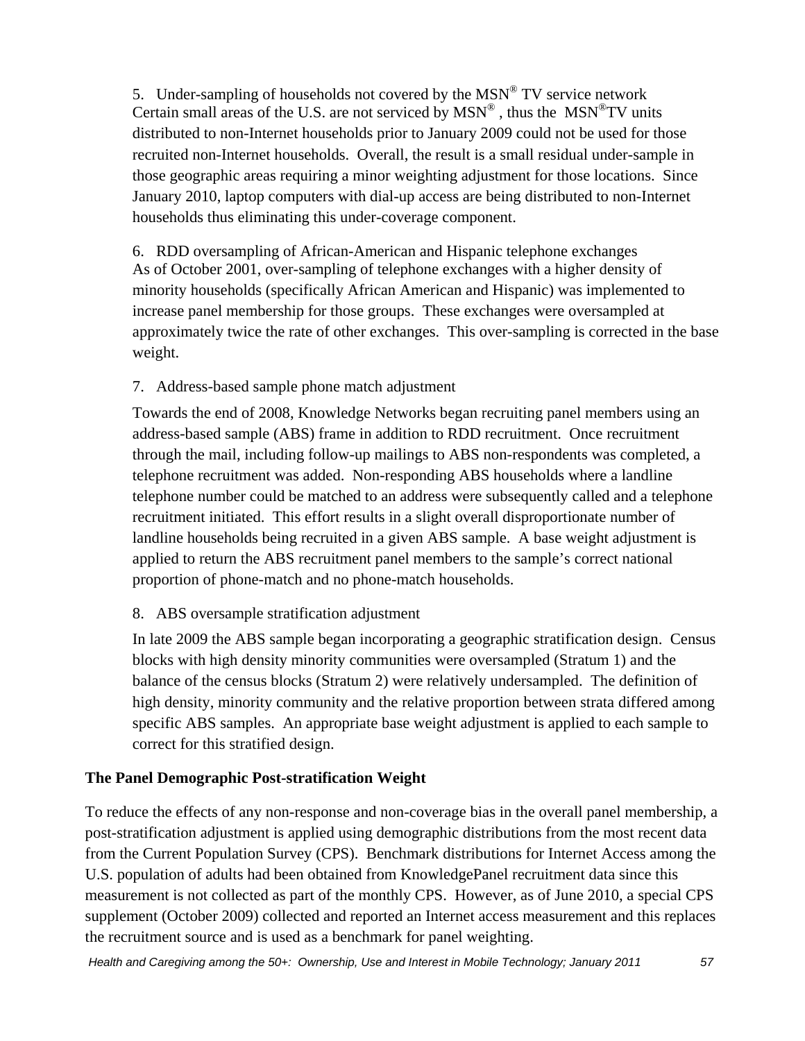5. Under-sampling of households not covered by the MSN® TV service network
Certain small areas of the U.S. are not serviced by MSN®, thus the MSN®TV units distributed to non-Internet households prior to January 2009 could not be used for those recruited non-Internet households. Overall, the result is a small residual under-sample in those geographic areas requiring a minor weighting adjustment for those locations. Since January 2010, laptop computers with dial-up access are being distributed to non-Internet households thus eliminating this under-coverage component.

6. RDD oversampling of African-American and Hispanic telephone exchanges
As of October 2001, over-sampling of telephone exchanges with a higher density of minority households (specifically African American and Hispanic) was implemented to increase panel membership for those groups. These exchanges were oversampled at approximately twice the rate of other exchanges. This over-sampling is corrected in the base weight.

7. Address-based sample phone match adjustment

Towards the end of 2008, Knowledge Networks began recruiting panel members using an address-based sample (ABS) frame in addition to RDD recruitment. Once recruitment through the mail, including follow-up mailings to ABS non-respondents was completed, a telephone recruitment was added. Non-responding ABS households where a landline telephone number could be matched to an address were subsequently called and a telephone recruitment initiated. This effort results in a slight overall disproportionate number of landline households being recruited in a given ABS sample. A base weight adjustment is applied to return the ABS recruitment panel members to the sample's correct national proportion of phone-match and no phone-match households.

8. ABS oversample stratification adjustment

In late 2009 the ABS sample began incorporating a geographic stratification design. Census blocks with high density minority communities were oversampled (Stratum 1) and the balance of the census blocks (Stratum 2) were relatively undersampled. The definition of high density, minority community and the relative proportion between strata differed among specific ABS samples. An appropriate base weight adjustment is applied to each sample to correct for this stratified design.

**The Panel Demographic Post-stratification Weight**

To reduce the effects of any non-response and non-coverage bias in the overall panel membership, a post-stratification adjustment is applied using demographic distributions from the most recent data from the Current Population Survey (CPS). Benchmark distributions for Internet Access among the U.S. population of adults had been obtained from KnowledgePanel recruitment data since this measurement is not collected as part of the monthly CPS. However, as of June 2010, a special CPS supplement (October 2009) collected and reported an Internet access measurement and this replaces the recruitment source and is used as a benchmark for panel weighting.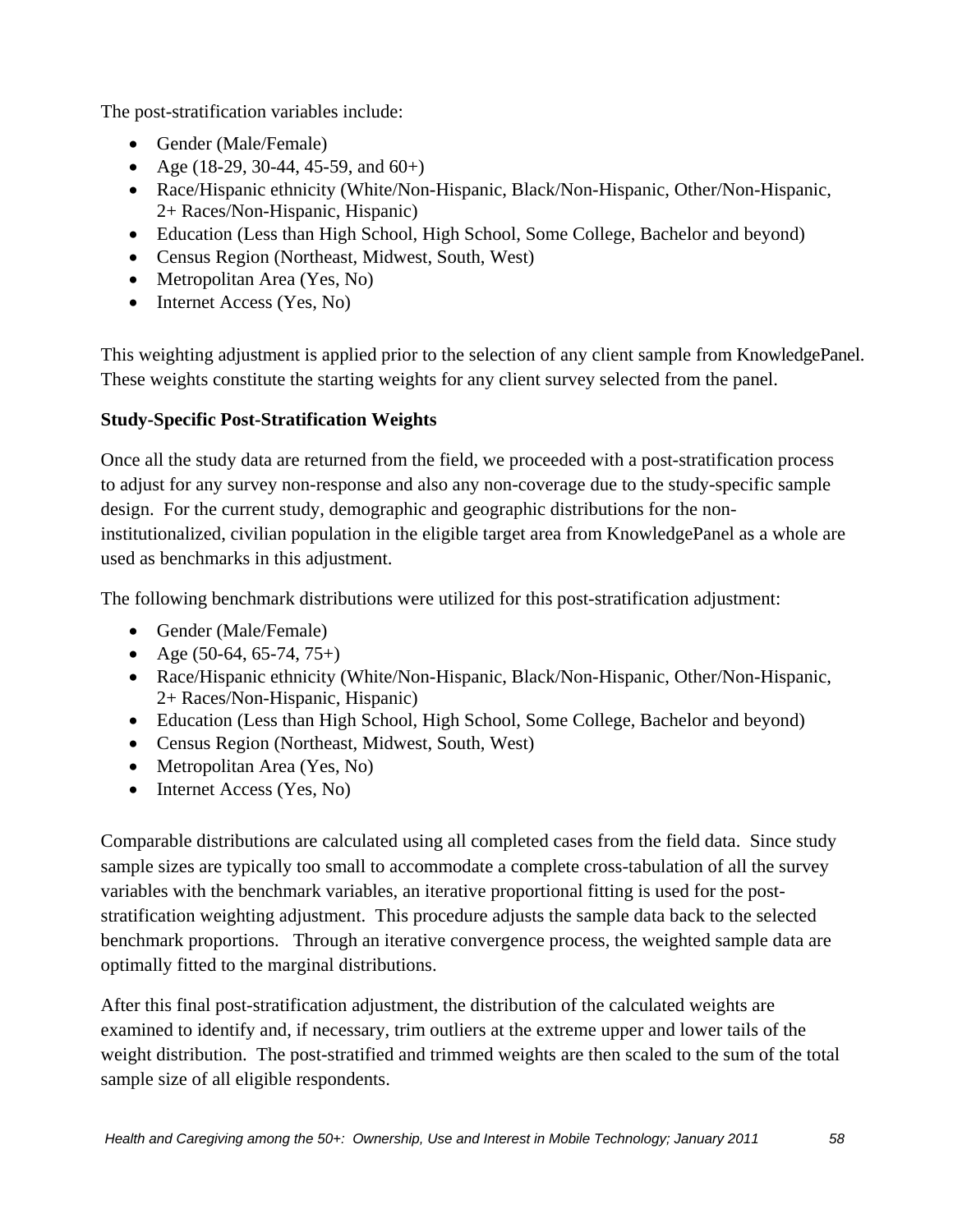The post-stratification variables include:

- Gender (Male/Female)
- Age (18-29, 30-44, 45-59, and 60+)
- Race/Hispanic ethnicity (White/Non-Hispanic, Black/Non-Hispanic, Other/Non-Hispanic, 2+ Races/Non-Hispanic, Hispanic)
- Education (Less than High School, High School, Some College, Bachelor and beyond)
- Census Region (Northeast, Midwest, South, West)
- Metropolitan Area (Yes, No)
- Internet Access (Yes, No)

This weighting adjustment is applied prior to the selection of any client sample from KnowledgePanel. These weights constitute the starting weights for any client survey selected from the panel.

**Study-Specific Post-Stratification Weights**

Once all the study data are returned from the field, we proceeded with a post-stratification process to adjust for any survey non-response and also any non-coverage due to the study-specific sample design. For the current study, demographic and geographic distributions for the non-institutionalized, civilian population in the eligible target area from KnowledgePanel as a whole are used as benchmarks in this adjustment.

The following benchmark distributions were utilized for this post-stratification adjustment:

- Gender (Male/Female)
- Age (50-64, 65-74, 75+)
- Race/Hispanic ethnicity (White/Non-Hispanic, Black/Non-Hispanic, Other/Non-Hispanic, 2+ Races/Non-Hispanic, Hispanic)
- Education (Less than High School, High School, Some College, Bachelor and beyond)
- Census Region (Northeast, Midwest, South, West)
- Metropolitan Area (Yes, No)
- Internet Access (Yes, No)

Comparable distributions are calculated using all completed cases from the field data. Since study sample sizes are typically too small to accommodate a complete cross-tabulation of all the survey variables with the benchmark variables, an iterative proportional fitting is used for the post-stratification weighting adjustment. This procedure adjusts the sample data back to the selected benchmark proportions. Through an iterative convergence process, the weighted sample data are optimally fitted to the marginal distributions.

After this final post-stratification adjustment, the distribution of the calculated weights are examined to identify and, if necessary, trim outliers at the extreme upper and lower tails of the weight distribution. The post-stratified and trimmed weights are then scaled to the sum of the total sample size of all eligible respondents.